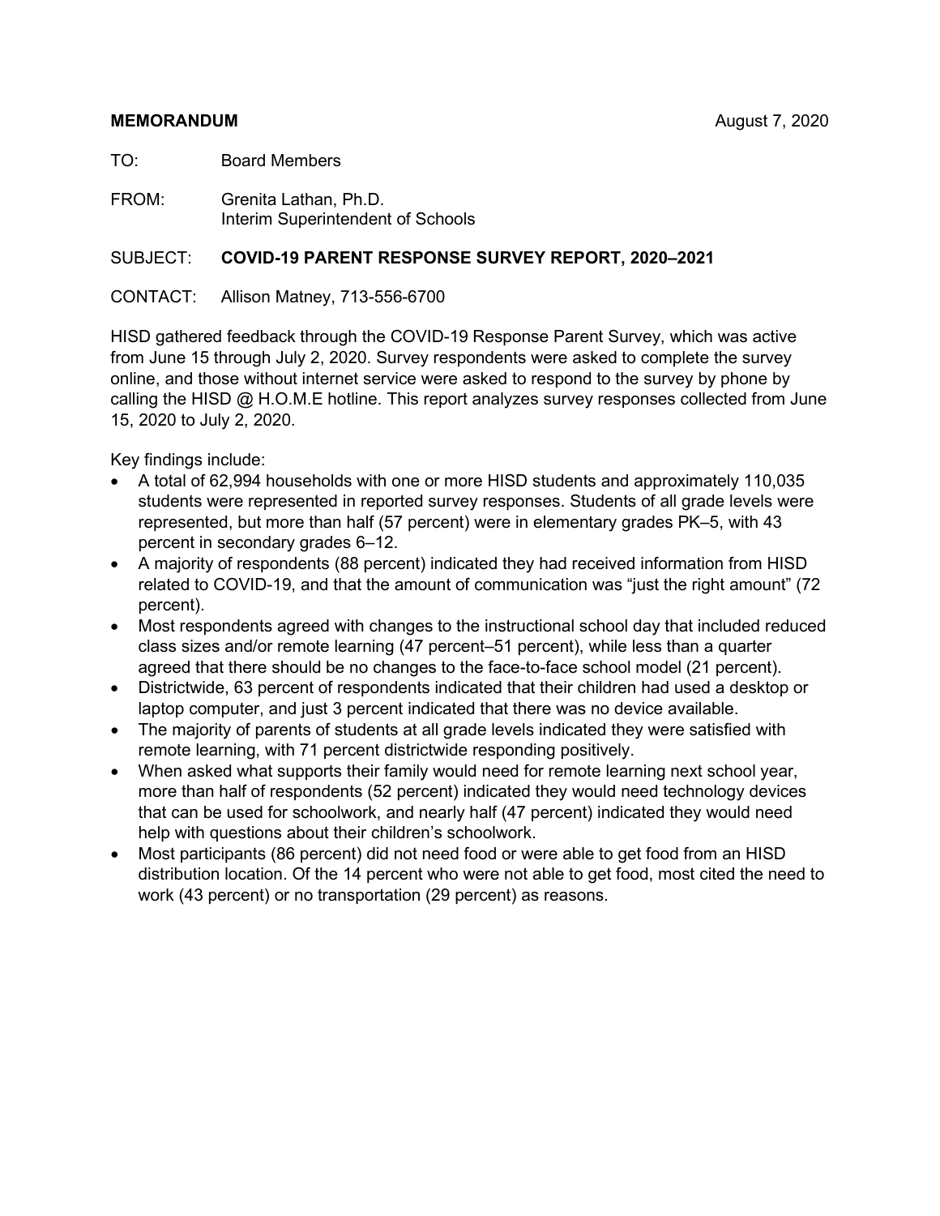**MEMORANDUM** August 7, 2020

TO: Board Members

FROM: Grenita Lathan, Ph.D.
Interim Superintendent of Schools

SUBJECT: **COVID-19 PARENT RESPONSE SURVEY REPORT, 2020–2021**

CONTACT: Allison Matney, 713-556-6700

HISD gathered feedback through the COVID-19 Response Parent Survey, which was active from June 15 through July 2, 2020. Survey respondents were asked to complete the survey online, and those without internet service were asked to respond to the survey by phone by calling the HISD @ H.O.M.E hotline. This report analyzes survey responses collected from June 15, 2020 to July 2, 2020.

Key findings include:

- A total of 62,994 households with one or more HISD students and approximately 110,035 students were represented in reported survey responses. Students of all grade levels were represented, but more than half (57 percent) were in elementary grades PK–5, with 43 percent in secondary grades 6–12.
- A majority of respondents (88 percent) indicated they had received information from HISD related to COVID-19, and that the amount of communication was "just the right amount" (72 percent).
- Most respondents agreed with changes to the instructional school day that included reduced class sizes and/or remote learning (47 percent–51 percent), while less than a quarter agreed that there should be no changes to the face-to-face school model (21 percent).
- Districtwide, 63 percent of respondents indicated that their children had used a desktop or laptop computer, and just 3 percent indicated that there was no device available.
- The majority of parents of students at all grade levels indicated they were satisfied with remote learning, with 71 percent districtwide responding positively.
- When asked what supports their family would need for remote learning next school year, more than half of respondents (52 percent) indicated they would need technology devices that can be used for schoolwork, and nearly half (47 percent) indicated they would need help with questions about their children's schoolwork.
- Most participants (86 percent) did not need food or were able to get food from an HISD distribution location. Of the 14 percent who were not able to get food, most cited the need to work (43 percent) or no transportation (29 percent) as reasons.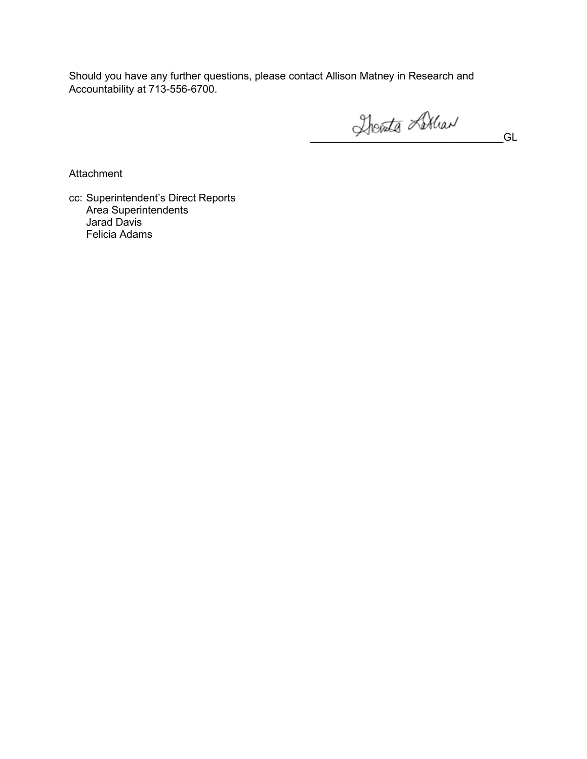Should you have any further questions, please contact Allison Matney in Research and Accountability at 713-556-6700.

_________________________________GL

Attachment

cc: Superintendent's Direct Reports
    Area Superintendents
    Jarad Davis
    Felicia Adams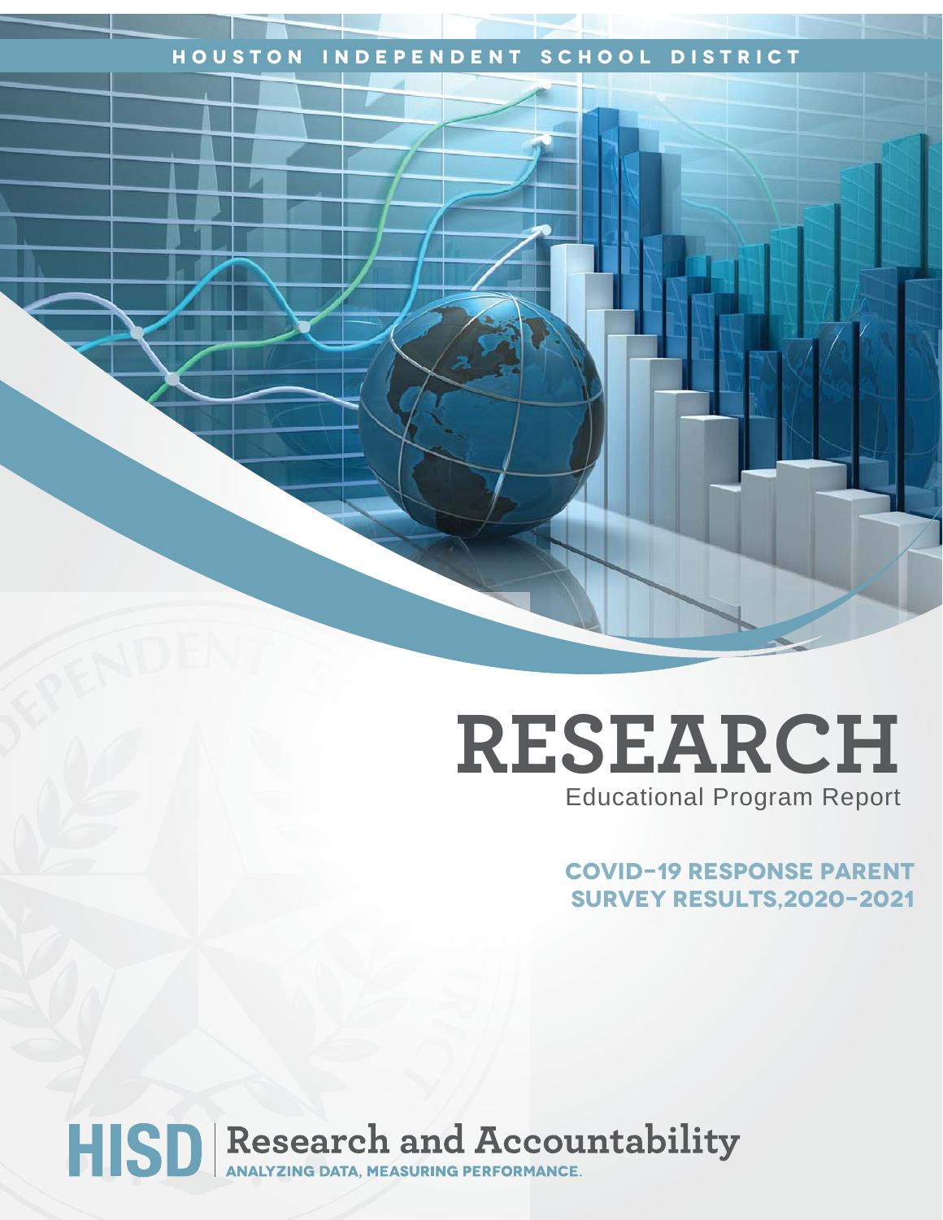HOUSTON INDEPENDENT SCHOOL DISTRICT

# RESEARCH

Educational Program Report

## COVID-19 RESPONSE PARENT SURVEY RESULTS,2020-2021

HISD | Research and Accountability

ANALYZING DATA, MEASURING PERFORMANCE.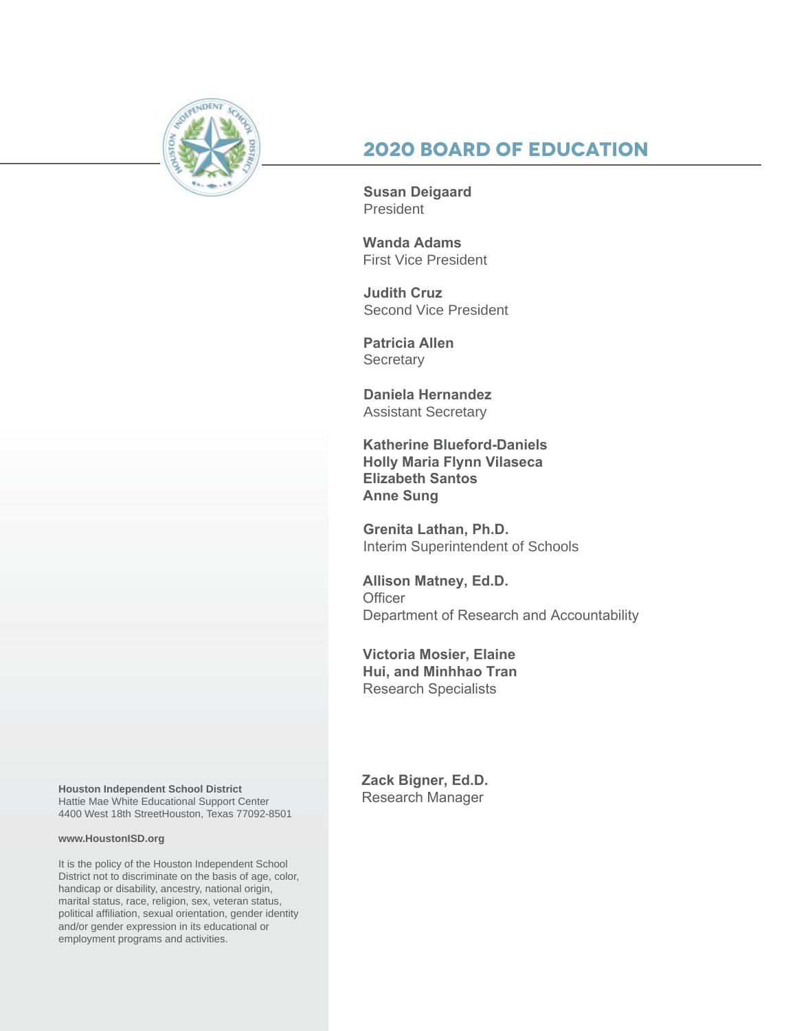## 2020 BOARD OF EDUCATION

**Susan Deigaard**
President

**Wanda Adams**
First Vice President

**Judith Cruz**
Second Vice President

**Patricia Allen**
Secretary

**Daniela Hernandez**
Assistant Secretary

**Katherine Blueford-Daniels**
**Holly Maria Flynn Vilaseca**
**Elizabeth Santos**
**Anne Sung**

**Grenita Lathan, Ph.D.**
Interim Superintendent of Schools

**Allison Matney, Ed.D.**
Officer
Department of Research and Accountability

**Victoria Mosier, Elaine Hui, and Minhhao Tran**
Research Specialists

**Zack Bigner, Ed.D.**
Research Manager

**Houston Independent School District**
Hattie Mae White Educational Support Center
4400 West 18th StreetHouston, Texas 77092-8501

**www.HoustonISD.org**

It is the policy of the Houston Independent School District not to discriminate on the basis of age, color, handicap or disability, ancestry, national origin, marital status, race, religion, sex, veteran status, political affiliation, sexual orientation, gender identity and/or gender expression in its educational or employment programs and activities.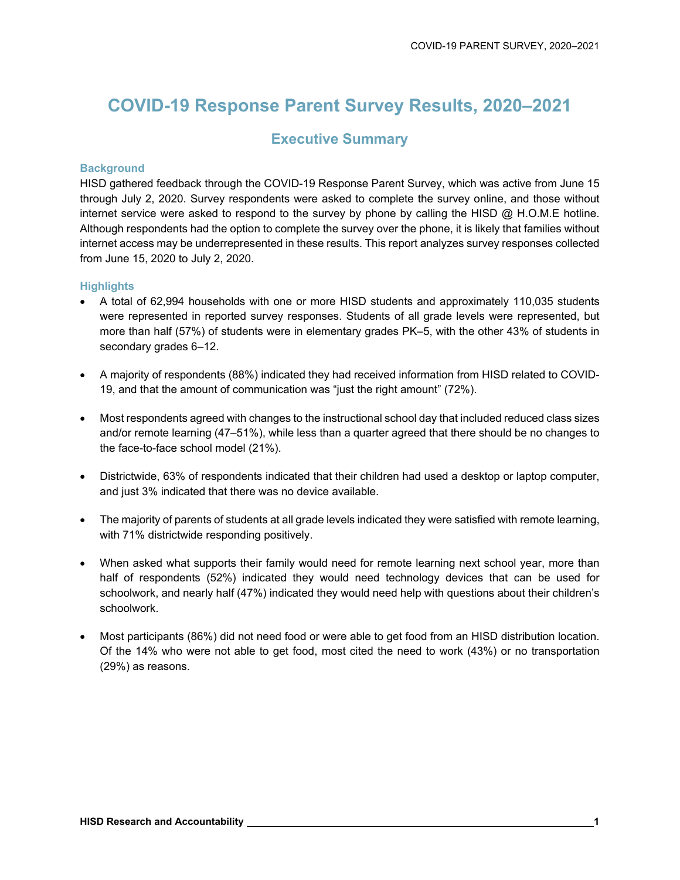# COVID-19 Response Parent Survey Results, 2020–2021

## Executive Summary

### Background

HISD gathered feedback through the COVID-19 Response Parent Survey, which was active from June 15 through July 2, 2020. Survey respondents were asked to complete the survey online, and those without internet service were asked to respond to the survey by phone by calling the HISD @ H.O.M.E hotline. Although respondents had the option to complete the survey over the phone, it is likely that families without internet access may be underrepresented in these results. This report analyzes survey responses collected from June 15, 2020 to July 2, 2020.

### Highlights

- A total of 62,994 households with one or more HISD students and approximately 110,035 students were represented in reported survey responses. Students of all grade levels were represented, but more than half (57%) of students were in elementary grades PK–5, with the other 43% of students in secondary grades 6–12.
- A majority of respondents (88%) indicated they had received information from HISD related to COVID-19, and that the amount of communication was "just the right amount" (72%).
- Most respondents agreed with changes to the instructional school day that included reduced class sizes and/or remote learning (47–51%), while less than a quarter agreed that there should be no changes to the face-to-face school model (21%).
- Districtwide, 63% of respondents indicated that their children had used a desktop or laptop computer, and just 3% indicated that there was no device available.
- The majority of parents of students at all grade levels indicated they were satisfied with remote learning, with 71% districtwide responding positively.
- When asked what supports their family would need for remote learning next school year, more than half of respondents (52%) indicated they would need technology devices that can be used for schoolwork, and nearly half (47%) indicated they would need help with questions about their children's schoolwork.
- Most participants (86%) did not need food or were able to get food from an HISD distribution location. Of the 14% who were not able to get food, most cited the need to work (43%) or no transportation (29%) as reasons.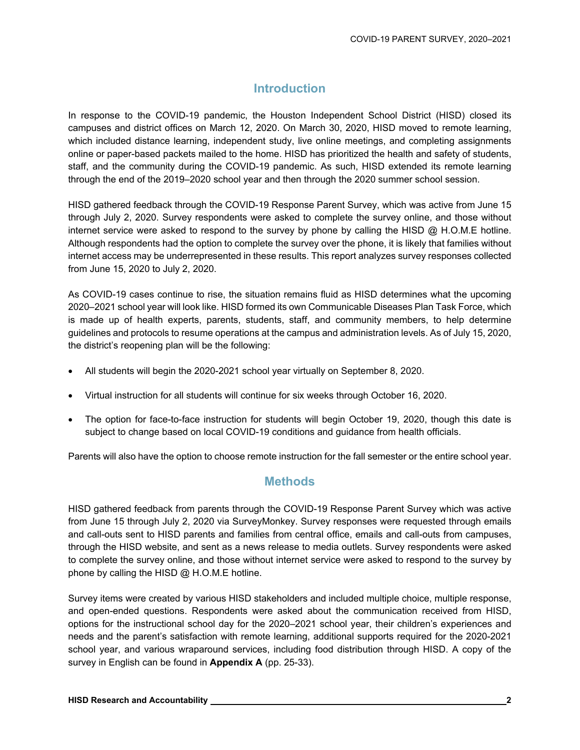## Introduction

In response to the COVID-19 pandemic, the Houston Independent School District (HISD) closed its campuses and district offices on March 12, 2020. On March 30, 2020, HISD moved to remote learning, which included distance learning, independent study, live online meetings, and completing assignments online or paper-based packets mailed to the home. HISD has prioritized the health and safety of students, staff, and the community during the COVID-19 pandemic. As such, HISD extended its remote learning through the end of the 2019–2020 school year and then through the 2020 summer school session.

HISD gathered feedback through the COVID-19 Response Parent Survey, which was active from June 15 through July 2, 2020. Survey respondents were asked to complete the survey online, and those without internet service were asked to respond to the survey by phone by calling the HISD @ H.O.M.E hotline. Although respondents had the option to complete the survey over the phone, it is likely that families without internet access may be underrepresented in these results. This report analyzes survey responses collected from June 15, 2020 to July 2, 2020.

As COVID-19 cases continue to rise, the situation remains fluid as HISD determines what the upcoming 2020–2021 school year will look like. HISD formed its own Communicable Diseases Plan Task Force, which is made up of health experts, parents, students, staff, and community members, to help determine guidelines and protocols to resume operations at the campus and administration levels. As of July 15, 2020, the district's reopening plan will be the following:

- All students will begin the 2020-2021 school year virtually on September 8, 2020.
- Virtual instruction for all students will continue for six weeks through October 16, 2020.
- The option for face-to-face instruction for students will begin October 19, 2020, though this date is subject to change based on local COVID-19 conditions and guidance from health officials.

Parents will also have the option to choose remote instruction for the fall semester or the entire school year.

## Methods

HISD gathered feedback from parents through the COVID-19 Response Parent Survey which was active from June 15 through July 2, 2020 via SurveyMonkey. Survey responses were requested through emails and call-outs sent to HISD parents and families from central office, emails and call-outs from campuses, through the HISD website, and sent as a news release to media outlets. Survey respondents were asked to complete the survey online, and those without internet service were asked to respond to the survey by phone by calling the HISD @ H.O.M.E hotline.

Survey items were created by various HISD stakeholders and included multiple choice, multiple response, and open-ended questions. Respondents were asked about the communication received from HISD, options for the instructional school day for the 2020–2021 school year, their children's experiences and needs and the parent's satisfaction with remote learning, additional supports required for the 2020-2021 school year, and various wraparound services, including food distribution through HISD. A copy of the survey in English can be found in **Appendix A** (pp. 25-33).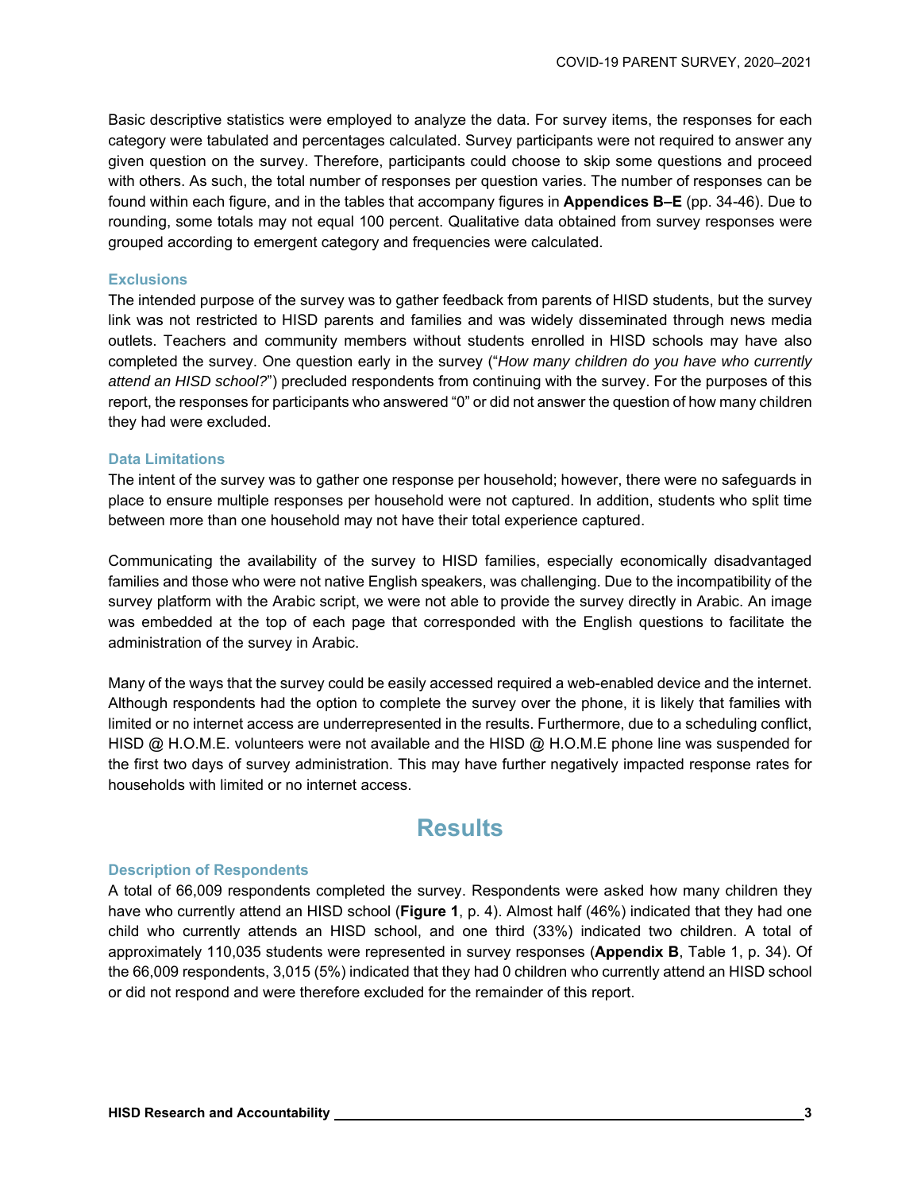Basic descriptive statistics were employed to analyze the data. For survey items, the responses for each category were tabulated and percentages calculated. Survey participants were not required to answer any given question on the survey. Therefore, participants could choose to skip some questions and proceed with others. As such, the total number of responses per question varies. The number of responses can be found within each figure, and in the tables that accompany figures in **Appendices B–E** (pp. 34-46). Due to rounding, some totals may not equal 100 percent. Qualitative data obtained from survey responses were grouped according to emergent category and frequencies were calculated.

### Exclusions

The intended purpose of the survey was to gather feedback from parents of HISD students, but the survey link was not restricted to HISD parents and families and was widely disseminated through news media outlets. Teachers and community members without students enrolled in HISD schools may have also completed the survey. One question early in the survey ("*How many children do you have who currently attend an HISD school?*") precluded respondents from continuing with the survey. For the purposes of this report, the responses for participants who answered "0" or did not answer the question of how many children they had were excluded.

### Data Limitations

The intent of the survey was to gather one response per household; however, there were no safeguards in place to ensure multiple responses per household were not captured. In addition, students who split time between more than one household may not have their total experience captured.

Communicating the availability of the survey to HISD families, especially economically disadvantaged families and those who were not native English speakers, was challenging. Due to the incompatibility of the survey platform with the Arabic script, we were not able to provide the survey directly in Arabic. An image was embedded at the top of each page that corresponded with the English questions to facilitate the administration of the survey in Arabic.

Many of the ways that the survey could be easily accessed required a web-enabled device and the internet. Although respondents had the option to complete the survey over the phone, it is likely that families with limited or no internet access are underrepresented in the results. Furthermore, due to a scheduling conflict, HISD @ H.O.M.E. volunteers were not available and the HISD @ H.O.M.E phone line was suspended for the first two days of survey administration. This may have further negatively impacted response rates for households with limited or no internet access.

## Results

### Description of Respondents

A total of 66,009 respondents completed the survey. Respondents were asked how many children they have who currently attend an HISD school (**Figure 1**, p. 4). Almost half (46%) indicated that they had one child who currently attends an HISD school, and one third (33%) indicated two children. A total of approximately 110,035 students were represented in survey responses (**Appendix B**, Table 1, p. 34). Of the 66,009 respondents, 3,015 (5%) indicated that they had 0 children who currently attend an HISD school or did not respond and were therefore excluded for the remainder of this report.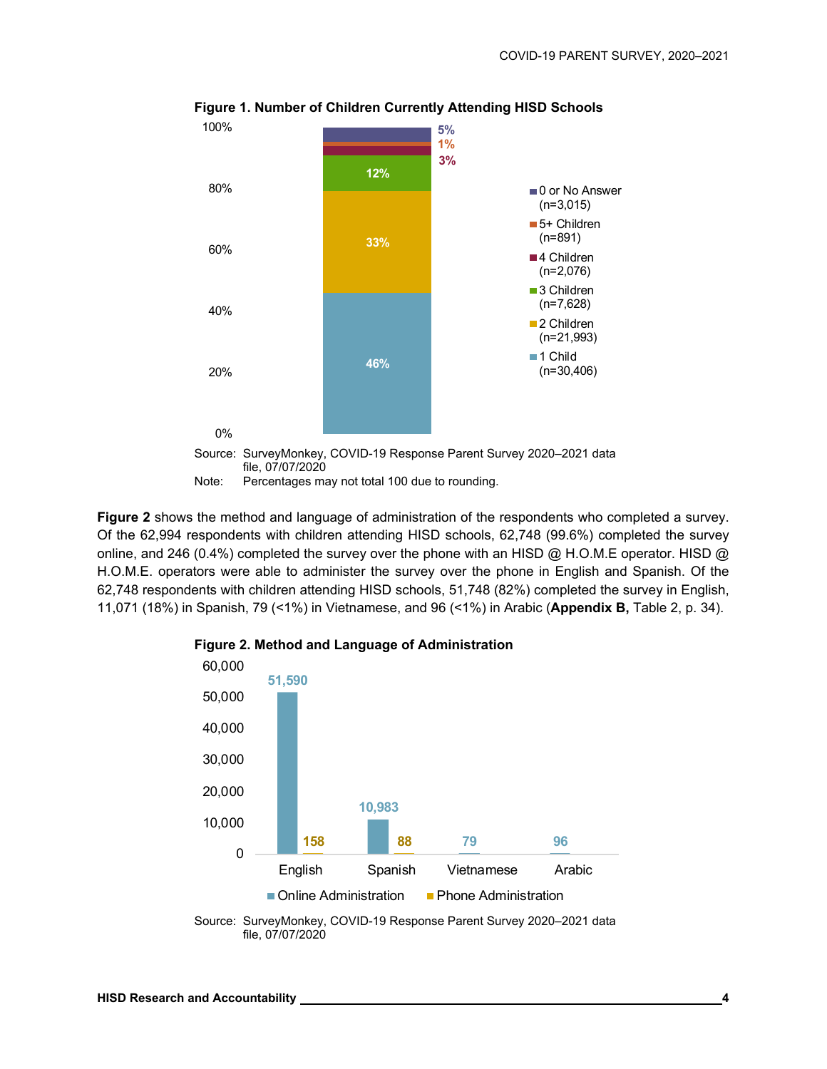**Figure 1. Number of Children Currently Attending HISD Schools**

| Category | Percent |
|---|---|
| 0 or No Answer (n=3,015) | 5% |
| 5+ Children (n=891) | 1% |
| 4 Children (n=2,076) | 3% |
| 3 Children (n=7,628) | 12% |
| 2 Children (n=21,993) | 33% |
| 1 Child (n=30,406) | 46% |

Source: SurveyMonkey, COVID-19 Response Parent Survey 2020–2021 data file, 07/07/2020

Note: Percentages may not total 100 due to rounding.

**Figure 2** shows the method and language of administration of the respondents who completed a survey. Of the 62,994 respondents with children attending HISD schools, 62,748 (99.6%) completed the survey online, and 246 (0.4%) completed the survey over the phone with an HISD @ H.O.M.E operator. HISD @ H.O.M.E. operators were able to administer the survey over the phone in English and Spanish. Of the 62,748 respondents with children attending HISD schools, 51,748 (82%) completed the survey in English, 11,071 (18%) in Spanish, 79 (<1%) in Vietnamese, and 96 (<1%) in Arabic (**Appendix B,** Table 2, p. 34).

**Figure 2. Method and Language of Administration**

| Language | Online Administration | Phone Administration |
|---|---|---|
| English | 51,590 | 158 |
| Spanish | 10,983 | 88 |
| Vietnamese | 79 | |
| Arabic | 96 | |

Source: SurveyMonkey, COVID-19 Response Parent Survey 2020–2021 data file, 07/07/2020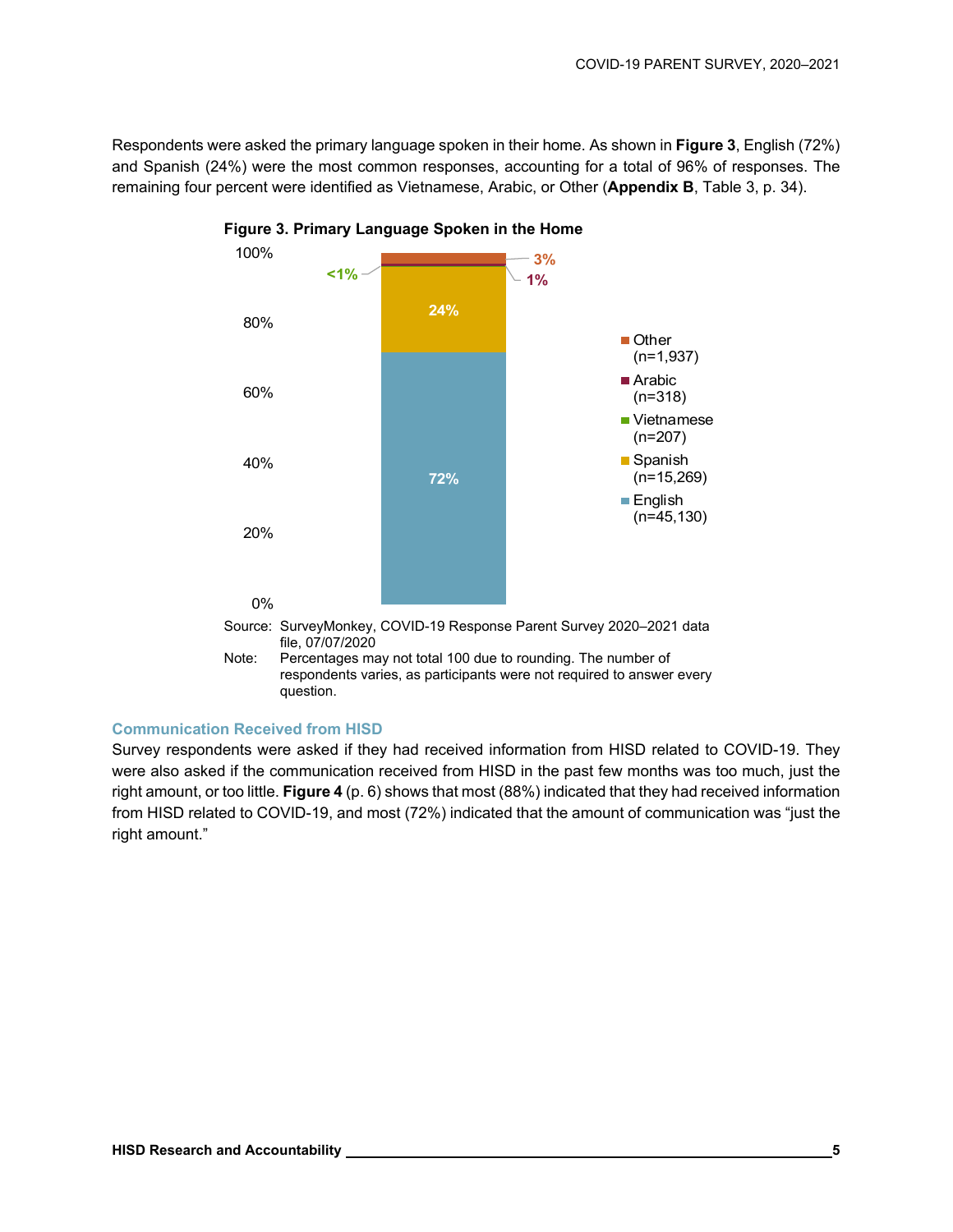Respondents were asked the primary language spoken in their home. As shown in **Figure 3**, English (72%) and Spanish (24%) were the most common responses, accounting for a total of 96% of responses. The remaining four percent were identified as Vietnamese, Arabic, or Other (**Appendix B**, Table 3, p. 34).

**Figure 3. Primary Language Spoken in the Home**

| Language | n | Percent |
|---|---|---|
| Other | 1,937 | 3% |
| Arabic | 318 | 1% |
| Vietnamese | 207 | <1% |
| Spanish | 15,269 | 24% |
| English | 45,130 | 72% |

Source: SurveyMonkey, COVID-19 Response Parent Survey 2020–2021 data file, 07/07/2020

Note: Percentages may not total 100 due to rounding. The number of respondents varies, as participants were not required to answer every question.

### Communication Received from HISD

Survey respondents were asked if they had received information from HISD related to COVID-19. They were also asked if the communication received from HISD in the past few months was too much, just the right amount, or too little. **Figure 4** (p. 6) shows that most (88%) indicated that they had received information from HISD related to COVID-19, and most (72%) indicated that the amount of communication was "just the right amount."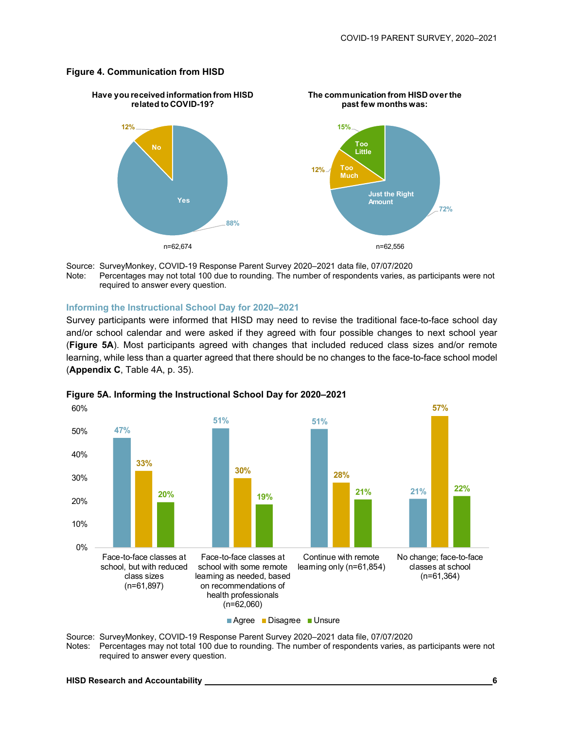**Figure 4. Communication from HISD**

**Have you received information from HISD related to COVID-19?**

| Response | Percent |
|---|---|
| Yes | 88% |
| No | 12% |

n=62,674

**The communication from HISD over the past few months was:**

| Response | Percent |
|---|---|
| Just the Right Amount | 72% |
| Too Much | 12% |
| Too Little | 15% |

n=62,556

Source: SurveyMonkey, COVID-19 Response Parent Survey 2020–2021 data file, 07/07/2020
Note: Percentages may not total 100 due to rounding. The number of respondents varies, as participants were not required to answer every question.

### Informing the Instructional School Day for 2020–2021

Survey participants were informed that HISD may need to revise the traditional face-to-face school day and/or school calendar and were asked if they agreed with four possible changes to next school year (**Figure 5A**). Most participants agreed with changes that included reduced class sizes and/or remote learning, while less than a quarter agreed that there should be no changes to the face-to-face school model (**Appendix C**, Table 4A, p. 35).

**Figure 5A. Informing the Instructional School Day for 2020–2021**

| | Agree | Disagree | Unsure |
|---|---|---|---|
| Face-to-face classes at school, but with reduced class sizes (n=61,897) | 47% | 33% | 20% |
| Face-to-face classes at school with some remote learning as needed, based on recommendations of health professionals (n=62,060) | 51% | 30% | 19% |
| Continue with remote learning only (n=61,854) | 51% | 28% | 21% |
| No change; face-to-face classes at school (n=61,364) | 21% | 57% | 22% |

Source: SurveyMonkey, COVID-19 Response Parent Survey 2020–2021 data file, 07/07/2020
Notes: Percentages may not total 100 due to rounding. The number of respondents varies, as participants were not required to answer every question.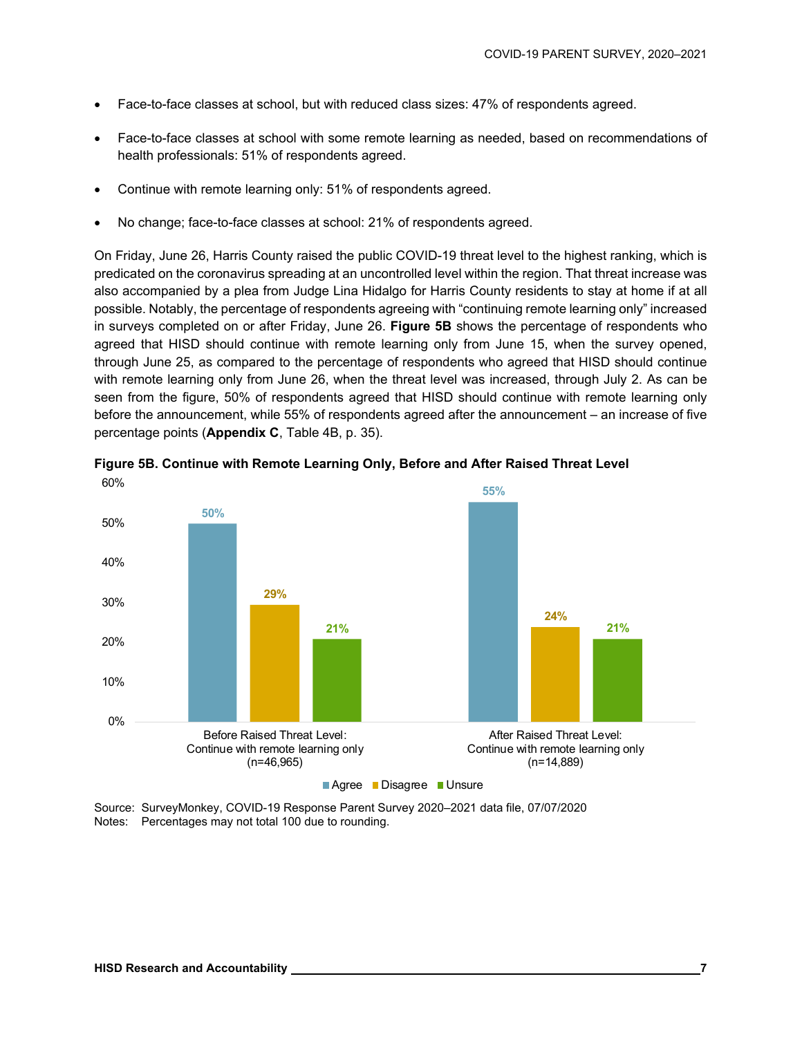- Face-to-face classes at school, but with reduced class sizes: 47% of respondents agreed.
- Face-to-face classes at school with some remote learning as needed, based on recommendations of health professionals: 51% of respondents agreed.
- Continue with remote learning only: 51% of respondents agreed.
- No change; face-to-face classes at school: 21% of respondents agreed.

On Friday, June 26, Harris County raised the public COVID-19 threat level to the highest ranking, which is predicated on the coronavirus spreading at an uncontrolled level within the region. That threat increase was also accompanied by a plea from Judge Lina Hidalgo for Harris County residents to stay at home if at all possible. Notably, the percentage of respondents agreeing with "continuing remote learning only" increased in surveys completed on or after Friday, June 26. **Figure 5B** shows the percentage of respondents who agreed that HISD should continue with remote learning only from June 15, when the survey opened, through June 25, as compared to the percentage of respondents who agreed that HISD should continue with remote learning only from June 26, when the threat level was increased, through July 2. As can be seen from the figure, 50% of respondents agreed that HISD should continue with remote learning only before the announcement, while 55% of respondents agreed after the announcement – an increase of five percentage points (**Appendix C**, Table 4B, p. 35).

**Figure 5B. Continue with Remote Learning Only, Before and After Raised Threat Level**

| | Agree | Disagree | Unsure |
|---|---|---|---|
| Before Raised Threat Level: Continue with remote learning only (n=46,965) | 50% | 29% | 21% |
| After Raised Threat Level: Continue with remote learning only (n=14,889) | 55% | 24% | 21% |

Source: SurveyMonkey, COVID-19 Response Parent Survey 2020–2021 data file, 07/07/2020
Notes: Percentages may not total 100 due to rounding.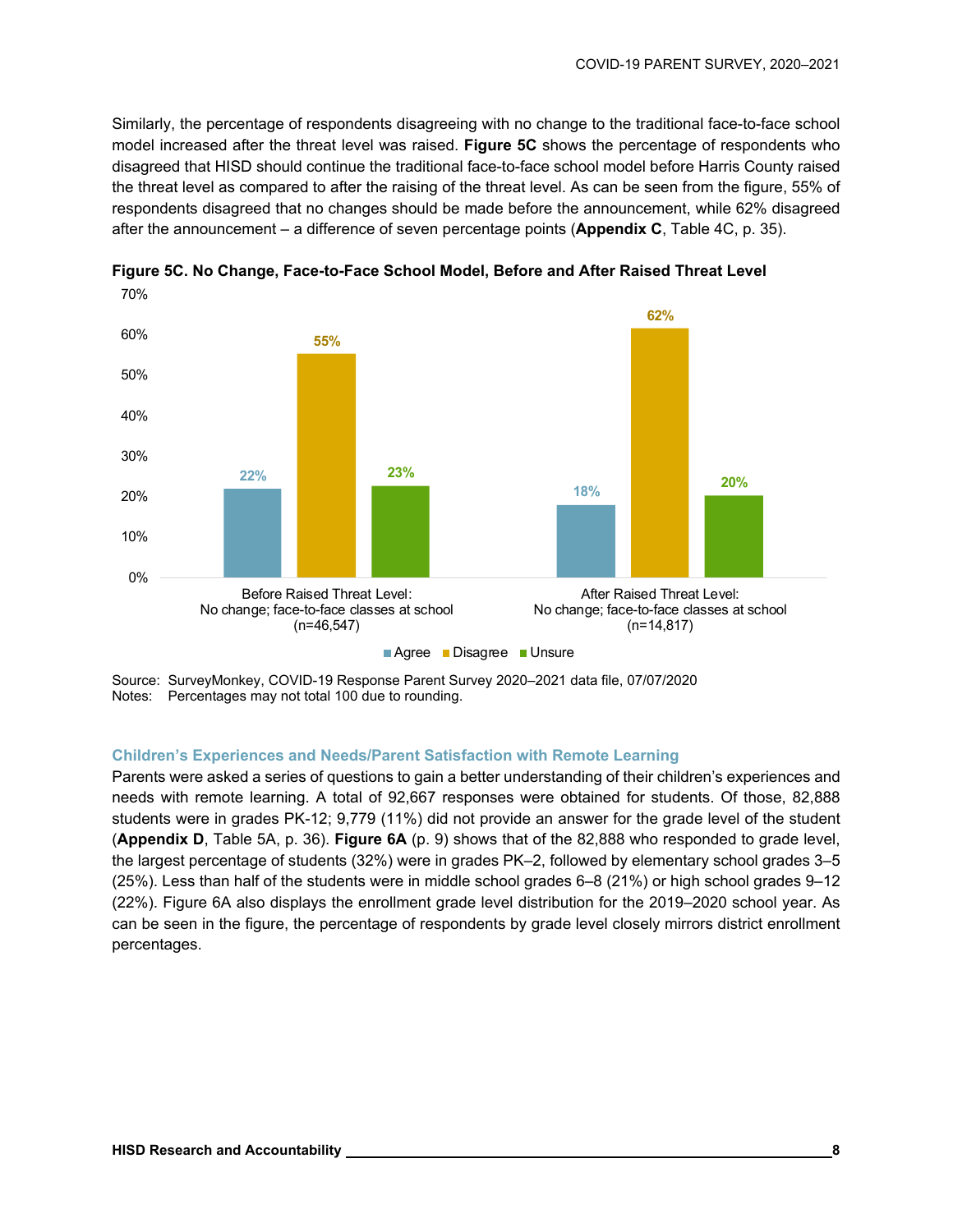Similarly, the percentage of respondents disagreeing with no change to the traditional face-to-face school model increased after the threat level was raised. **Figure 5C** shows the percentage of respondents who disagreed that HISD should continue the traditional face-to-face school model before Harris County raised the threat level as compared to after the raising of the threat level. As can be seen from the figure, 55% of respondents disagreed that no changes should be made before the announcement, while 62% disagreed after the announcement – a difference of seven percentage points (**Appendix C**, Table 4C, p. 35).

**Figure 5C. No Change, Face-to-Face School Model, Before and After Raised Threat Level**

| | Agree | Disagree | Unsure |
|---|---|---|---|
| Before Raised Threat Level: No change; face-to-face classes at school (n=46,547) | 22% | 55% | 23% |
| After Raised Threat Level: No change; face-to-face classes at school (n=14,817) | 18% | 62% | 20% |

Source: SurveyMonkey, COVID-19 Response Parent Survey 2020–2021 data file, 07/07/2020
Notes: Percentages may not total 100 due to rounding.

### Children's Experiences and Needs/Parent Satisfaction with Remote Learning

Parents were asked a series of questions to gain a better understanding of their children's experiences and needs with remote learning. A total of 92,667 responses were obtained for students. Of those, 82,888 students were in grades PK-12; 9,779 (11%) did not provide an answer for the grade level of the student (**Appendix D**, Table 5A, p. 36). **Figure 6A** (p. 9) shows that of the 82,888 who responded to grade level, the largest percentage of students (32%) were in grades PK–2, followed by elementary school grades 3–5 (25%). Less than half of the students were in middle school grades 6–8 (21%) or high school grades 9–12 (22%). Figure 6A also displays the enrollment grade level distribution for the 2019–2020 school year. As can be seen in the figure, the percentage of respondents by grade level closely mirrors district enrollment percentages.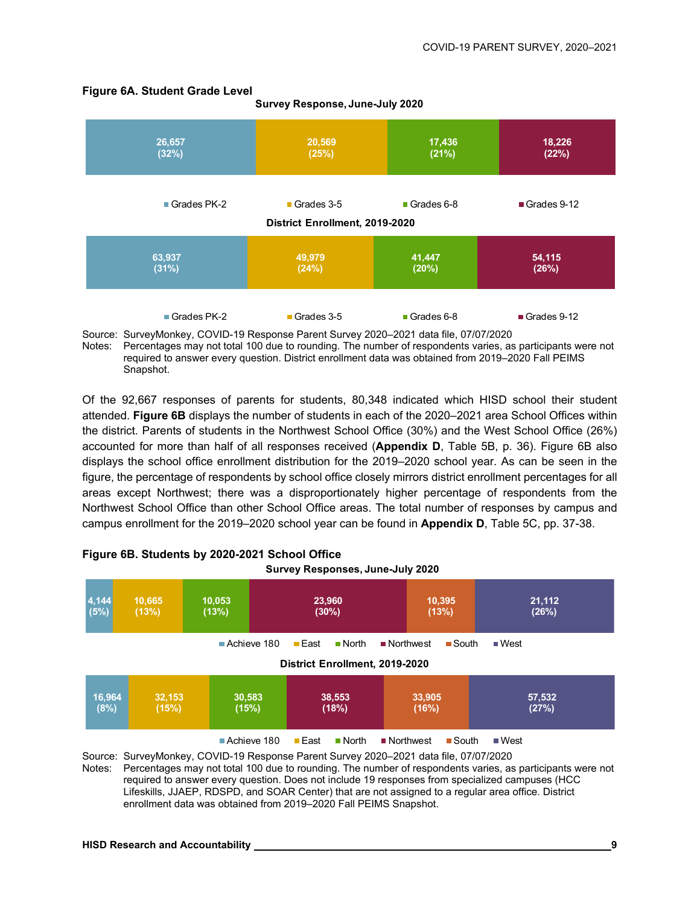**Figure 6A. Student Grade Level**

Survey Response, June-July 2020

| Grades PK-2 | Grades 3-5 | Grades 6-8 | Grades 9-12 |
|---|---|---|---|
| 26,657 (32%) | 20,569 (25%) | 17,436 (21%) | 18,226 (22%) |

District Enrollment, 2019-2020

| Grades PK-2 | Grades 3-5 | Grades 6-8 | Grades 9-12 |
|---|---|---|---|
| 63,937 (31%) | 49,979 (24%) | 41,447 (20%) | 54,115 (26%) |

Source: SurveyMonkey, COVID-19 Response Parent Survey 2020–2021 data file, 07/07/2020
Notes: Percentages may not total 100 due to rounding. The number of respondents varies, as participants were not required to answer every question. District enrollment data was obtained from 2019–2020 Fall PEIMS Snapshot.

Of the 92,667 responses of parents for students, 80,348 indicated which HISD school their student attended. **Figure 6B** displays the number of students in each of the 2020–2021 area School Offices within the district. Parents of students in the Northwest School Office (30%) and the West School Office (26%) accounted for more than half of all responses received (**Appendix D**, Table 5B, p. 36). Figure 6B also displays the school office enrollment distribution for the 2019–2020 school year. As can be seen in the figure, the percentage of respondents by school office closely mirrors district enrollment percentages for all areas except Northwest; there was a disproportionately higher percentage of respondents from the Northwest School Office than other School Office areas. The total number of responses by campus and campus enrollment for the 2019–2020 school year can be found in **Appendix D**, Table 5C, pp. 37-38.

**Figure 6B. Students by 2020-2021 School Office**

Survey Responses, June-July 2020

| Achieve 180 | East | North | Northwest | South | West |
|---|---|---|---|---|---|
| 4,144 (5%) | 10,665 (13%) | 10,053 (13%) | 23,960 (30%) | 10,395 (13%) | 21,112 (26%) |

District Enrollment, 2019-2020

| Achieve 180 | East | North | Northwest | South | West |
|---|---|---|---|---|---|
| 16,964 (8%) | 32,153 (15%) | 30,583 (15%) | 38,553 (18%) | 33,905 (16%) | 57,532 (27%) |

Source: SurveyMonkey, COVID-19 Response Parent Survey 2020–2021 data file, 07/07/2020
Notes: Percentages may not total 100 due to rounding. The number of respondents varies, as participants were not required to answer every question. Does not include 19 responses from specialized campuses (HCC Lifeskills, JJAEP, RDSPD, and SOAR Center) that are not assigned to a regular area office. District enrollment data was obtained from 2019–2020 Fall PEIMS Snapshot.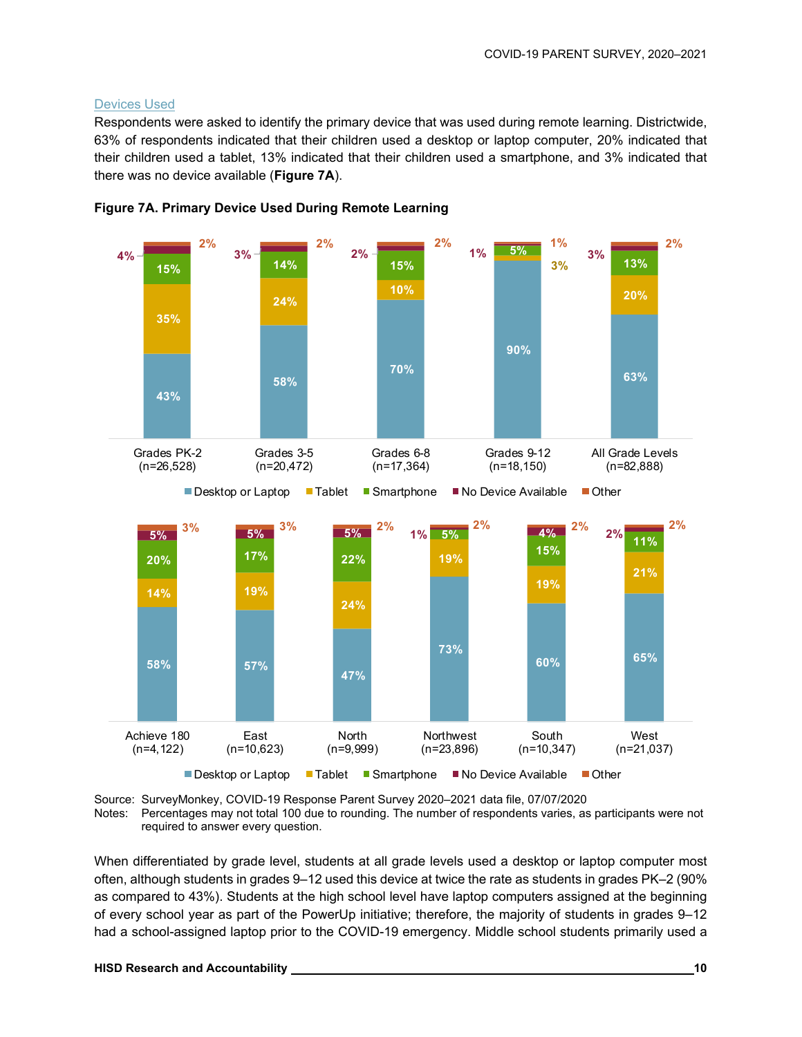### Devices Used

Respondents were asked to identify the primary device that was used during remote learning. Districtwide, 63% of respondents indicated that their children used a desktop or laptop computer, 20% indicated that their children used a tablet, 13% indicated that their children used a smartphone, and 3% indicated that there was no device available (**Figure 7A**).

**Figure 7A. Primary Device Used During Remote Learning**

| | Desktop or Laptop | Tablet | Smartphone | No Device Available | Other |
|---|---|---|---|---|---|
| Grades PK-2 (n=26,528) | 43% | 35% | 15% | 4% | 2% |
| Grades 3-5 (n=20,472) | 58% | 24% | 14% | 3% | 2% |
| Grades 6-8 (n=17,364) | 70% | 10% | 15% | 2% | 2% |
| Grades 9-12 (n=18,150) | 90% | 3% | 5% | 1% | 1% |
| All Grade Levels (n=82,888) | 63% | 20% | 13% | 3% | 2% |

| | Desktop or Laptop | Tablet | Smartphone | No Device Available | Other |
|---|---|---|---|---|---|
| Achieve 180 (n=4,122) | 58% | 14% | 20% | 5% | 3% |
| East (n=10,623) | 57% | 19% | 17% | 5% | 3% |
| North (n=9,999) | 47% | 24% | 22% | 5% | 2% |
| Northwest (n=23,896) | 73% | 19% | 5% | 1% | 2% |
| South (n=10,347) | 60% | 19% | 15% | 4% | 2% |
| West (n=21,037) | 65% | 21% | 11% | 2% | 2% |

Source: SurveyMonkey, COVID-19 Response Parent Survey 2020–2021 data file, 07/07/2020
Notes: Percentages may not total 100 due to rounding. The number of respondents varies, as participants were not required to answer every question.

When differentiated by grade level, students at all grade levels used a desktop or laptop computer most often, although students in grades 9–12 used this device at twice the rate as students in grades PK–2 (90% as compared to 43%). Students at the high school level have laptop computers assigned at the beginning of every school year as part of the PowerUp initiative; therefore, the majority of students in grades 9–12 had a school-assigned laptop prior to the COVID-19 emergency. Middle school students primarily used a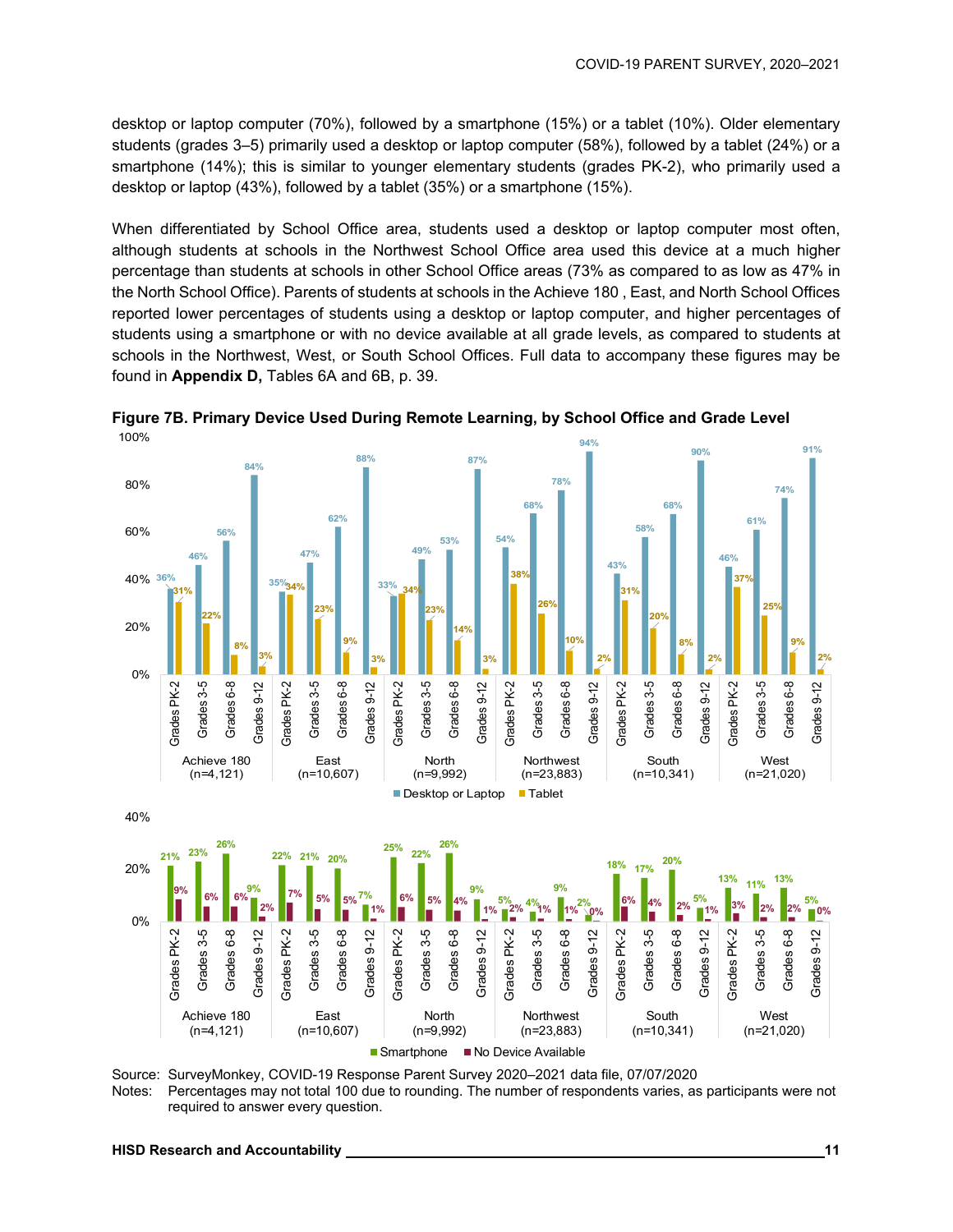desktop or laptop computer (70%), followed by a smartphone (15%) or a tablet (10%). Older elementary students (grades 3–5) primarily used a desktop or laptop computer (58%), followed by a tablet (24%) or a smartphone (14%); this is similar to younger elementary students (grades PK-2), who primarily used a desktop or laptop (43%), followed by a tablet (35%) or a smartphone (15%).

When differentiated by School Office area, students used a desktop or laptop computer most often, although students at schools in the Northwest School Office area used this device at a much higher percentage than students at schools in other School Office areas (73% as compared to as low as 47% in the North School Office). Parents of students at schools in the Achieve 180 , East, and North School Offices reported lower percentages of students using a desktop or laptop computer, and higher percentages of students using a smartphone or with no device available at all grade levels, as compared to students at schools in the Northwest, West, or South School Offices. Full data to accompany these figures may be found in **Appendix D,** Tables 6A and 6B, p. 39.

**Figure 7B. Primary Device Used During Remote Learning, by School Office and Grade Level**

| School Office | Grade | Desktop or Laptop | Tablet | Smartphone | No Device Available |
|---|---|---|---|---|---|
| Achieve 180 (n=4,121) | Grades PK-2 | 36% | 31% | 21% | 9% |
| | Grades 3-5 | 46% | 22% | 23% | 6% |
| | Grades 6-8 | 56% | 8% | 26% | 6% |
| | Grades 9-12 | 84% | 3% | 9% | 2% |
| East (n=10,607) | Grades PK-2 | 35% | 34% | 22% | 7% |
| | Grades 3-5 | 47% | 23% | 21% | 5% |
| | Grades 6-8 | 62% | 9% | 20% | 5% |
| | Grades 9-12 | 88% | 3% | 7% | 1% |
| North (n=9,992) | Grades PK-2 | 33% | 34% | 25% | 6% |
| | Grades 3-5 | 49% | 23% | 22% | 5% |
| | Grades 6-8 | 53% | 14% | 26% | 4% |
| | Grades 9-12 | 87% | 3% | 9% | 1% |
| Northwest (n=23,883) | Grades PK-2 | 54% | 38% | 5% | 2% |
| | Grades 3-5 | 68% | 26% | 4% | 1% |
| | Grades 6-8 | 78% | 10% | 9% | 1% |
| | Grades 9-12 | 94% | 2% | 2% | 0% |
| South (n=10,341) | Grades PK-2 | 43% | 31% | 18% | 6% |
| | Grades 3-5 | 58% | 20% | 17% | 4% |
| | Grades 6-8 | 68% | 8% | 20% | 2% |
| | Grades 9-12 | 90% | 2% | 5% | 1% |
| West (n=21,020) | Grades PK-2 | 46% | 37% | 13% | 3% |
| | Grades 3-5 | 61% | 25% | 11% | 2% |
| | Grades 6-8 | 74% | 9% | 13% | 2% |
| | Grades 9-12 | 91% | 2% | 5% | 0% |

Source: SurveyMonkey, COVID-19 Response Parent Survey 2020–2021 data file, 07/07/2020
Notes: Percentages may not total 100 due to rounding. The number of respondents varies, as participants were not required to answer every question.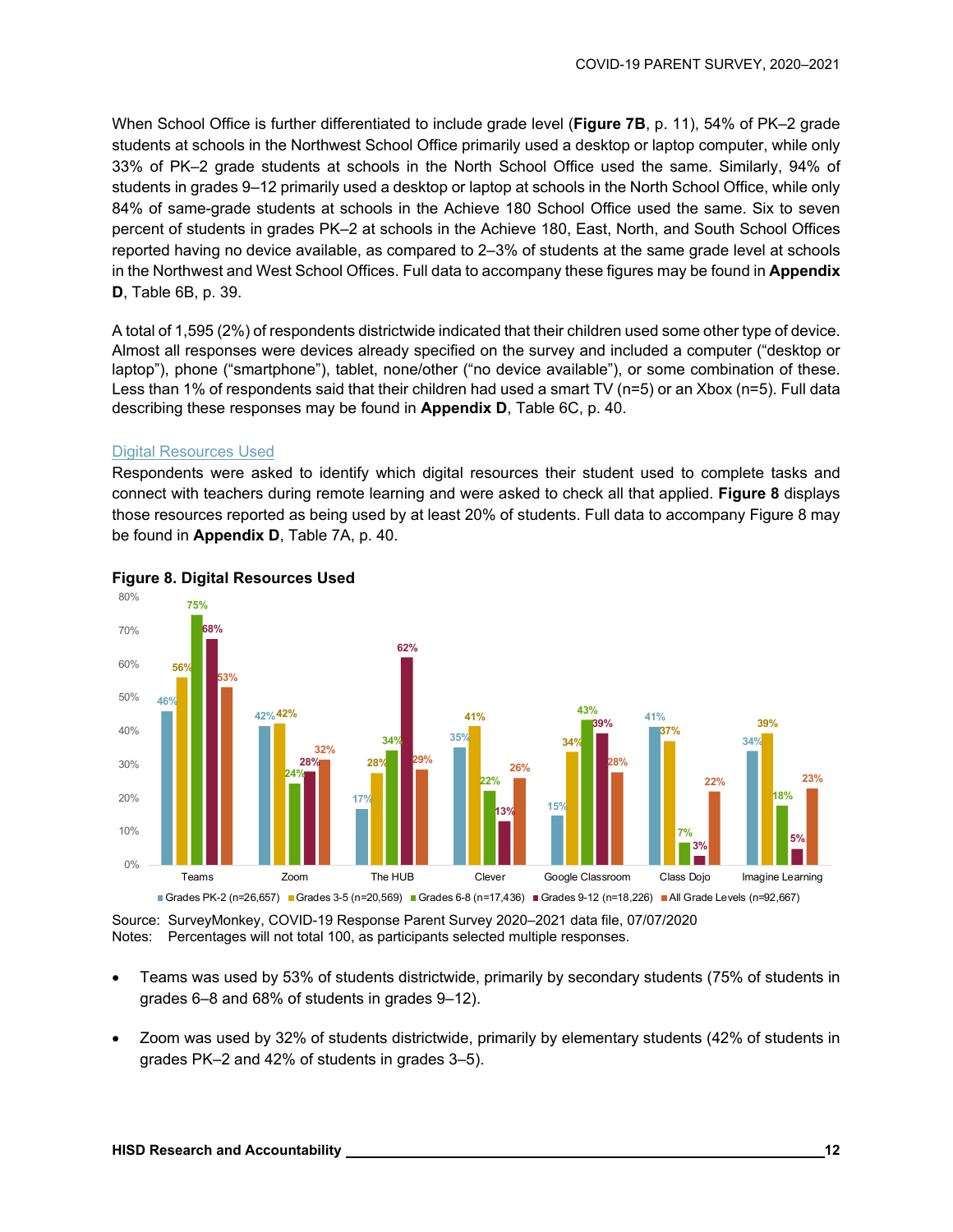When School Office is further differentiated to include grade level (**Figure 7B**, p. 11), 54% of PK–2 grade students at schools in the Northwest School Office primarily used a desktop or laptop computer, while only 33% of PK–2 grade students at schools in the North School Office used the same. Similarly, 94% of students in grades 9–12 primarily used a desktop or laptop at schools in the North School Office, while only 84% of same-grade students at schools in the Achieve 180 School Office used the same. Six to seven percent of students in grades PK–2 at schools in the Achieve 180, East, North, and South School Offices reported having no device available, as compared to 2–3% of students at the same grade level at schools in the Northwest and West School Offices. Full data to accompany these figures may be found in **Appendix D**, Table 6B, p. 39.

A total of 1,595 (2%) of respondents districtwide indicated that their children used some other type of device. Almost all responses were devices already specified on the survey and included a computer ("desktop or laptop"), phone ("smartphone"), tablet, none/other ("no device available"), or some combination of these. Less than 1% of respondents said that their children had used a smart TV (n=5) or an Xbox (n=5). Full data describing these responses may be found in **Appendix D**, Table 6C, p. 40.

### Digital Resources Used

Respondents were asked to identify which digital resources their student used to complete tasks and connect with teachers during remote learning and were asked to check all that applied. **Figure 8** displays those resources reported as being used by at least 20% of students. Full data to accompany Figure 8 may be found in **Appendix D**, Table 7A, p. 40.

**Figure 8. Digital Resources Used**

| | Grades PK-2 (n=26,657) | Grades 3-5 (n=20,569) | Grades 6-8 (n=17,436) | Grades 9-12 (n=18,226) | All Grade Levels (n=92,667) |
|---|---|---|---|---|---|
| Teams | 46% | 56% | 75% | 68% | 53% |
| Zoom | 42% | 42% | 24% | 28% | 32% |
| The HUB | 17% | 28% | 34% | 62% | 29% |
| Clever | 35% | 41% | 22% | 13% | 26% |
| Google Classroom | 15% | 34% | 43% | 39% | 28% |
| Class Dojo | 41% | 37% | 7% | 3% | 22% |
| Imagine Learning | 34% | 39% | 18% | 5% | 23% |

Source: SurveyMonkey, COVID-19 Response Parent Survey 2020–2021 data file, 07/07/2020
Notes: Percentages will not total 100, as participants selected multiple responses.

- Teams was used by 53% of students districtwide, primarily by secondary students (75% of students in grades 6–8 and 68% of students in grades 9–12).
- Zoom was used by 32% of students districtwide, primarily by elementary students (42% of students in grades PK–2 and 42% of students in grades 3–5).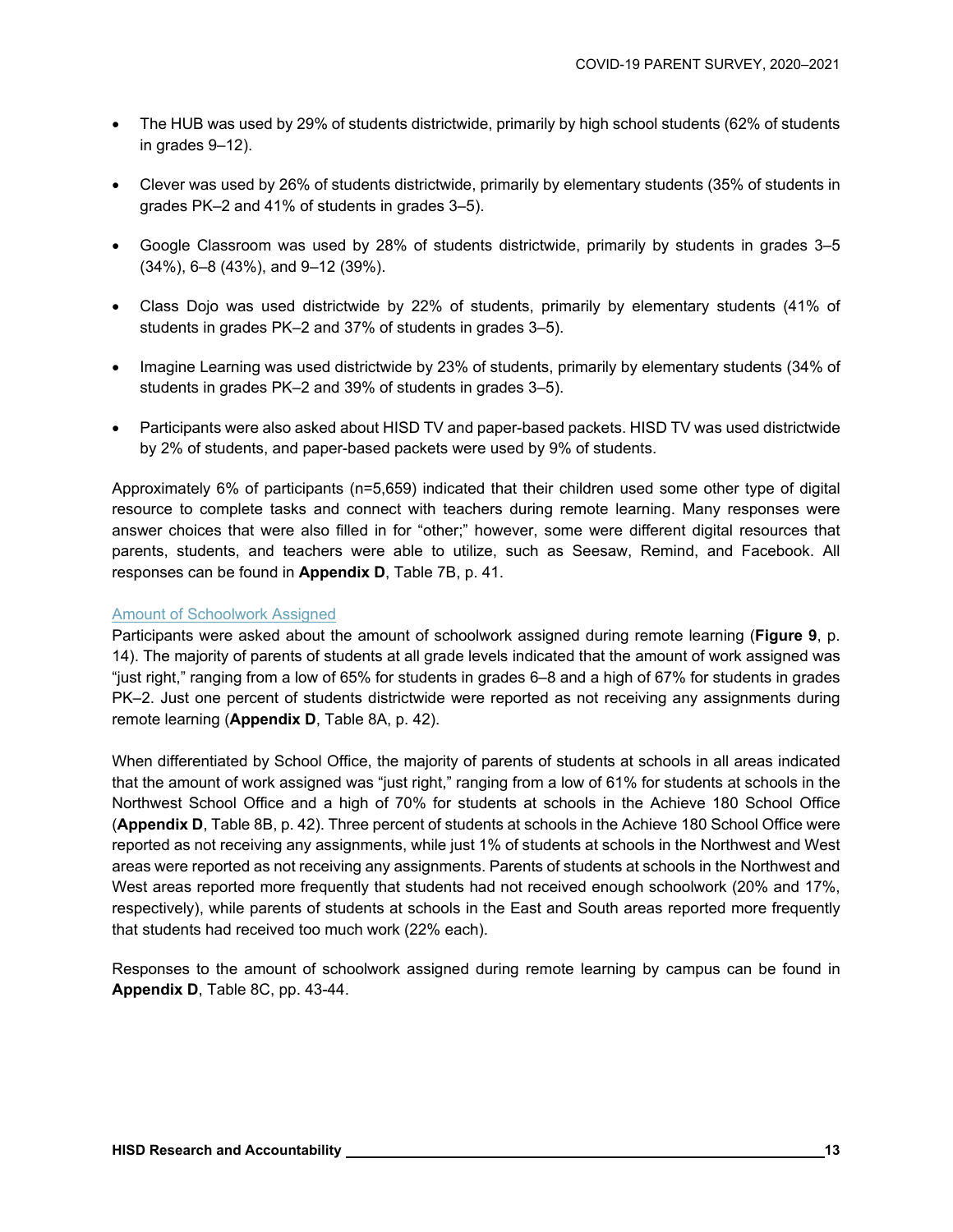- The HUB was used by 29% of students districtwide, primarily by high school students (62% of students in grades 9–12).
- Clever was used by 26% of students districtwide, primarily by elementary students (35% of students in grades PK–2 and 41% of students in grades 3–5).
- Google Classroom was used by 28% of students districtwide, primarily by students in grades 3–5 (34%), 6–8 (43%), and 9–12 (39%).
- Class Dojo was used districtwide by 22% of students, primarily by elementary students (41% of students in grades PK–2 and 37% of students in grades 3–5).
- Imagine Learning was used districtwide by 23% of students, primarily by elementary students (34% of students in grades PK–2 and 39% of students in grades 3–5).
- Participants were also asked about HISD TV and paper-based packets. HISD TV was used districtwide by 2% of students, and paper-based packets were used by 9% of students.

Approximately 6% of participants (n=5,659) indicated that their children used some other type of digital resource to complete tasks and connect with teachers during remote learning. Many responses were answer choices that were also filled in for "other;" however, some were different digital resources that parents, students, and teachers were able to utilize, such as Seesaw, Remind, and Facebook. All responses can be found in **Appendix D**, Table 7B, p. 41.

### Amount of Schoolwork Assigned

Participants were asked about the amount of schoolwork assigned during remote learning (**Figure 9**, p. 14). The majority of parents of students at all grade levels indicated that the amount of work assigned was "just right," ranging from a low of 65% for students in grades 6–8 and a high of 67% for students in grades PK–2. Just one percent of students districtwide were reported as not receiving any assignments during remote learning (**Appendix D**, Table 8A, p. 42).

When differentiated by School Office, the majority of parents of students at schools in all areas indicated that the amount of work assigned was "just right," ranging from a low of 61% for students at schools in the Northwest School Office and a high of 70% for students at schools in the Achieve 180 School Office (**Appendix D**, Table 8B, p. 42). Three percent of students at schools in the Achieve 180 School Office were reported as not receiving any assignments, while just 1% of students at schools in the Northwest and West areas were reported as not receiving any assignments. Parents of students at schools in the Northwest and West areas reported more frequently that students had not received enough schoolwork (20% and 17%, respectively), while parents of students at schools in the East and South areas reported more frequently that students had received too much work (22% each).

Responses to the amount of schoolwork assigned during remote learning by campus can be found in **Appendix D**, Table 8C, pp. 43-44.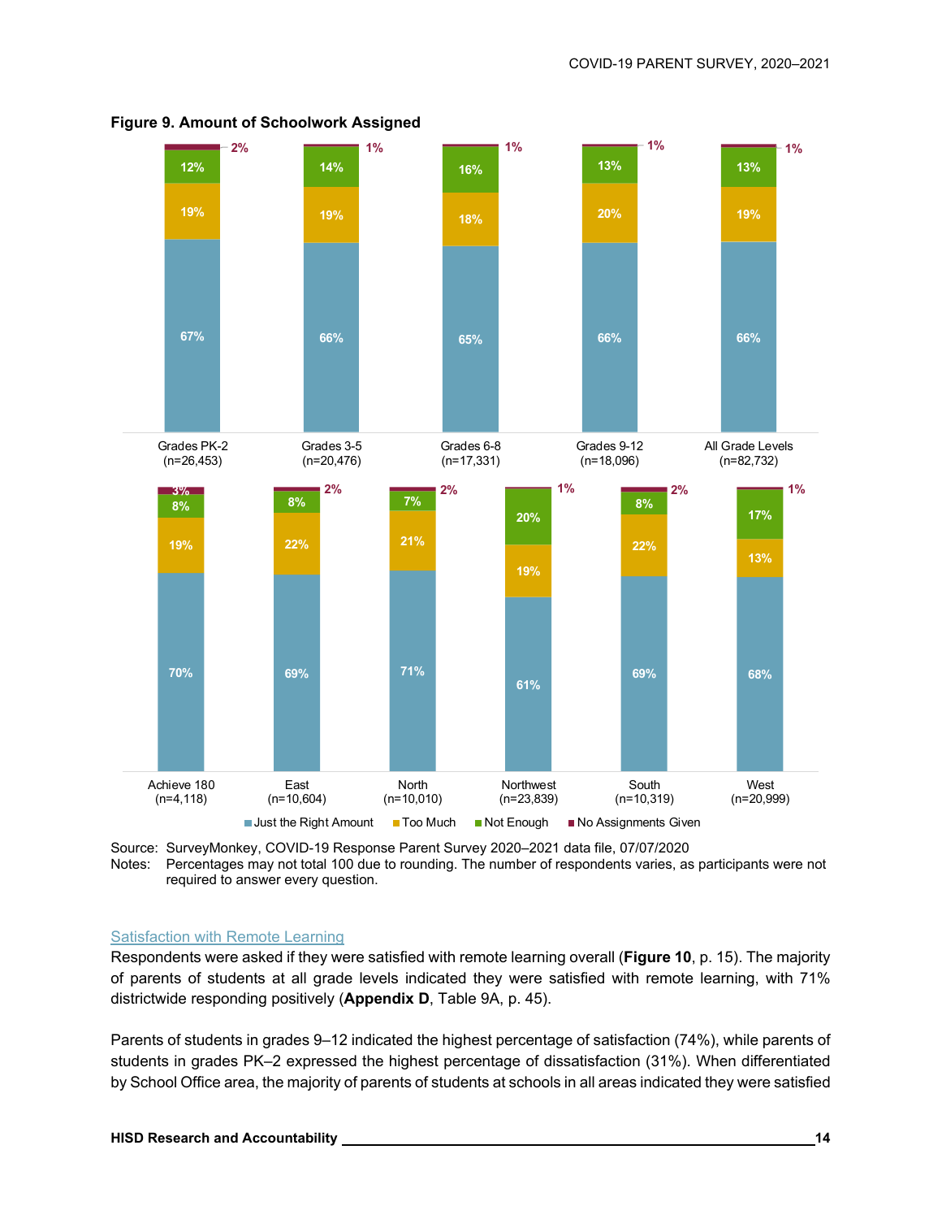**Figure 9. Amount of Schoolwork Assigned**

| | Just the Right Amount | Too Much | Not Enough | No Assignments Given |
|---|---|---|---|---|
| Grades PK-2 (n=26,453) | 67% | 19% | 12% | 2% |
| Grades 3-5 (n=20,476) | 66% | 19% | 14% | 1% |
| Grades 6-8 (n=17,331) | 65% | 18% | 16% | 1% |
| Grades 9-12 (n=18,096) | 66% | 20% | 13% | 1% |
| All Grade Levels (n=82,732) | 66% | 19% | 13% | 1% |
| Achieve 180 (n=4,118) | 70% | 19% | 8% | 3% |
| East (n=10,604) | 69% | 22% | 8% | 2% |
| North (n=10,010) | 71% | 21% | 7% | 2% |
| Northwest (n=23,839) | 61% | 19% | 20% | 1% |
| South (n=10,319) | 69% | 22% | 8% | 2% |
| West (n=20,999) | 68% | 13% | 17% | 1% |

Source: SurveyMonkey, COVID-19 Response Parent Survey 2020–2021 data file, 07/07/2020
Notes: Percentages may not total 100 due to rounding. The number of respondents varies, as participants were not required to answer every question.

### Satisfaction with Remote Learning

Respondents were asked if they were satisfied with remote learning overall (**Figure 10**, p. 15). The majority of parents of students at all grade levels indicated they were satisfied with remote learning, with 71% districtwide responding positively (**Appendix D**, Table 9A, p. 45).

Parents of students in grades 9–12 indicated the highest percentage of satisfaction (74%), while parents of students in grades PK–2 expressed the highest percentage of dissatisfaction (31%). When differentiated by School Office area, the majority of parents of students at schools in all areas indicated they were satisfied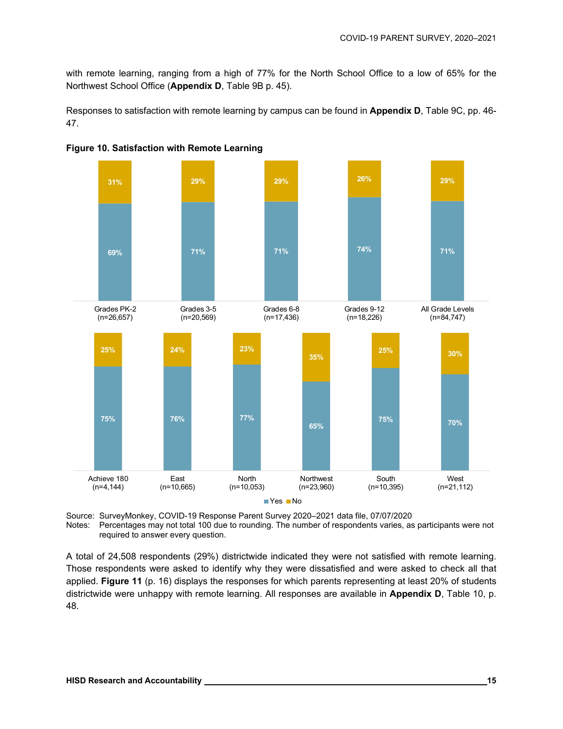with remote learning, ranging from a high of 77% for the North School Office to a low of 65% for the Northwest School Office (**Appendix D**, Table 9B p. 45).

Responses to satisfaction with remote learning by campus can be found in **Appendix D**, Table 9C, pp. 46-47.

**Figure 10. Satisfaction with Remote Learning**

| | Grades PK-2 (n=26,657) | Grades 3-5 (n=20,569) | Grades 6-8 (n=17,436) | Grades 9-12 (n=18,226) | All Grade Levels (n=84,747) |
|---|---|---|---|---|---|
| Yes | 69% | 71% | 71% | 74% | 71% |
| No | 31% | 29% | 29% | 26% | 29% |

| | Achieve 180 (n=4,144) | East (n=10,665) | North (n=10,053) | Northwest (n=23,960) | South (n=10,395) | West (n=21,112) |
|---|---|---|---|---|---|---|
| Yes | 75% | 76% | 77% | 65% | 75% | 70% |
| No | 25% | 24% | 23% | 35% | 25% | 30% |

Source: SurveyMonkey, COVID-19 Response Parent Survey 2020–2021 data file, 07/07/2020
Notes: Percentages may not total 100 due to rounding. The number of respondents varies, as participants were not required to answer every question.

A total of 24,508 respondents (29%) districtwide indicated they were not satisfied with remote learning. Those respondents were asked to identify why they were dissatisfied and were asked to check all that applied. **Figure 11** (p. 16) displays the responses for which parents representing at least 20% of students districtwide were unhappy with remote learning. All responses are available in **Appendix D**, Table 10, p. 48.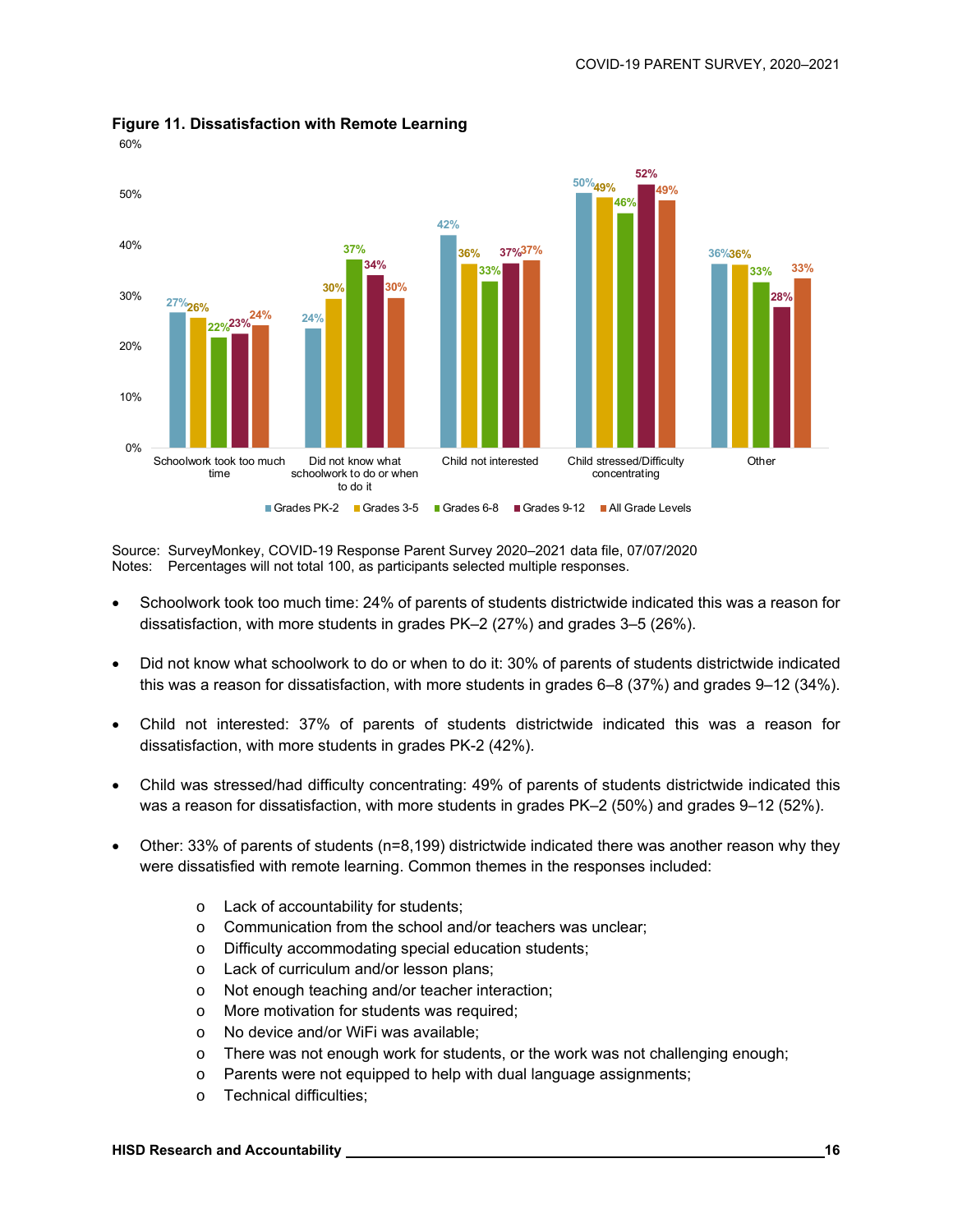**Figure 11. Dissatisfaction with Remote Learning**

| | Grades PK-2 | Grades 3-5 | Grades 6-8 | Grades 9-12 | All Grade Levels |
|---|---|---|---|---|---|
| Schoolwork took too much time | 27% | 26% | 22% | 23% | 24% |
| Did not know what schoolwork to do or when to do it | 24% | 30% | 37% | 34% | 30% |
| Child not interested | 42% | 36% | 33% | 37% | 37% |
| Child stressed/Difficulty concentrating | 50% | 49% | 46% | 52% | 49% |
| Other | 36% | 36% | 33% | 28% | 33% |

Source: SurveyMonkey, COVID-19 Response Parent Survey 2020–2021 data file, 07/07/2020
Notes: Percentages will not total 100, as participants selected multiple responses.

- Schoolwork took too much time: 24% of parents of students districtwide indicated this was a reason for dissatisfaction, with more students in grades PK–2 (27%) and grades 3–5 (26%).
- Did not know what schoolwork to do or when to do it: 30% of parents of students districtwide indicated this was a reason for dissatisfaction, with more students in grades 6–8 (37%) and grades 9–12 (34%).
- Child not interested: 37% of parents of students districtwide indicated this was a reason for dissatisfaction, with more students in grades PK-2 (42%).
- Child was stressed/had difficulty concentrating: 49% of parents of students districtwide indicated this was a reason for dissatisfaction, with more students in grades PK–2 (50%) and grades 9–12 (52%).
- Other: 33% of parents of students (n=8,199) districtwide indicated there was another reason why they were dissatisfied with remote learning. Common themes in the responses included:
  - Lack of accountability for students;
  - Communication from the school and/or teachers was unclear;
  - Difficulty accommodating special education students;
  - Lack of curriculum and/or lesson plans;
  - Not enough teaching and/or teacher interaction;
  - More motivation for students was required;
  - No device and/or WiFi was available;
  - There was not enough work for students, or the work was not challenging enough;
  - Parents were not equipped to help with dual language assignments;
  - Technical difficulties;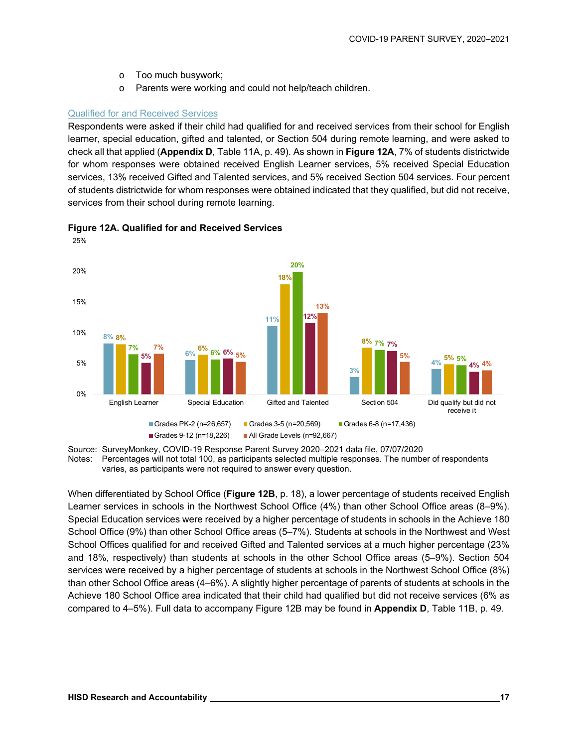- Too much busywork;
- Parents were working and could not help/teach children.

### Qualified for and Received Services

Respondents were asked if their child had qualified for and received services from their school for English learner, special education, gifted and talented, or Section 504 during remote learning, and were asked to check all that applied (**Appendix D**, Table 11A, p. 49). As shown in **Figure 12A**, 7% of students districtwide for whom responses were obtained received English Learner services, 5% received Special Education services, 13% received Gifted and Talented services, and 5% received Section 504 services. Four percent of students districtwide for whom responses were obtained indicated that they qualified, but did not receive, services from their school during remote learning.

**Figure 12A. Qualified for and Received Services**

| | Grades PK-2 (n=26,657) | Grades 3-5 (n=20,569) | Grades 6-8 (n=17,436) | Grades 9-12 (n=18,226) | All Grade Levels (n=92,667) |
|---|---|---|---|---|---|
| English Learner | 8% | 8% | 7% | 5% | 7% |
| Special Education | 6% | 6% | 6% | 6% | 5% |
| Gifted and Talented | 11% | 18% | 20% | 12% | 13% |
| Section 504 | 3% | 8% | 7% | 7% | 5% |
| Did qualify but did not receive it | 4% | 5% | 5% | 4% | 4% |

Source: SurveyMonkey, COVID-19 Response Parent Survey 2020–2021 data file, 07/07/2020
Notes: Percentages will not total 100, as participants selected multiple responses. The number of respondents varies, as participants were not required to answer every question.

When differentiated by School Office (**Figure 12B**, p. 18), a lower percentage of students received English Learner services in schools in the Northwest School Office (4%) than other School Office areas (8–9%). Special Education services were received by a higher percentage of students in schools in the Achieve 180 School Office (9%) than other School Office areas (5–7%). Students at schools in the Northwest and West School Offices qualified for and received Gifted and Talented services at a much higher percentage (23% and 18%, respectively) than students at schools in the other School Office areas (5–9%). Section 504 services were received by a higher percentage of students at schools in the Northwest School Office (8%) than other School Office areas (4–6%). A slightly higher percentage of parents of students at schools in the Achieve 180 School Office area indicated that their child had qualified but did not receive services (6% as compared to 4–5%). Full data to accompany Figure 12B may be found in **Appendix D**, Table 11B, p. 49.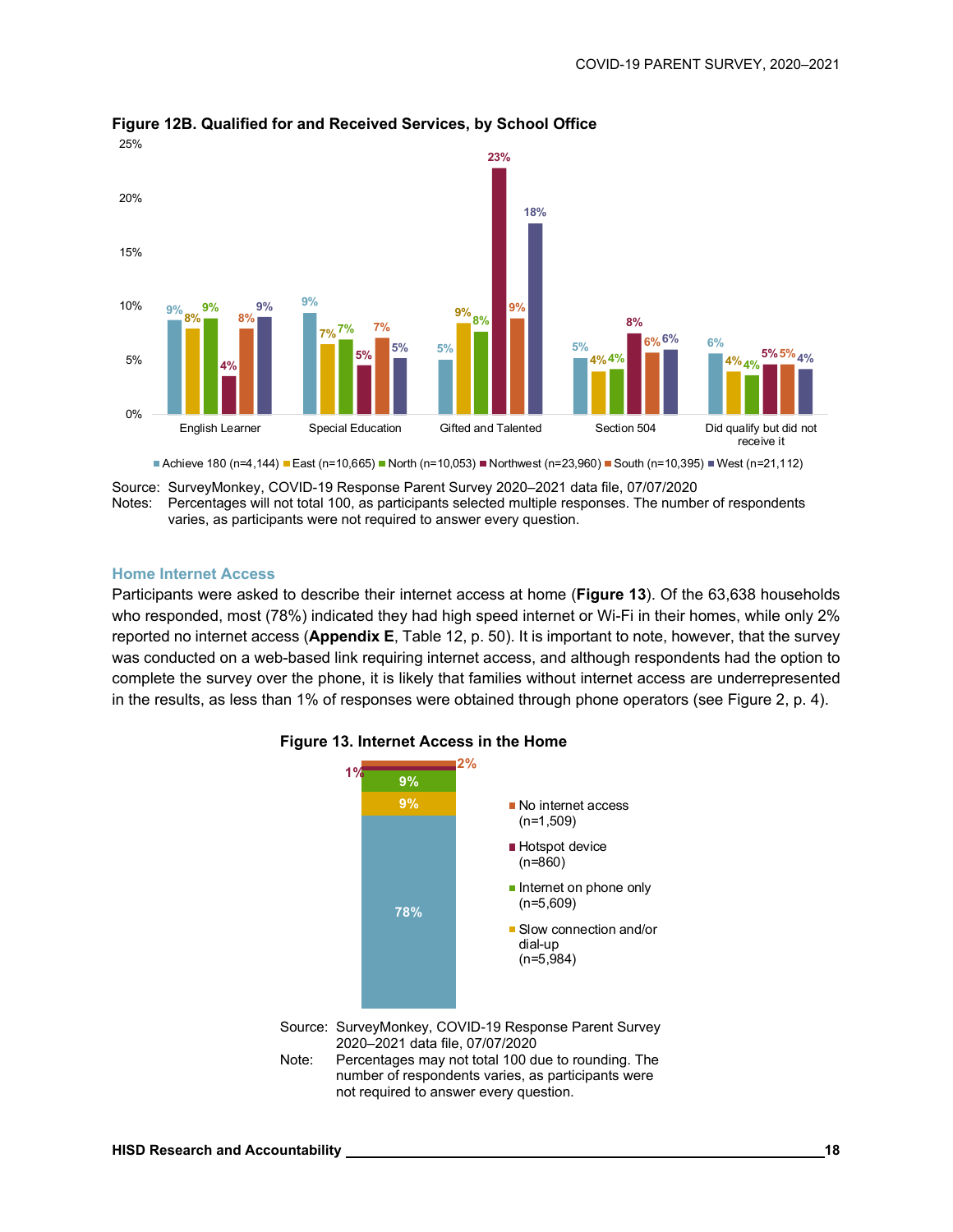**Figure 12B. Qualified for and Received Services, by School Office**

| | Achieve 180 (n=4,144) | East (n=10,665) | North (n=10,053) | Northwest (n=23,960) | South (n=10,395) | West (n=21,112) |
|---|---|---|---|---|---|---|
| English Learner | 9% | 8% | 9% | 4% | 8% | 9% |
| Special Education | 9% | 7% | 7% | 5% | 7% | 5% |
| Gifted and Talented | 5% | 9% | 8% | 23% | 9% | 18% |
| Section 504 | 5% | 4% | 4% | 8% | 6% | 6% |
| Did qualify but did not receive it | 6% | 4% | 4% | 5% | 5% | 4% |

Source: SurveyMonkey, COVID-19 Response Parent Survey 2020–2021 data file, 07/07/2020
Notes: Percentages will not total 100, as participants selected multiple responses. The number of respondents varies, as participants were not required to answer every question.

### Home Internet Access

Participants were asked to describe their internet access at home (**Figure 13**). Of the 63,638 households who responded, most (78%) indicated they had high speed internet or Wi-Fi in their homes, while only 2% reported no internet access (**Appendix E**, Table 12, p. 50). It is important to note, however, that the survey was conducted on a web-based link requiring internet access, and although respondents had the option to complete the survey over the phone, it is likely that families without internet access are underrepresented in the results, as less than 1% of responses were obtained through phone operators (see Figure 2, p. 4).

**Figure 13. Internet Access in the Home**

| Internet Access | Percent |
|---|---|
| No internet access (n=1,509) | 2% |
| Hotspot device (n=860) | 1% |
| Internet on phone only (n=5,609) | 9% |
| Slow connection and/or dial-up (n=5,984) | 9% |
| (unlabeled) | 78% |

Source: SurveyMonkey, COVID-19 Response Parent Survey 2020–2021 data file, 07/07/2020
Note: Percentages may not total 100 due to rounding. The number of respondents varies, as participants were not required to answer every question.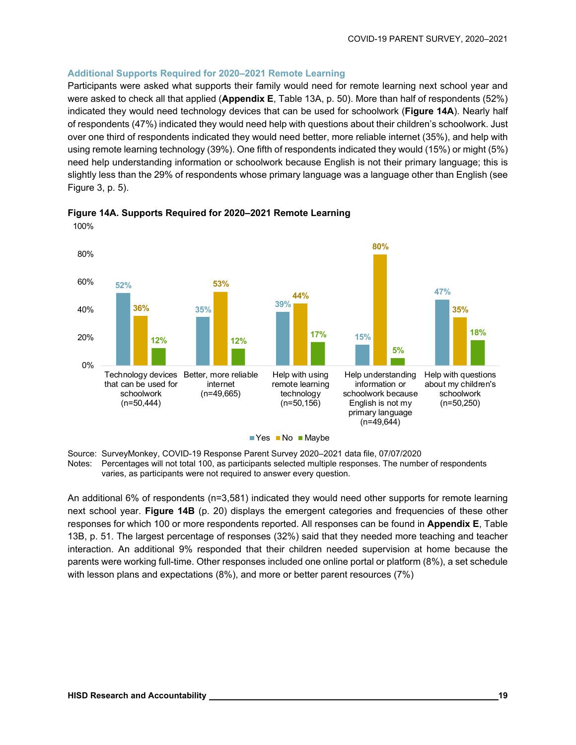### Additional Supports Required for 2020–2021 Remote Learning

Participants were asked what supports their family would need for remote learning next school year and were asked to check all that applied (**Appendix E**, Table 13A, p. 50). More than half of respondents (52%) indicated they would need technology devices that can be used for schoolwork (**Figure 14A**). Nearly half of respondents (47%) indicated they would need help with questions about their children's schoolwork. Just over one third of respondents indicated they would need better, more reliable internet (35%), and help with using remote learning technology (39%). One fifth of respondents indicated they would (15%) or might (5%) need help understanding information or schoolwork because English is not their primary language; this is slightly less than the 29% of respondents whose primary language was a language other than English (see Figure 3, p. 5).

**Figure 14A. Supports Required for 2020–2021 Remote Learning**

| Support | Yes | No | Maybe |
|---|---|---|---|
| Technology devices that can be used for schoolwork (n=50,444) | 52% | 36% | 12% |
| Better, more reliable internet (n=49,665) | 35% | 53% | 12% |
| Help with using remote learning technology (n=50,156) | 39% | 44% | 17% |
| Help understanding information or schoolwork because English is not my primary language (n=49,644) | 15% | 80% | 5% |
| Help with questions about my children's schoolwork (n=50,250) | 47% | 35% | 18% |

Source: SurveyMonkey, COVID-19 Response Parent Survey 2020–2021 data file, 07/07/2020
Notes: Percentages will not total 100, as participants selected multiple responses. The number of respondents varies, as participants were not required to answer every question.

An additional 6% of respondents (n=3,581) indicated they would need other supports for remote learning next school year. **Figure 14B** (p. 20) displays the emergent categories and frequencies of these other responses for which 100 or more respondents reported. All responses can be found in **Appendix E**, Table 13B, p. 51. The largest percentage of responses (32%) said that they needed more teaching and teacher interaction. An additional 9% responded that their children needed supervision at home because the parents were working full-time. Other responses included one online portal or platform (8%), a set schedule with lesson plans and expectations (8%), and more or better parent resources (7%)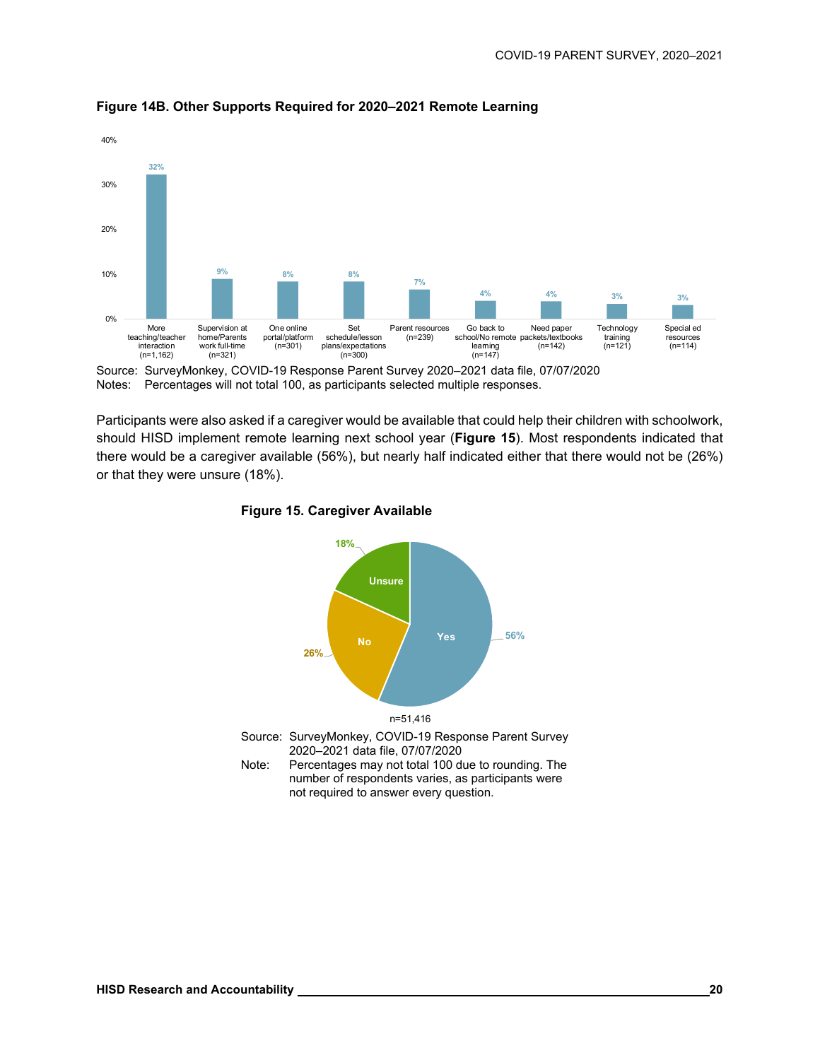**Figure 14B. Other Supports Required for 2020–2021 Remote Learning**

| Support | Percent |
|---|---|
| More teaching/teacher interaction (n=1,162) | 32% |
| Supervision at home/Parents work full-time (n=321) | 9% |
| One online portal/platform (n=301) | 8% |
| Set schedule/lesson plans/expectations (n=300) | 8% |
| Parent resources (n=239) | 7% |
| Go back to school/No remote learning (n=147) | 4% |
| Need paper packets/textbooks (n=142) | 4% |
| Technology training (n=121) | 3% |
| Special ed resources (n=114) | 3% |

Source: SurveyMonkey, COVID-19 Response Parent Survey 2020–2021 data file, 07/07/2020
Notes: Percentages will not total 100, as participants selected multiple responses.

Participants were also asked if a caregiver would be available that could help their children with schoolwork, should HISD implement remote learning next school year (**Figure 15**). Most respondents indicated that there would be a caregiver available (56%), but nearly half indicated either that there would not be (26%) or that they were unsure (18%).

**Figure 15. Caregiver Available**

| Response | Percent |
|---|---|
| Yes | 56% |
| No | 26% |
| Unsure | 18% |

n=51,416

Source: SurveyMonkey, COVID-19 Response Parent Survey 2020–2021 data file, 07/07/2020
Note: Percentages may not total 100 due to rounding. The number of respondents varies, as participants were not required to answer every question.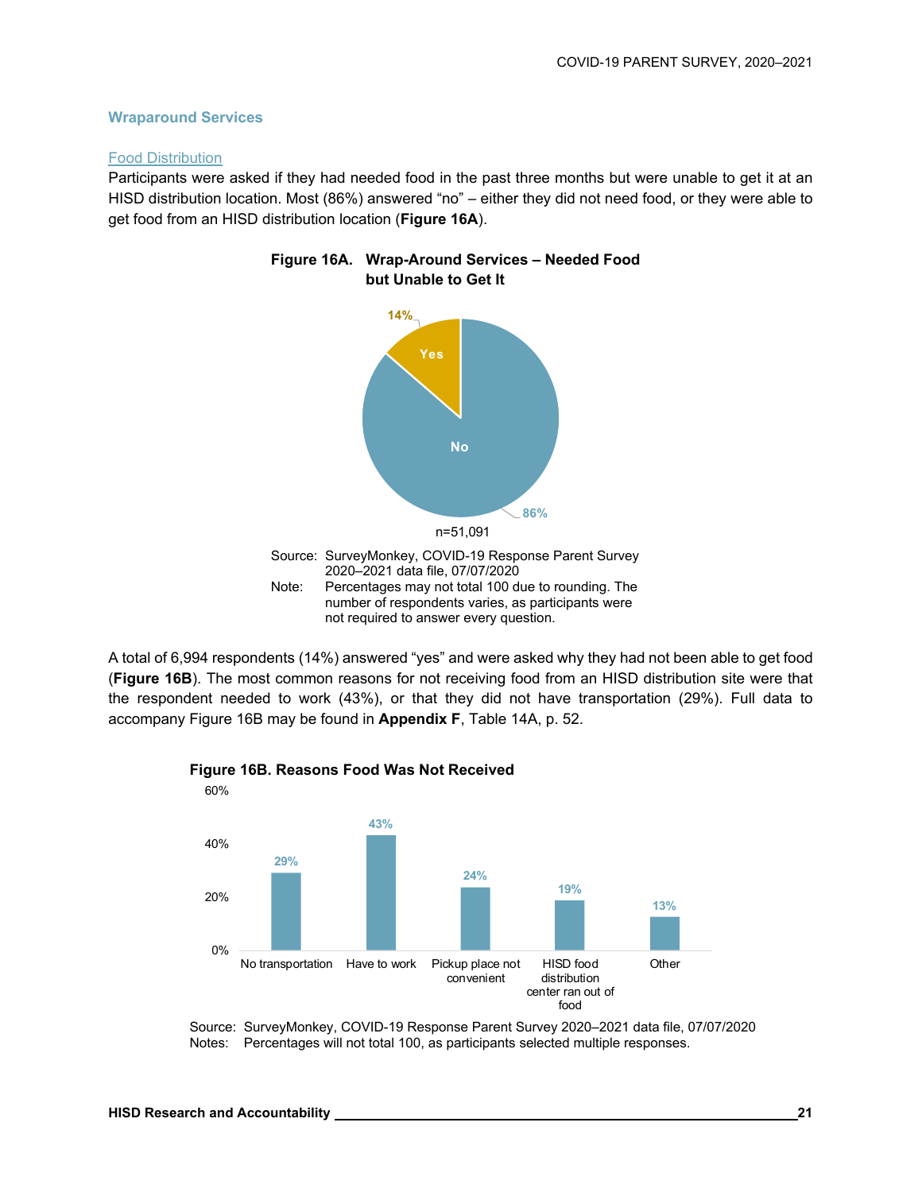### Wraparound Services

#### Food Distribution

Participants were asked if they had needed food in the past three months but were unable to get it at an HISD distribution location. Most (86%) answered "no" – either they did not need food, or they were able to get food from an HISD distribution location (**Figure 16A**).

**Figure 16A. Wrap-Around Services – Needed Food but Unable to Get It**

| Response | Percent |
|---|---|
| Yes | 14% |
| No | 86% |

n=51,091

Source: SurveyMonkey, COVID-19 Response Parent Survey 2020–2021 data file, 07/07/2020
Note: Percentages may not total 100 due to rounding. The number of respondents varies, as participants were not required to answer every question.

A total of 6,994 respondents (14%) answered "yes" and were asked why they had not been able to get food (**Figure 16B**). The most common reasons for not receiving food from an HISD distribution site were that the respondent needed to work (43%), or that they did not have transportation (29%). Full data to accompany Figure 16B may be found in **Appendix F**, Table 14A, p. 52.

**Figure 16B. Reasons Food Was Not Received**

| Reason | Percent |
|---|---|
| No transportation | 29% |
| Have to work | 43% |
| Pickup place not convenient | 24% |
| HISD food distribution center ran out of food | 19% |
| Other | 13% |

Source: SurveyMonkey, COVID-19 Response Parent Survey 2020–2021 data file, 07/07/2020
Notes: Percentages will not total 100, as participants selected multiple responses.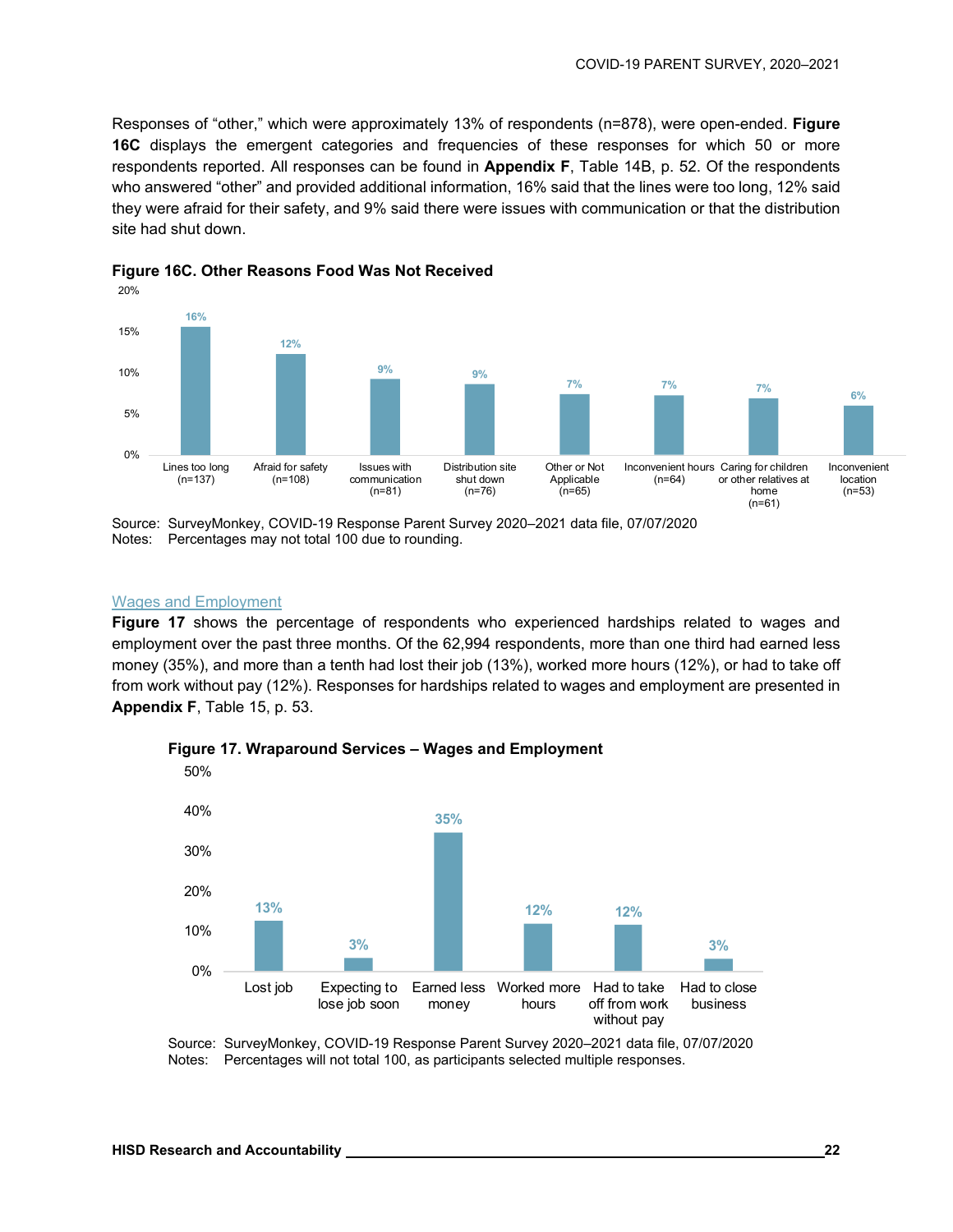Responses of "other," which were approximately 13% of respondents (n=878), were open-ended. **Figure 16C** displays the emergent categories and frequencies of these responses for which 50 or more respondents reported. All responses can be found in **Appendix F**, Table 14B, p. 52. Of the respondents who answered "other" and provided additional information, 16% said that the lines were too long, 12% said they were afraid for their safety, and 9% said there were issues with communication or that the distribution site had shut down.

**Figure 16C. Other Reasons Food Was Not Received**

| Reason | Percent |
|---|---|
| Lines too long (n=137) | 16% |
| Afraid for safety (n=108) | 12% |
| Issues with communication (n=81) | 9% |
| Distribution site shut down (n=76) | 9% |
| Other or Not Applicable (n=65) | 7% |
| Inconvenient hours (n=64) | 7% |
| Caring for children or other relatives at home (n=61) | 7% |
| Inconvenient location (n=53) | 6% |

Source: SurveyMonkey, COVID-19 Response Parent Survey 2020–2021 data file, 07/07/2020
Notes: Percentages may not total 100 due to rounding.

## Wages and Employment

**Figure 17** shows the percentage of respondents who experienced hardships related to wages and employment over the past three months. Of the 62,994 respondents, more than one third had earned less money (35%), and more than a tenth had lost their job (13%), worked more hours (12%), or had to take off from work without pay (12%). Responses for hardships related to wages and employment are presented in **Appendix F**, Table 15, p. 53.

**Figure 17. Wraparound Services – Wages and Employment**

| Hardship | Percent |
|---|---|
| Lost job | 13% |
| Expecting to lose job soon | 3% |
| Earned less money | 35% |
| Worked more hours | 12% |
| Had to take off from work without pay | 12% |
| Had to close business | 3% |

Source: SurveyMonkey, COVID-19 Response Parent Survey 2020–2021 data file, 07/07/2020
Notes: Percentages will not total 100, as participants selected multiple responses.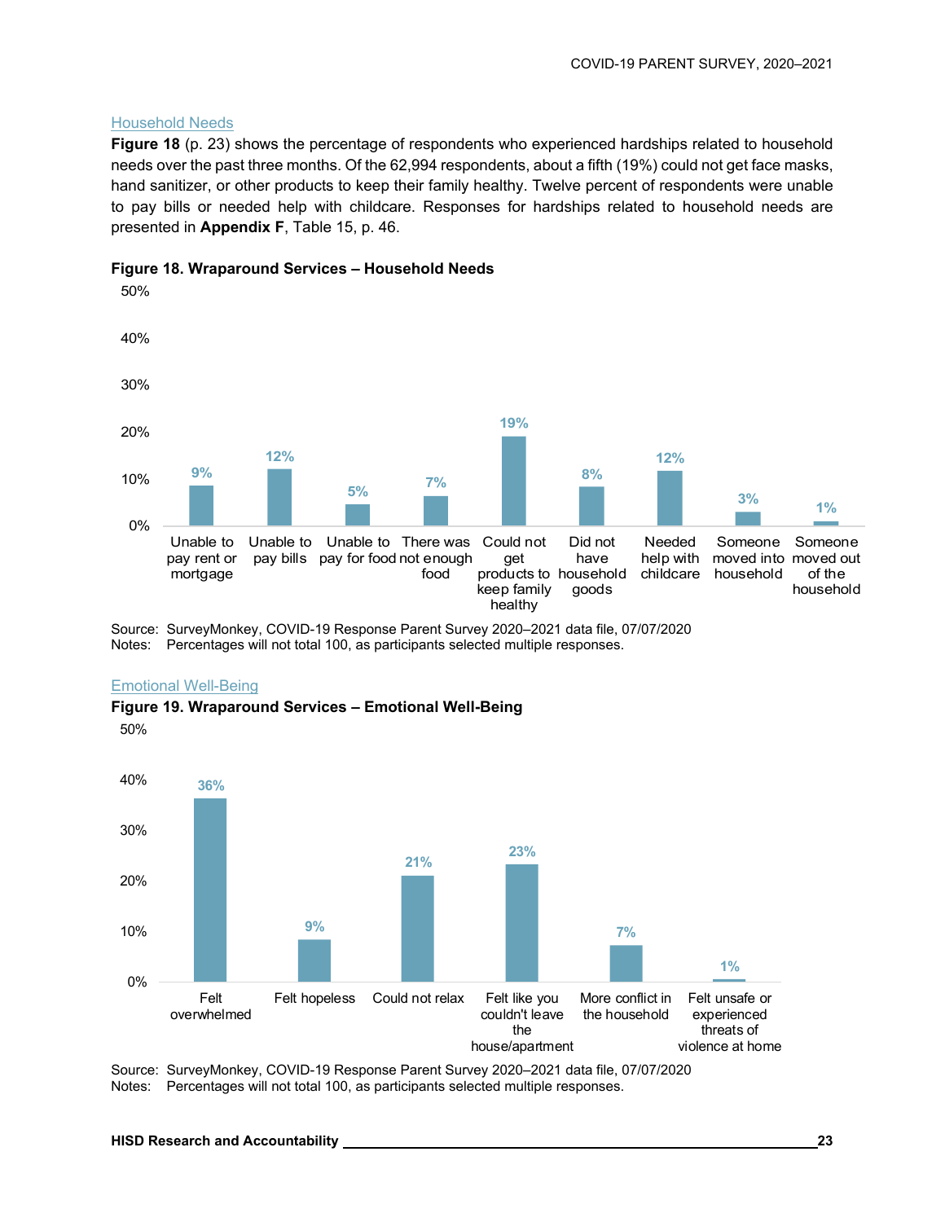## Household Needs

**Figure 18** (p. 23) shows the percentage of respondents who experienced hardships related to household needs over the past three months. Of the 62,994 respondents, about a fifth (19%) could not get face masks, hand sanitizer, or other products to keep their family healthy. Twelve percent of respondents were unable to pay bills or needed help with childcare. Responses for hardships related to household needs are presented in **Appendix F**, Table 15, p. 46.

**Figure 18. Wraparound Services – Household Needs**

| Hardship | Percent |
|---|---|
| Unable to pay rent or mortgage | 9% |
| Unable to pay bills | 12% |
| Unable to pay for food | 5% |
| There was not enough food | 7% |
| Could not get products to keep family healthy | 19% |
| Did not have household goods | 8% |
| Needed help with childcare | 12% |
| Someone moved into household | 3% |
| Someone moved out of the household | 1% |

Source: SurveyMonkey, COVID-19 Response Parent Survey 2020–2021 data file, 07/07/2020
Notes: Percentages will not total 100, as participants selected multiple responses.

## Emotional Well-Being

**Figure 19. Wraparound Services – Emotional Well-Being**

| Experience | Percent |
|---|---|
| Felt overwhelmed | 36% |
| Felt hopeless | 9% |
| Could not relax | 21% |
| Felt like you couldn't leave the house/apartment | 23% |
| More conflict in the household | 7% |
| Felt unsafe or experienced threats of violence at home | 1% |

Source: SurveyMonkey, COVID-19 Response Parent Survey 2020–2021 data file, 07/07/2020
Notes: Percentages will not total 100, as participants selected multiple responses.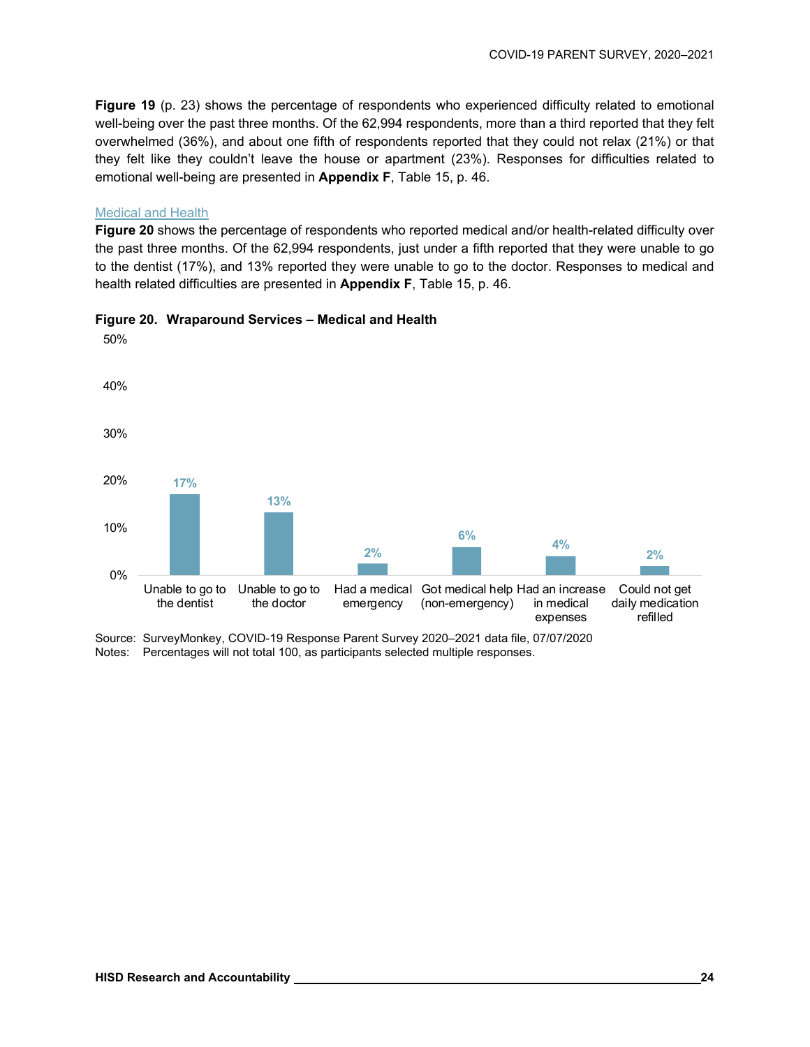**Figure 19** (p. 23) shows the percentage of respondents who experienced difficulty related to emotional well-being over the past three months. Of the 62,994 respondents, more than a third reported that they felt overwhelmed (36%), and about one fifth of respondents reported that they could not relax (21%) or that they felt like they couldn't leave the house or apartment (23%). Responses for difficulties related to emotional well-being are presented in **Appendix F**, Table 15, p. 46.

### Medical and Health

**Figure 20** shows the percentage of respondents who reported medical and/or health-related difficulty over the past three months. Of the 62,994 respondents, just under a fifth reported that they were unable to go to the dentist (17%), and 13% reported they were unable to go to the doctor. Responses to medical and health related difficulties are presented in **Appendix F**, Table 15, p. 46.

**Figure 20. Wraparound Services – Medical and Health**

| Category | Percentage |
|---|---|
| Unable to go to the dentist | 17% |
| Unable to go to the doctor | 13% |
| Had a medical emergency | 2% |
| Got medical help (non-emergency) | 6% |
| Had an increase in medical expenses | 4% |
| Could not get daily medication refilled | 2% |

Source: SurveyMonkey, COVID-19 Response Parent Survey 2020–2021 data file, 07/07/2020
Notes: Percentages will not total 100, as participants selected multiple responses.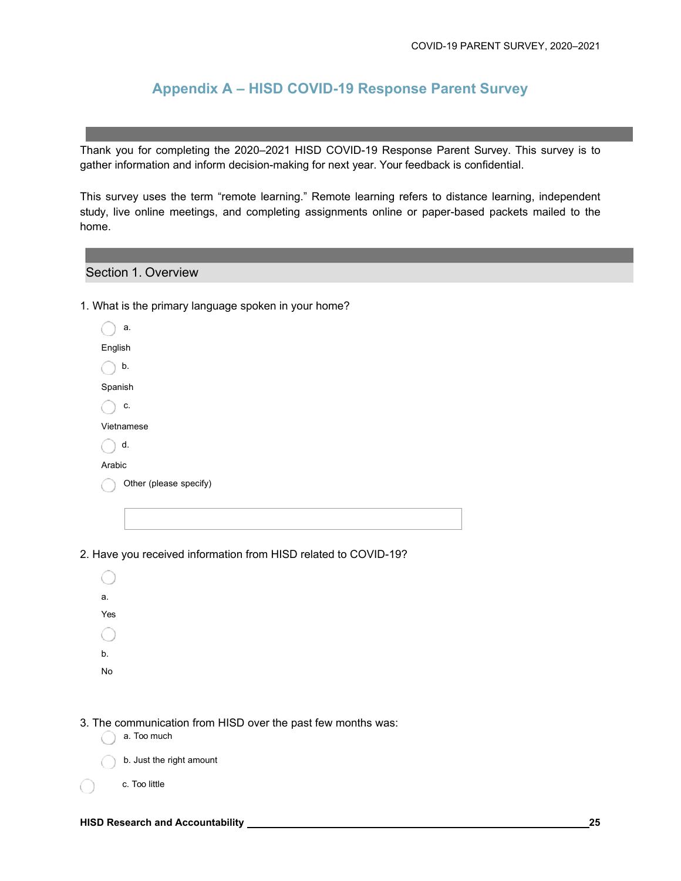## Appendix A – HISD COVID-19 Response Parent Survey

Thank you for completing the 2020–2021 HISD COVID-19 Response Parent Survey. This survey is to gather information and inform decision-making for next year. Your feedback is confidential.

This survey uses the term "remote learning." Remote learning refers to distance learning, independent study, live online meetings, and completing assignments online or paper-based packets mailed to the home.

### Section 1. Overview

1. What is the primary language spoken in your home?

- a. English
- b. Spanish
- c. Vietnamese
- d. Arabic
- Other (please specify)

2. Have you received information from HISD related to COVID-19?

- a. Yes
- b. No

3. The communication from HISD over the past few months was:

- a. Too much
- b. Just the right amount
- c. Too little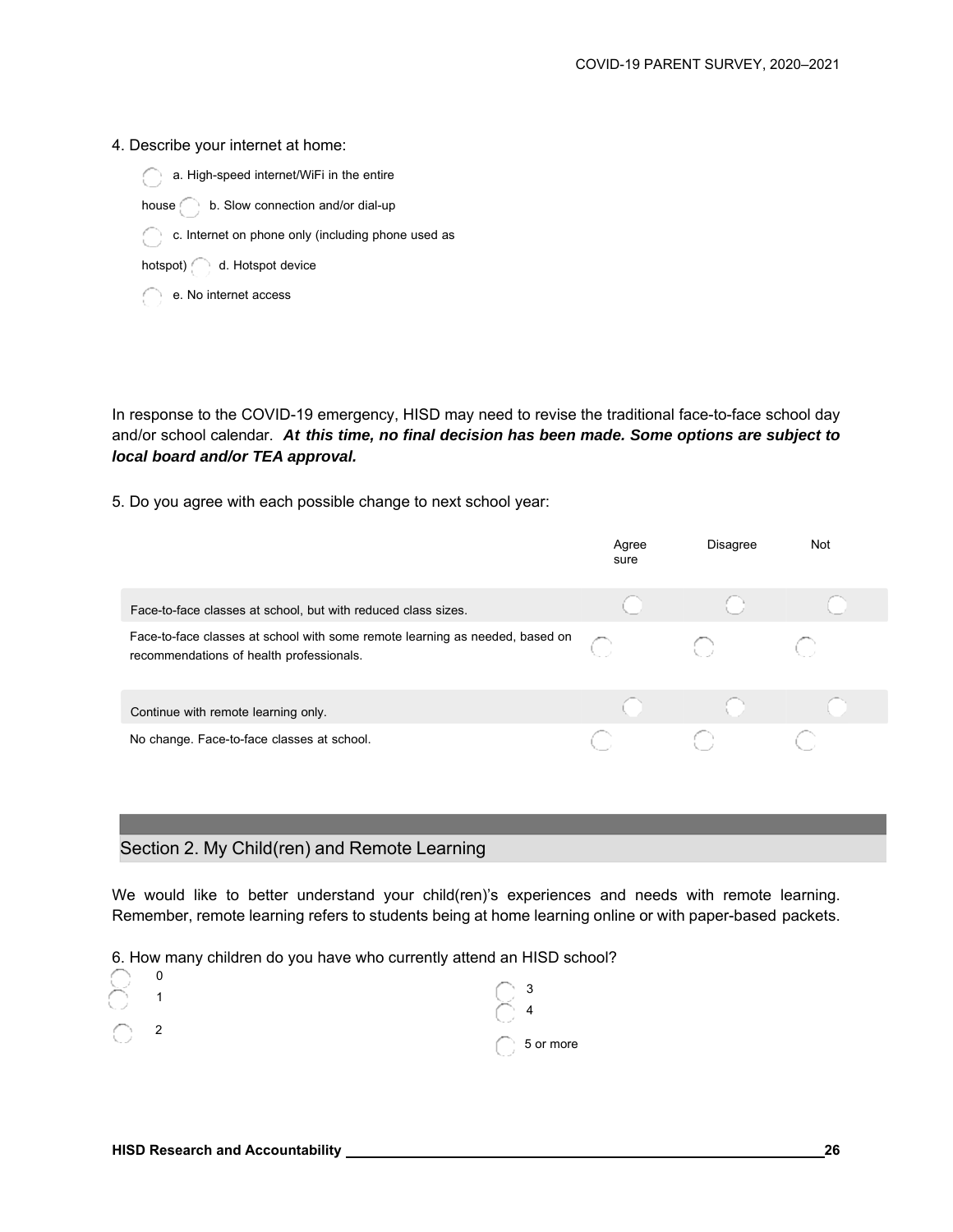4. Describe your internet at home:

- a. High-speed internet/WiFi in the entire house
- b. Slow connection and/or dial-up
- c. Internet on phone only (including phone used as hotspot)
- d. Hotspot device
- e. No internet access

In response to the COVID-19 emergency, HISD may need to revise the traditional face-to-face school day and/or school calendar. ***At this time, no final decision has been made. Some options are subject to local board and/or TEA approval.***

5. Do you agree with each possible change to next school year:

| | Agree | Disagree | Not sure |
|---|---|---|---|
| Face-to-face classes at school, but with reduced class sizes. | | | |
| Face-to-face classes at school with some remote learning as needed, based on recommendations of health professionals. | | | |
| Continue with remote learning only. | | | |
| No change. Face-to-face classes at school. | | | |

## Section 2. My Child(ren) and Remote Learning

We would like to better understand your child(ren)'s experiences and needs with remote learning. Remember, remote learning refers to students being at home learning online or with paper-based packets.

6. How many children do you have who currently attend an HISD school?

- 0
- 1
- 2
- 3
- 4
- 5 or more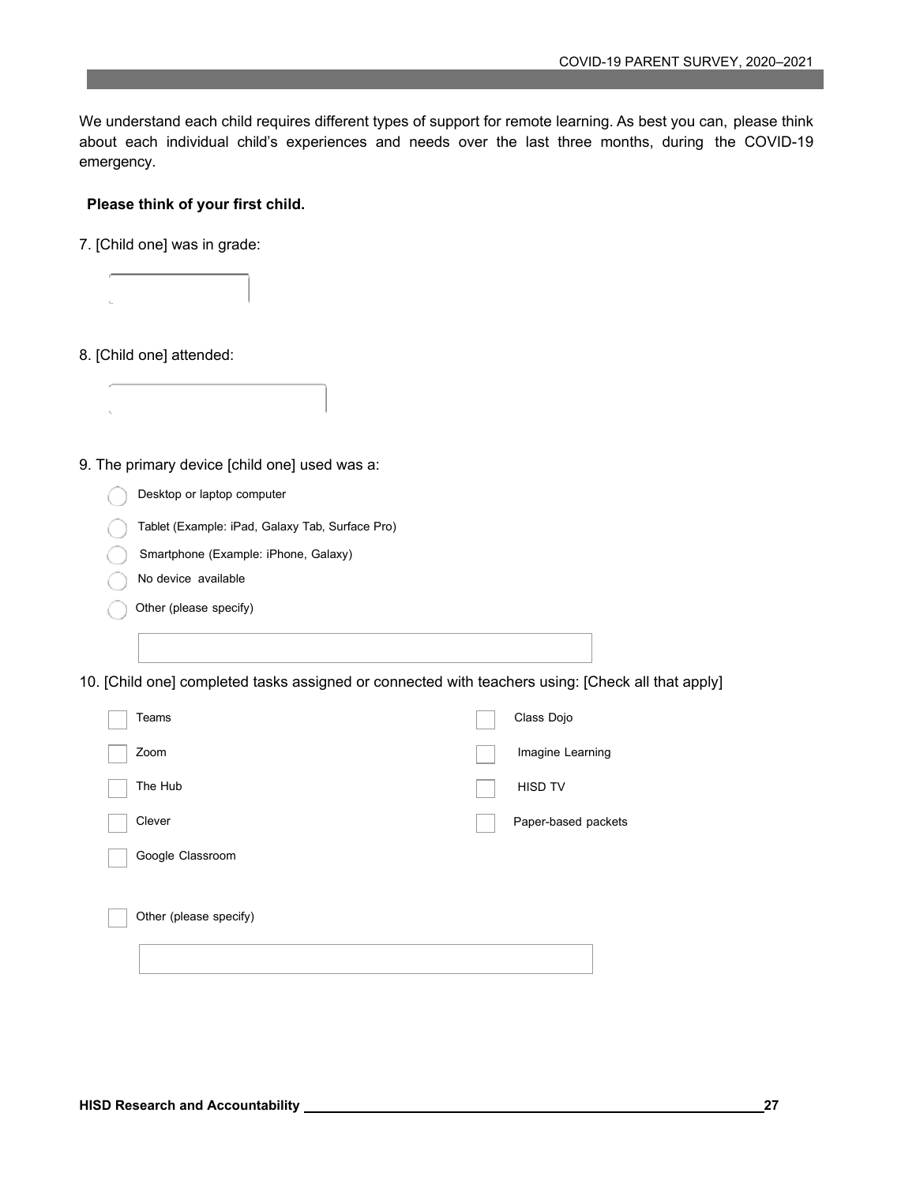We understand each child requires different types of support for remote learning. As best you can, please think about each individual child's experiences and needs over the last three months, during the COVID-19 emergency.

**Please think of your first child.**

7. [Child one] was in grade:

8. [Child one] attended:

9. The primary device [child one] used was a:

- ◯ Desktop or laptop computer
- ◯ Tablet (Example: iPad, Galaxy Tab, Surface Pro)
- ◯ Smartphone (Example: iPhone, Galaxy)
- ◯ No device available
- ◯ Other (please specify)

10. [Child one] completed tasks assigned or connected with teachers using: [Check all that apply]

- ☐ Teams
- ☐ Zoom
- ☐ The Hub
- ☐ Clever
- ☐ Google Classroom
- ☐ Class Dojo
- ☐ Imagine Learning
- ☐ HISD TV
- ☐ Paper-based packets
- ☐ Other (please specify)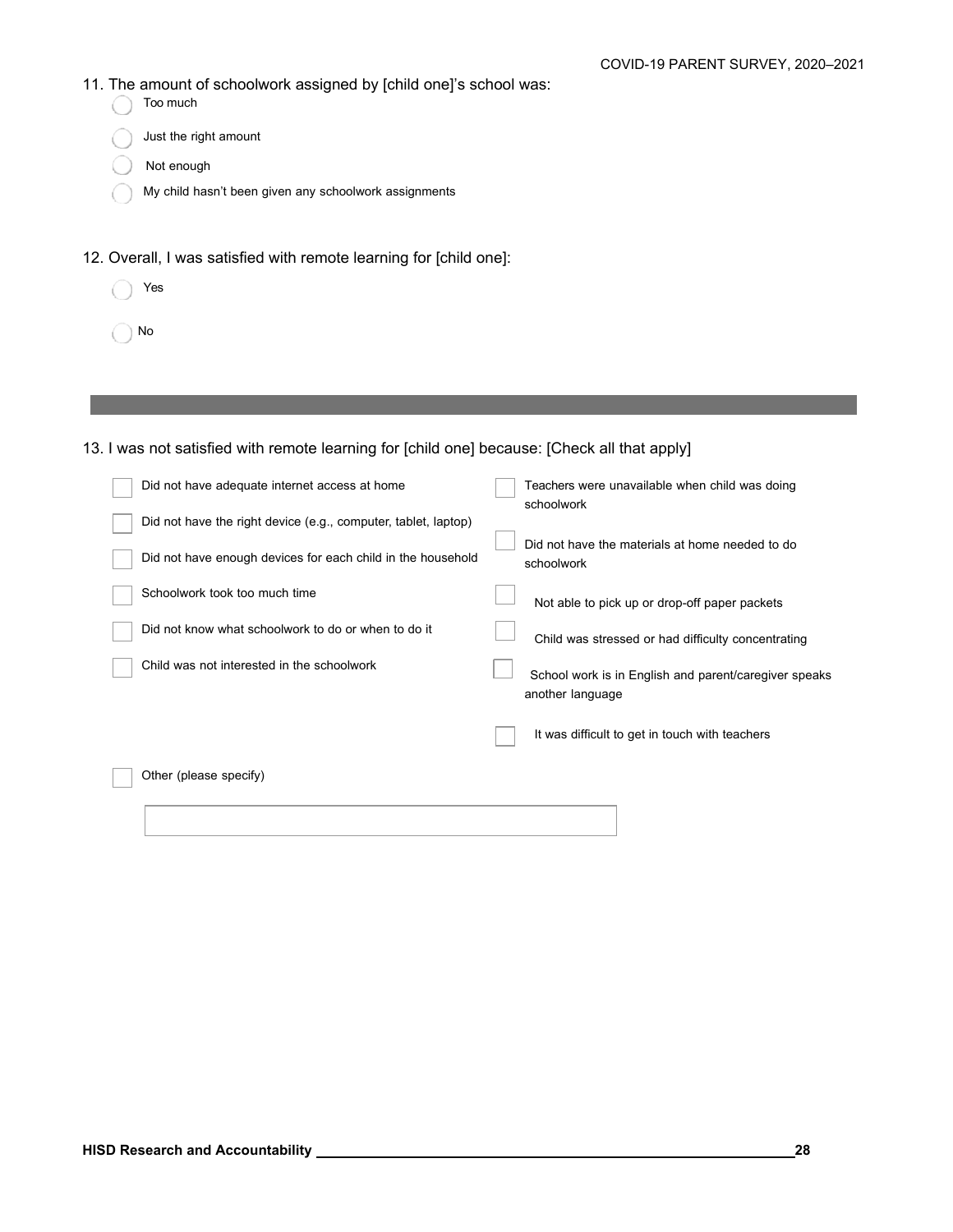11. The amount of schoolwork assigned by [child one]'s school was:

- Too much
- Just the right amount
- Not enough
- My child hasn't been given any schoolwork assignments

12. Overall, I was satisfied with remote learning for [child one]:

- Yes
- No

---

13. I was not satisfied with remote learning for [child one] because: [Check all that apply]

- Did not have adequate internet access at home
- Did not have the right device (e.g., computer, tablet, laptop)
- Did not have enough devices for each child in the household
- Schoolwork took too much time
- Did not know what schoolwork to do or when to do it
- Child was not interested in the schoolwork
- Teachers were unavailable when child was doing schoolwork
- Did not have the materials at home needed to do schoolwork
- Not able to pick up or drop-off paper packets
- Child was stressed or had difficulty concentrating
- School work is in English and parent/caregiver speaks another language
- It was difficult to get in touch with teachers
- Other (please specify)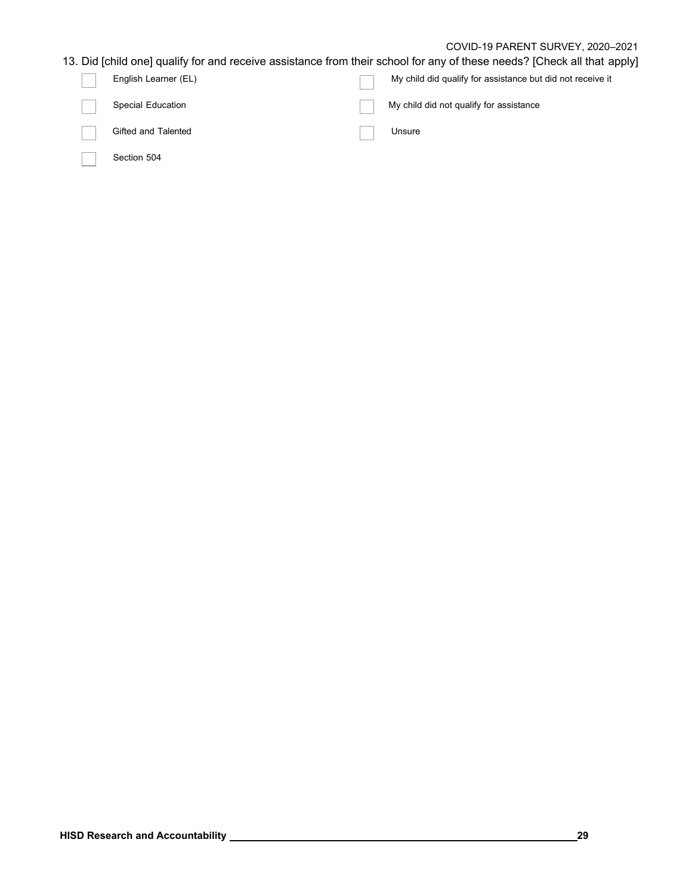13. Did [child one] qualify for and receive assistance from their school for any of these needs? [Check all that apply]

- ☐ English Learner (EL)
- ☐ Special Education
- ☐ Gifted and Talented
- ☐ Section 504
- ☐ My child did qualify for assistance but did not receive it
- ☐ My child did not qualify for assistance
- ☐ Unsure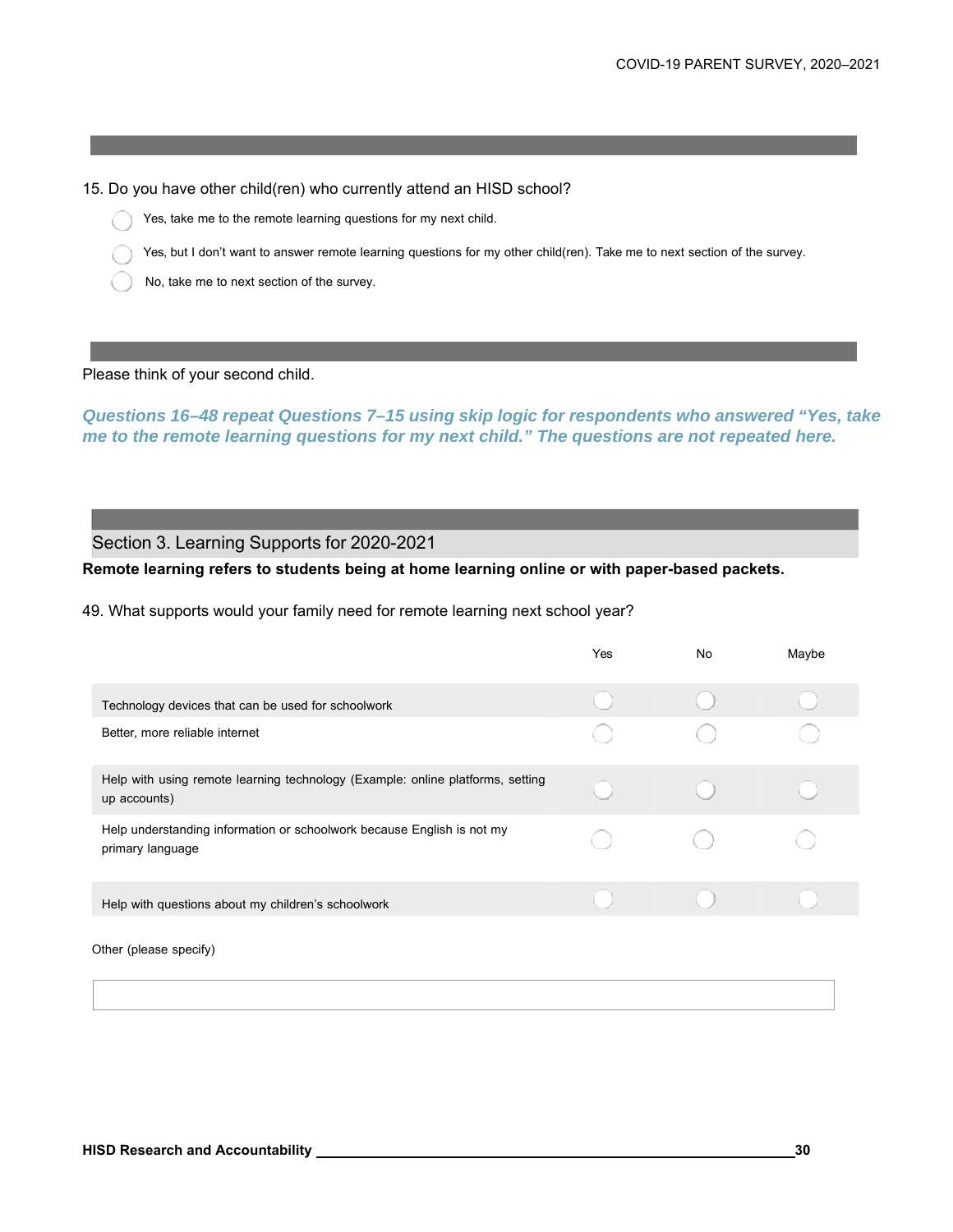15. Do you have other child(ren) who currently attend an HISD school?

- Yes, take me to the remote learning questions for my next child.
- Yes, but I don't want to answer remote learning questions for my other child(ren). Take me to next section of the survey.
- No, take me to next section of the survey.

Please think of your second child.

***Questions 16–48 repeat Questions 7–15 using skip logic for respondents who answered "Yes, take me to the remote learning questions for my next child." The questions are not repeated here.***

## Section 3. Learning Supports for 2020-2021

**Remote learning refers to students being at home learning online or with paper-based packets.**

49. What supports would your family need for remote learning next school year?

| | Yes | No | Maybe |
|---|---|---|---|
| Technology devices that can be used for schoolwork | | | |
| Better, more reliable internet | | | |
| Help with using remote learning technology (Example: online platforms, setting up accounts) | | | |
| Help understanding information or schoolwork because English is not my primary language | | | |
| Help with questions about my children's schoolwork | | | |

Other (please specify)

______________________________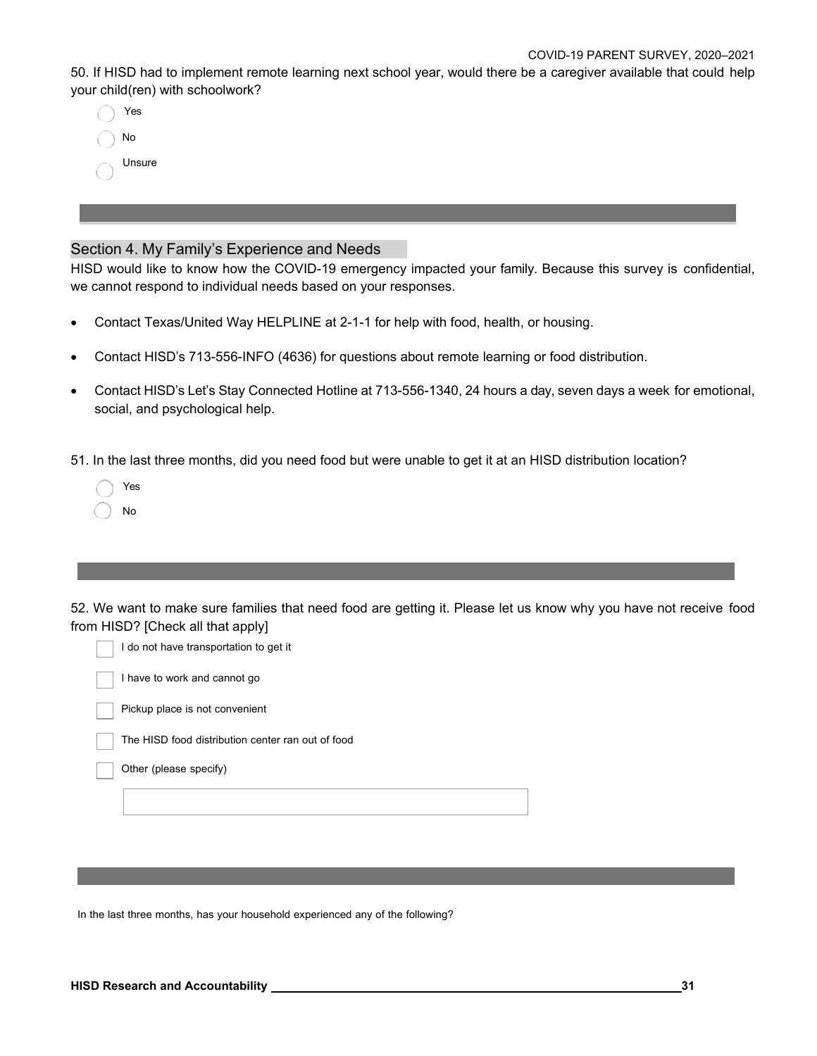50. If HISD had to implement remote learning next school year, would there be a caregiver available that could help your child(ren) with schoolwork?

- ◯ Yes
- ◯ No
- ◯ Unsure

## Section 4. My Family's Experience and Needs

HISD would like to know how the COVID-19 emergency impacted your family. Because this survey is confidential, we cannot respond to individual needs based on your responses.

- Contact Texas/United Way HELPLINE at 2-1-1 for help with food, health, or housing.
- Contact HISD's 713-556-INFO (4636) for questions about remote learning or food distribution.
- Contact HISD's Let's Stay Connected Hotline at 713-556-1340, 24 hours a day, seven days a week for emotional, social, and psychological help.

51. In the last three months, did you need food but were unable to get it at an HISD distribution location?

- ◯ Yes
- ◯ No

52. We want to make sure families that need food are getting it. Please let us know why you have not receive food from HISD? [Check all that apply]

- ☐ I do not have transportation to get it
- ☐ I have to work and cannot go
- ☐ Pickup place is not convenient
- ☐ The HISD food distribution center ran out of food
- ☐ Other (please specify)

In the last three months, has your household experienced any of the following?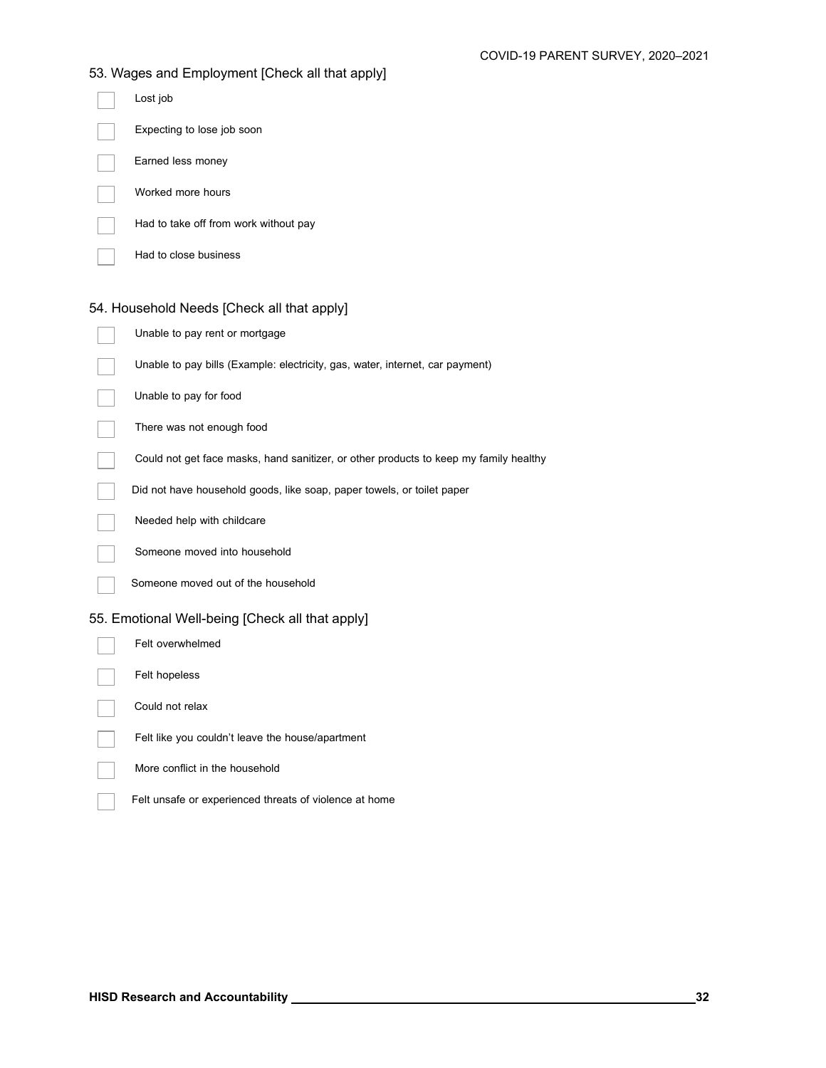53. Wages and Employment [Check all that apply]

- [ ] Lost job
- [ ] Expecting to lose job soon
- [ ] Earned less money
- [ ] Worked more hours
- [ ] Had to take off from work without pay
- [ ] Had to close business

54. Household Needs [Check all that apply]

- [ ] Unable to pay rent or mortgage
- [ ] Unable to pay bills (Example: electricity, gas, water, internet, car payment)
- [ ] Unable to pay for food
- [ ] There was not enough food
- [ ] Could not get face masks, hand sanitizer, or other products to keep my family healthy
- [ ] Did not have household goods, like soap, paper towels, or toilet paper
- [ ] Needed help with childcare
- [ ] Someone moved into household
- [ ] Someone moved out of the household

55. Emotional Well-being [Check all that apply]

- [ ] Felt overwhelmed
- [ ] Felt hopeless
- [ ] Could not relax
- [ ] Felt like you couldn't leave the house/apartment
- [ ] More conflict in the household
- [ ] Felt unsafe or experienced threats of violence at home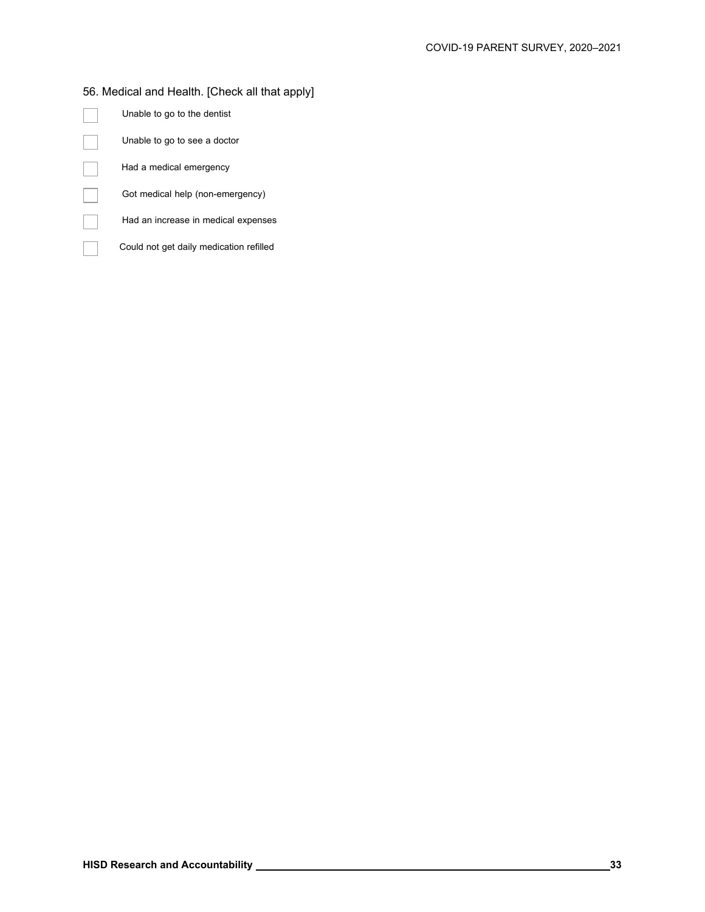56. Medical and Health. [Check all that apply]

- ☐ Unable to go to the dentist
- ☐ Unable to go to see a doctor
- ☐ Had a medical emergency
- ☐ Got medical help (non-emergency)
- ☐ Had an increase in medical expenses
- ☐ Could not get daily medication refilled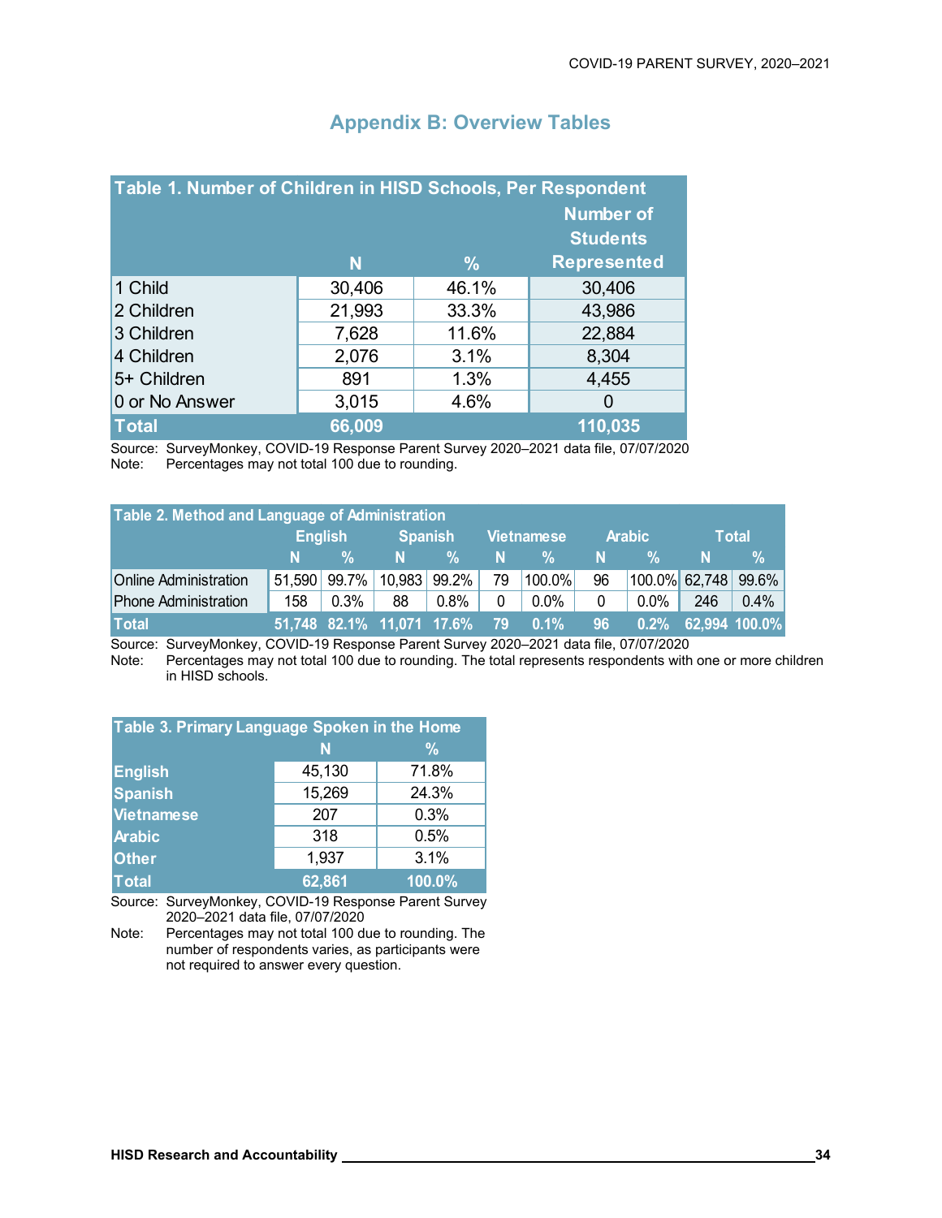## Appendix B: Overview Tables

| Table 1. Number of Children in HISD Schools, Per Respondent | N | % | Number of Students Represented |
|---|---|---|---|
| 1 Child | 30,406 | 46.1% | 30,406 |
| 2 Children | 21,993 | 33.3% | 43,986 |
| 3 Children | 7,628 | 11.6% | 22,884 |
| 4 Children | 2,076 | 3.1% | 8,304 |
| 5+ Children | 891 | 1.3% | 4,455 |
| 0 or No Answer | 3,015 | 4.6% | 0 |
| **Total** | **66,009** | | **110,035** |

Source: SurveyMonkey, COVID-19 Response Parent Survey 2020–2021 data file, 07/07/2020
Note: Percentages may not total 100 due to rounding.

**Table 2. Method and Language of Administration**

| | English | | Spanish | | Vietnamese | | Arabic | | Total | |
|---|---|---|---|---|---|---|---|---|---|---|
| | N | % | N | % | N | % | N | % | N | % |
| Online Administration | 51,590 | 99.7% | 10,983 | 99.2% | 79 | 100.0% | 96 | 100.0% | 62,748 | 99.6% |
| Phone Administration | 158 | 0.3% | 88 | 0.8% | 0 | 0.0% | 0 | 0.0% | 246 | 0.4% |
| **Total** | **51,748** | **82.1%** | **11,071** | **17.6%** | **79** | **0.1%** | **96** | **0.2%** | **62,994** | **100.0%** |

Source: SurveyMonkey, COVID-19 Response Parent Survey 2020–2021 data file, 07/07/2020
Note: Percentages may not total 100 due to rounding. The total represents respondents with one or more children in HISD schools.

| Table 3. Primary Language Spoken in the Home | N | % |
|---|---|---|
| **English** | 45,130 | 71.8% |
| **Spanish** | 15,269 | 24.3% |
| **Vietnamese** | 207 | 0.3% |
| **Arabic** | 318 | 0.5% |
| **Other** | 1,937 | 3.1% |
| **Total** | **62,861** | **100.0%** |

Source: SurveyMonkey, COVID-19 Response Parent Survey 2020–2021 data file, 07/07/2020
Note: Percentages may not total 100 due to rounding. The number of respondents varies, as participants were not required to answer every question.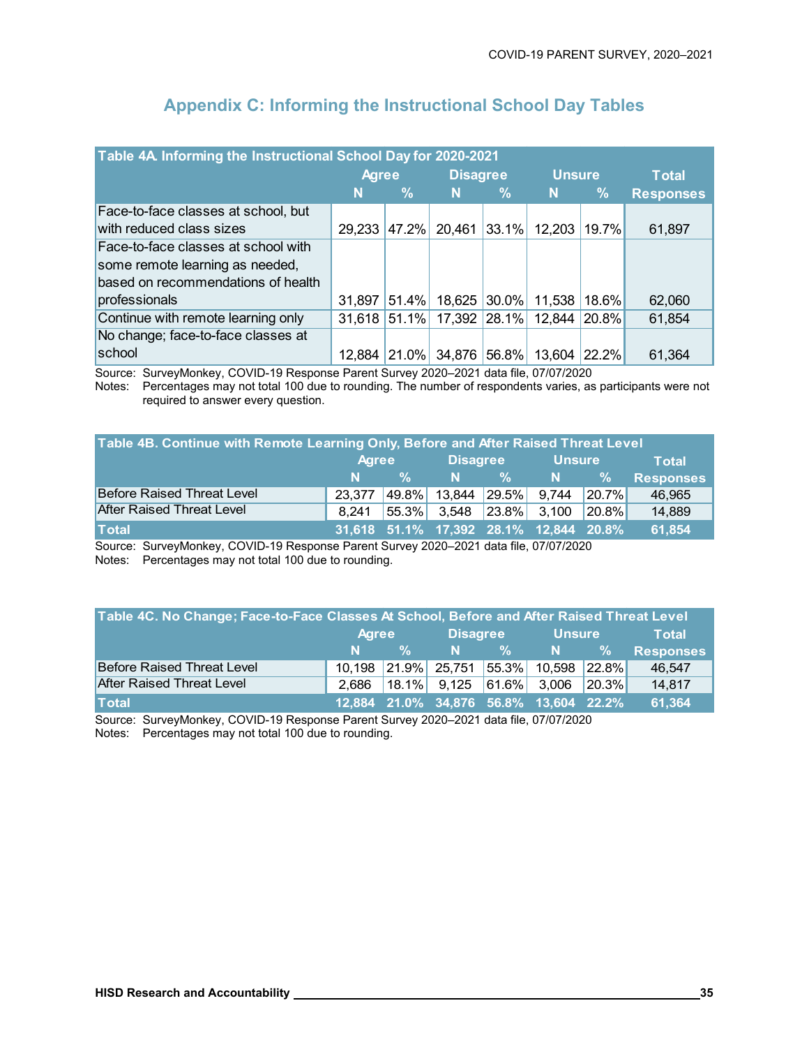## Appendix C: Informing the Instructional School Day Tables

| Table 4A. Informing the Instructional School Day for 2020-2021 | Agree | | Disagree | | Unsure | | Total Responses |
|---|---|---|---|---|---|---|---|
| | N | % | N | % | N | % | |
| Face-to-face classes at school, but with reduced class sizes | 29,233 | 47.2% | 20,461 | 33.1% | 12,203 | 19.7% | 61,897 |
| Face-to-face classes at school with some remote learning as needed, based on recommendations of health professionals | 31,897 | 51.4% | 18,625 | 30.0% | 11,538 | 18.6% | 62,060 |
| Continue with remote learning only | 31,618 | 51.1% | 17,392 | 28.1% | 12,844 | 20.8% | 61,854 |
| No change; face-to-face classes at school | 12,884 | 21.0% | 34,876 | 56.8% | 13,604 | 22.2% | 61,364 |

Source: SurveyMonkey, COVID-19 Response Parent Survey 2020–2021 data file, 07/07/2020
Notes: Percentages may not total 100 due to rounding. The number of respondents varies, as participants were not required to answer every question.

| Table 4B. Continue with Remote Learning Only, Before and After Raised Threat Level | Agree | | Disagree | | Unsure | | Total Responses |
|---|---|---|---|---|---|---|---|
| | N | % | N | % | N | % | |
| Before Raised Threat Level | 23,377 | 49.8% | 13,844 | 29.5% | 9,744 | 20.7% | 46,965 |
| After Raised Threat Level | 8,241 | 55.3% | 3,548 | 23.8% | 3,100 | 20.8% | 14,889 |
| **Total** | **31,618** | **51.1%** | **17,392** | **28.1%** | **12,844** | **20.8%** | **61,854** |

Source: SurveyMonkey, COVID-19 Response Parent Survey 2020–2021 data file, 07/07/2020
Notes: Percentages may not total 100 due to rounding.

| Table 4C. No Change; Face-to-Face Classes At School, Before and After Raised Threat Level | Agree | | Disagree | | Unsure | | Total Responses |
|---|---|---|---|---|---|---|---|
| | N | % | N | % | N | % | |
| Before Raised Threat Level | 10,198 | 21.9% | 25,751 | 55.3% | 10,598 | 22.8% | 46,547 |
| After Raised Threat Level | 2,686 | 18.1% | 9,125 | 61.6% | 3,006 | 20.3% | 14,817 |
| **Total** | **12,884** | **21.0%** | **34,876** | **56.8%** | **13,604** | **22.2%** | **61,364** |

Source: SurveyMonkey, COVID-19 Response Parent Survey 2020–2021 data file, 07/07/2020
Notes: Percentages may not total 100 due to rounding.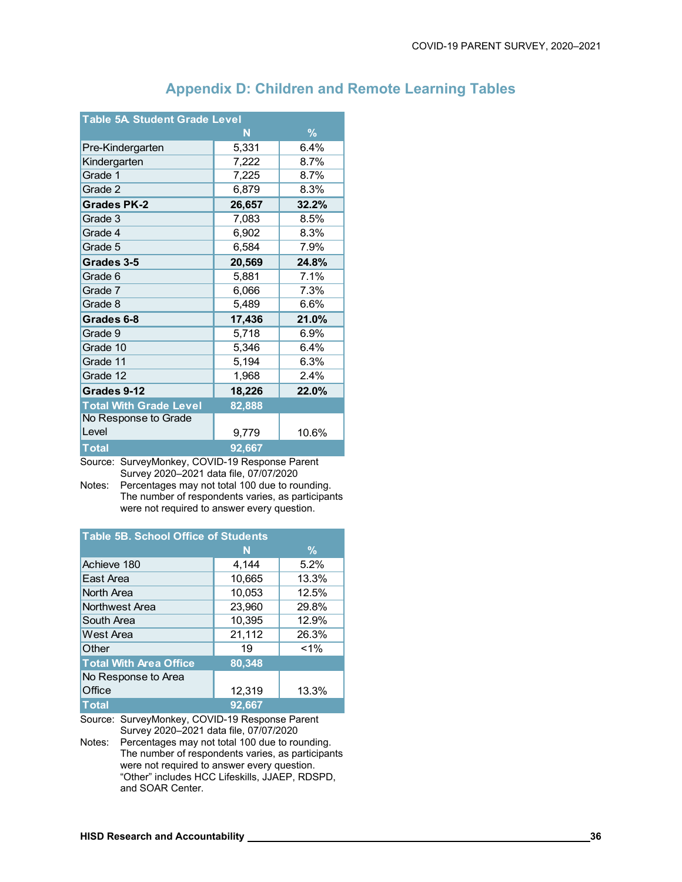# Appendix D: Children and Remote Learning Tables

| Table 5A. Student Grade Level | N | % |
|---|---|---|
| Pre-Kindergarten | 5,331 | 6.4% |
| Kindergarten | 7,222 | 8.7% |
| Grade 1 | 7,225 | 8.7% |
| Grade 2 | 6,879 | 8.3% |
| **Grades PK-2** | **26,657** | **32.2%** |
| Grade 3 | 7,083 | 8.5% |
| Grade 4 | 6,902 | 8.3% |
| Grade 5 | 6,584 | 7.9% |
| **Grades 3-5** | **20,569** | **24.8%** |
| Grade 6 | 5,881 | 7.1% |
| Grade 7 | 6,066 | 7.3% |
| Grade 8 | 5,489 | 6.6% |
| **Grades 6-8** | **17,436** | **21.0%** |
| Grade 9 | 5,718 | 6.9% |
| Grade 10 | 5,346 | 6.4% |
| Grade 11 | 5,194 | 6.3% |
| Grade 12 | 1,968 | 2.4% |
| **Grades 9-12** | **18,226** | **22.0%** |
| **Total With Grade Level** | **82,888** | |
| No Response to Grade Level | 9,779 | 10.6% |
| **Total** | **92,667** | |

Source: SurveyMonkey, COVID-19 Response Parent Survey 2020–2021 data file, 07/07/2020

Notes: Percentages may not total 100 due to rounding. The number of respondents varies, as participants were not required to answer every question.

| Table 5B. School Office of Students | N | % |
|---|---|---|
| Achieve 180 | 4,144 | 5.2% |
| East Area | 10,665 | 13.3% |
| North Area | 10,053 | 12.5% |
| Northwest Area | 23,960 | 29.8% |
| South Area | 10,395 | 12.9% |
| West Area | 21,112 | 26.3% |
| Other | 19 | <1% |
| **Total With Area Office** | **80,348** | |
| No Response to Area Office | 12,319 | 13.3% |
| **Total** | **92,667** | |

Source: SurveyMonkey, COVID-19 Response Parent Survey 2020–2021 data file, 07/07/2020

Notes: Percentages may not total 100 due to rounding. The number of respondents varies, as participants were not required to answer every question. "Other" includes HCC Lifeskills, JJAEP, RDSPD, and SOAR Center.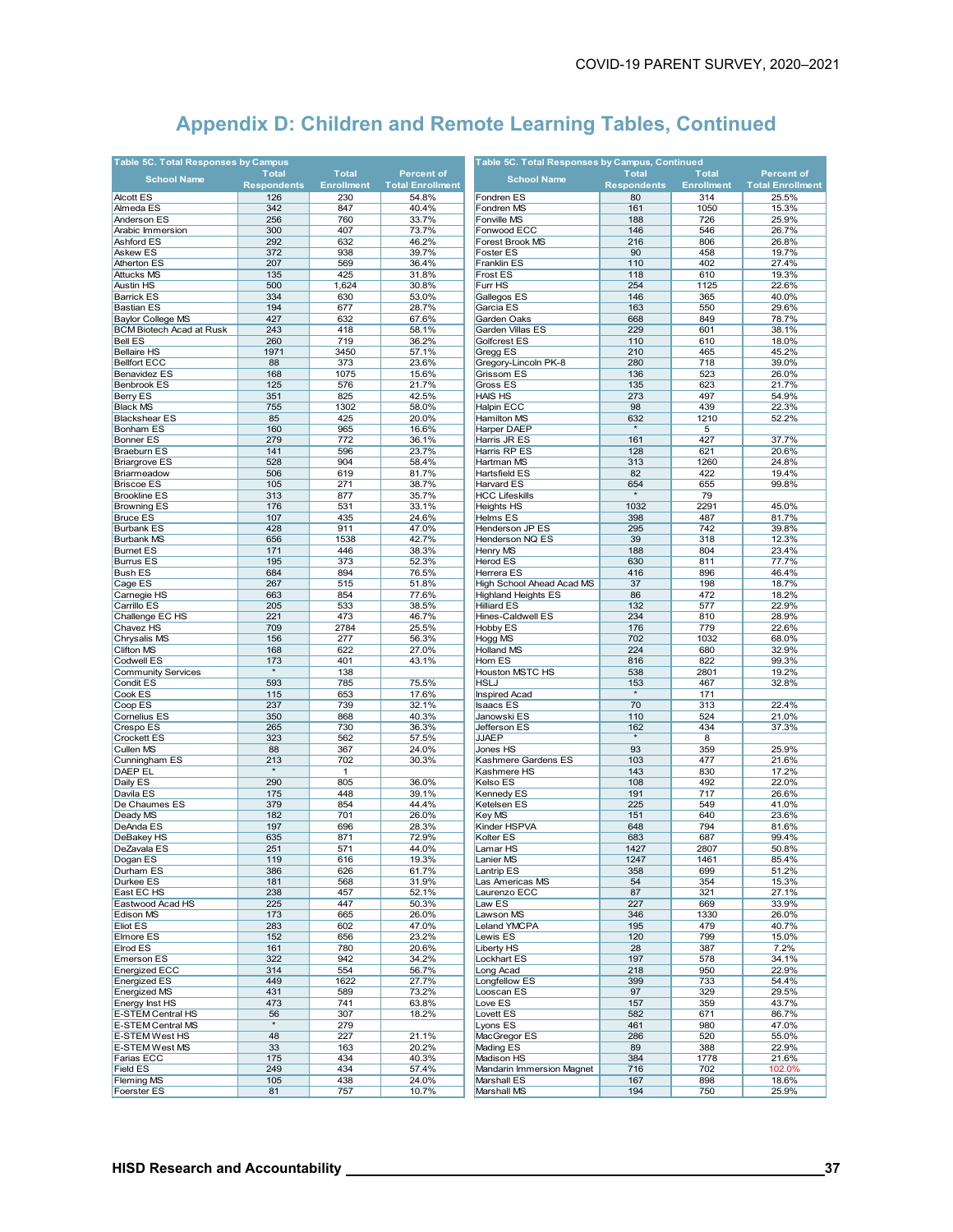## Appendix D: Children and Remote Learning Tables, Continued

**Table 5C. Total Responses by Campus**

| School Name | Total Respondents | Total Enrollment | Percent of Total Enrollment |
|---|---|---|---|
| Alcott ES | 126 | 230 | 54.8% |
| Almeda ES | 342 | 847 | 40.4% |
| Anderson ES | 256 | 760 | 33.7% |
| Arabic Immersion | 300 | 407 | 73.7% |
| Ashford ES | 292 | 632 | 46.2% |
| Askew ES | 372 | 938 | 39.7% |
| Atherton ES | 207 | 569 | 36.4% |
| Attucks MS | 135 | 425 | 31.8% |
| Austin HS | 500 | 1,624 | 30.8% |
| Barrick ES | 334 | 630 | 53.0% |
| Bastian ES | 194 | 677 | 28.7% |
| Baylor College MS | 427 | 632 | 67.6% |
| BCM Biotech Acad at Rusk | 243 | 418 | 58.1% |
| Bell ES | 260 | 719 | 36.2% |
| Bellaire HS | 1971 | 3450 | 57.1% |
| Bellfort ECC | 88 | 373 | 23.6% |
| Benavidez ES | 168 | 1075 | 15.6% |
| Benbrook ES | 125 | 576 | 21.7% |
| Berry ES | 351 | 825 | 42.5% |
| Black MS | 755 | 1302 | 58.0% |
| Blackshear ES | 85 | 425 | 20.0% |
| Bonham ES | 160 | 965 | 16.6% |
| Bonner ES | 279 | 772 | 36.1% |
| Braeburn ES | 141 | 596 | 23.7% |
| Briargrove ES | 528 | 904 | 58.4% |
| Briarmeadow | 506 | 619 | 81.7% |
| Briscoe ES | 105 | 271 | 38.7% |
| Brookline ES | 313 | 877 | 35.7% |
| Browning ES | 176 | 531 | 33.1% |
| Bruce ES | 107 | 435 | 24.6% |
| Burbank ES | 428 | 911 | 47.0% |
| Burbank MS | 656 | 1538 | 42.7% |
| Burnet ES | 171 | 446 | 38.3% |
| Burrus ES | 195 | 373 | 52.3% |
| Bush ES | 684 | 894 | 76.5% |
| Cage ES | 267 | 515 | 51.8% |
| Carnegie HS | 663 | 854 | 77.6% |
| Carrillo ES | 205 | 533 | 38.5% |
| Challenge EC HS | 221 | 473 | 46.7% |
| Chavez HS | 709 | 2784 | 25.5% |
| Chrysalis MS | 156 | 277 | 56.3% |
| Clifton MS | 168 | 622 | 27.0% |
| Codwell ES | 173 | 401 | 43.1% |
| Community Services | * | 138 | |
| Condit ES | 593 | 785 | 75.5% |
| Cook ES | 115 | 653 | 17.6% |
| Coop ES | 237 | 739 | 32.1% |
| Cornelius ES | 350 | 868 | 40.3% |
| Crespo ES | 265 | 730 | 36.3% |
| Crockett ES | 323 | 562 | 57.5% |
| Cullen MS | 88 | 367 | 24.0% |
| Cunningham ES | 213 | 702 | 30.3% |
| DAEP EL | * | 1 | |
| Daily ES | 290 | 805 | 36.0% |
| Davila ES | 175 | 448 | 39.1% |
| De Chaumes ES | 379 | 854 | 44.4% |
| Deady MS | 182 | 701 | 26.0% |
| DeAnda ES | 197 | 696 | 28.3% |
| DeBakey HS | 635 | 871 | 72.9% |
| DeZavala ES | 251 | 571 | 44.0% |
| Dogan ES | 119 | 616 | 19.3% |
| Durham ES | 386 | 626 | 61.7% |
| Durkee ES | 181 | 568 | 31.9% |
| East EC HS | 238 | 457 | 52.1% |
| Eastwood Acad HS | 225 | 447 | 50.3% |
| Edison MS | 173 | 665 | 26.0% |
| Eliot ES | 283 | 602 | 47.0% |
| Elmore ES | 152 | 656 | 23.2% |
| Elrod ES | 161 | 780 | 20.6% |
| Emerson ES | 322 | 942 | 34.2% |
| Energized ECC | 314 | 554 | 56.7% |
| Energized ES | 449 | 1622 | 27.7% |
| Energized MS | 431 | 589 | 73.2% |
| Energy Inst HS | 473 | 741 | 63.8% |
| E-STEM Central HS | 56 | 307 | 18.2% |
| E-STEM Central MS | * | 279 | |
| E-STEM West HS | 48 | 227 | 21.1% |
| E-STEM West MS | 33 | 163 | 20.2% |
| Farias ECC | 175 | 434 | 40.3% |
| Field ES | 249 | 434 | 57.4% |
| Fleming MS | 105 | 438 | 24.0% |
| Foerster ES | 81 | 757 | 10.7% |

**Table 5C. Total Responses by Campus, Continued**

| School Name | Total Respondents | Total Enrollment | Percent of Total Enrollment |
|---|---|---|---|
| Fondren ES | 80 | 314 | 25.5% |
| Fondren MS | 161 | 1050 | 15.3% |
| Fonville MS | 188 | 726 | 25.9% |
| Fonwood ECC | 146 | 546 | 26.7% |
| Forest Brook MS | 216 | 806 | 26.8% |
| Foster ES | 90 | 458 | 19.7% |
| Franklin ES | 110 | 402 | 27.4% |
| Frost ES | 118 | 610 | 19.3% |
| Furr HS | 254 | 1125 | 22.6% |
| Gallegos ES | 146 | 365 | 40.0% |
| Garcia ES | 163 | 550 | 29.6% |
| Garden Oaks | 668 | 849 | 78.7% |
| Garden Villas ES | 229 | 601 | 38.1% |
| Golfcrest ES | 110 | 610 | 18.0% |
| Gregg ES | 210 | 465 | 45.2% |
| Gregory-Lincoln PK-8 | 280 | 718 | 39.0% |
| Grissom ES | 136 | 523 | 26.0% |
| Gross ES | 135 | 623 | 21.7% |
| HAIS HS | 273 | 497 | 54.9% |
| Halpin ECC | 98 | 439 | 22.3% |
| Hamilton MS | 632 | 1210 | 52.2% |
| Harper DAEP | * | 5 | |
| Harris JR ES | 161 | 427 | 37.7% |
| Harris RP ES | 128 | 621 | 20.6% |
| Hartman MS | 313 | 1260 | 24.8% |
| Hartsfield ES | 82 | 422 | 19.4% |
| Harvard ES | 654 | 655 | 99.8% |
| HCC Lifeskills | * | 79 | |
| Heights HS | 1032 | 2291 | 45.0% |
| Helms ES | 398 | 487 | 81.7% |
| Henderson JP ES | 295 | 742 | 39.8% |
| Henderson NQ ES | 39 | 318 | 12.3% |
| Henry MS | 188 | 804 | 23.4% |
| Herod ES | 630 | 811 | 77.7% |
| Herrera ES | 416 | 896 | 46.4% |
| High School Ahead Acad MS | 37 | 198 | 18.7% |
| Highland Heights ES | 86 | 472 | 18.2% |
| Hilliard ES | 132 | 577 | 22.9% |
| Hines-Caldwell ES | 234 | 810 | 28.9% |
| Hobby ES | 176 | 779 | 22.6% |
| Hogg MS | 702 | 1032 | 68.0% |
| Holland MS | 224 | 680 | 32.9% |
| Horn ES | 816 | 822 | 99.3% |
| Houston MSTC HS | 538 | 2801 | 19.2% |
| HSLJ | 153 | 467 | 32.8% |
| Inspired Acad | * | 171 | |
| Isaacs ES | 70 | 313 | 22.4% |
| Janowski ES | 110 | 524 | 21.0% |
| Jefferson ES | 162 | 434 | 37.3% |
| JJAEP | * | 8 | |
| Jones HS | 93 | 359 | 25.9% |
| Kashmere Gardens ES | 103 | 477 | 21.6% |
| Kashmere HS | 143 | 830 | 17.2% |
| Kelso ES | 108 | 492 | 22.0% |
| Kennedy ES | 191 | 717 | 26.6% |
| Ketelsen ES | 225 | 549 | 41.0% |
| Key MS | 151 | 640 | 23.6% |
| Kinder HSPVA | 648 | 794 | 81.6% |
| Kolter ES | 683 | 687 | 99.4% |
| Lamar HS | 1427 | 2807 | 50.8% |
| Lanier MS | 1247 | 1461 | 85.4% |
| Lantrip ES | 358 | 699 | 51.2% |
| Las Americas MS | 54 | 354 | 15.3% |
| Laurenzo ECC | 87 | 321 | 27.1% |
| Law ES | 227 | 669 | 33.9% |
| Lawson MS | 346 | 1330 | 26.0% |
| Leland YMCPA | 195 | 479 | 40.7% |
| Lewis ES | 120 | 799 | 15.0% |
| Liberty HS | 28 | 387 | 7.2% |
| Lockhart ES | 197 | 578 | 34.1% |
| Long Acad | 218 | 950 | 22.9% |
| Longfellow ES | 399 | 733 | 54.4% |
| Loocan ES | 97 | 329 | 29.5% |
| Love ES | 157 | 359 | 43.7% |
| Lovett ES | 582 | 671 | 86.7% |
| Lyons ES | 461 | 980 | 47.0% |
| MacGregor ES | 286 | 520 | 55.0% |
| Mading ES | 89 | 388 | 22.9% |
| Madison HS | 384 | 1778 | 21.6% |
| Mandarin Immersion Magnet | 716 | 702 | 102.0% |
| Marshall ES | 167 | 898 | 18.6% |
| Marshall MS | 194 | 750 | 25.9% |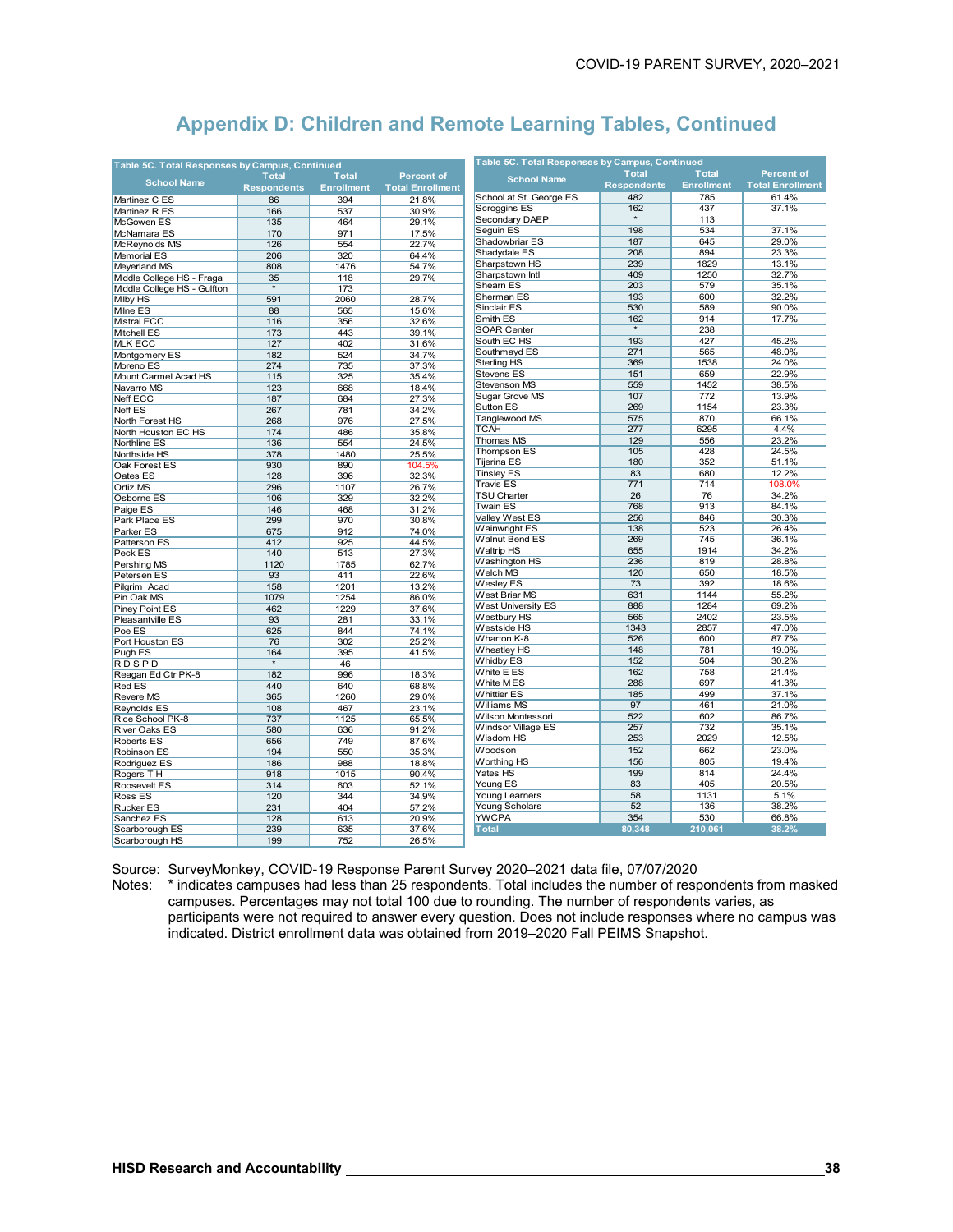## Appendix D: Children and Remote Learning Tables, Continued

Table 5C. Total Responses by Campus, Continued

| School Name | Total Respondents | Total Enrollment | Percent of Total Enrollment |
|---|---|---|---|
| Martinez C ES | 86 | 394 | 21.8% |
| Martinez R ES | 166 | 537 | 30.9% |
| McGowen ES | 135 | 464 | 29.1% |
| McNamara ES | 170 | 971 | 17.5% |
| McReynolds MS | 126 | 554 | 22.7% |
| Memorial ES | 206 | 320 | 64.4% |
| Meyerland MS | 808 | 1476 | 54.7% |
| Middle College HS - Fraga | 35 | 118 | 29.7% |
| Middle College HS - Gulfton | * | 173 | |
| Milby HS | 591 | 2060 | 28.7% |
| Milne ES | 88 | 565 | 15.6% |
| Mistral ECC | 116 | 356 | 32.6% |
| Mitchell ES | 173 | 443 | 39.1% |
| MLK ECC | 127 | 402 | 31.6% |
| Montgomery ES | 182 | 524 | 34.7% |
| Moreno ES | 274 | 735 | 37.3% |
| Mount Carmel Acad HS | 115 | 325 | 35.4% |
| Navarro MS | 123 | 668 | 18.4% |
| Neff ECC | 187 | 684 | 27.3% |
| Neff ES | 267 | 781 | 34.2% |
| North Forest HS | 268 | 976 | 27.5% |
| North Houston EC HS | 174 | 486 | 35.8% |
| Northline ES | 136 | 554 | 24.5% |
| Northside HS | 378 | 1480 | 25.5% |
| Oak Forest ES | 930 | 890 | 104.5% |
| Oates ES | 128 | 396 | 32.3% |
| Ortiz MS | 296 | 1107 | 26.7% |
| Osborne ES | 106 | 329 | 32.2% |
| Paige ES | 146 | 468 | 31.2% |
| Park Place ES | 299 | 970 | 30.8% |
| Parker ES | 675 | 912 | 74.0% |
| Patterson ES | 412 | 925 | 44.5% |
| Peck ES | 140 | 513 | 27.3% |
| Pershing MS | 1120 | 1785 | 62.7% |
| Petersen ES | 93 | 411 | 22.6% |
| Pilgrim Acad | 158 | 1201 | 13.2% |
| Pin Oak MS | 1079 | 1254 | 86.0% |
| Piney Point ES | 462 | 1229 | 37.6% |
| Pleasantville ES | 93 | 281 | 33.1% |
| Poe ES | 625 | 844 | 74.1% |
| Port Houston ES | 76 | 302 | 25.2% |
| Pugh ES | 164 | 395 | 41.5% |
| R D S P D | * | 46 | |
| Reagan Ed Ctr PK-8 | 182 | 996 | 18.3% |
| Red ES | 440 | 640 | 68.8% |
| Revere MS | 365 | 1260 | 29.0% |
| Reynolds ES | 108 | 467 | 23.1% |
| Rice School PK-8 | 737 | 1125 | 65.5% |
| River Oaks ES | 580 | 636 | 91.2% |
| Roberts ES | 656 | 749 | 87.6% |
| Robinson ES | 194 | 550 | 35.3% |
| Rodriguez ES | 186 | 988 | 18.8% |
| Rogers T H | 918 | 1015 | 90.4% |
| Roosevelt ES | 314 | 603 | 52.1% |
| Ross ES | 120 | 344 | 34.9% |
| Rucker ES | 231 | 404 | 57.2% |
| Sanchez ES | 128 | 613 | 20.9% |
| Scarborough ES | 239 | 635 | 37.6% |
| Scarborough HS | 199 | 752 | 26.5% |
| School at St. George ES | 482 | 785 | 61.4% |
| Scroggins ES | 162 | 437 | 37.1% |
| Secondary DAEP | * | 113 | |
| Seguin ES | 198 | 534 | 37.1% |
| Shadowbriar ES | 187 | 645 | 29.0% |
| Shadydale ES | 208 | 894 | 23.3% |
| Sharpstown HS | 239 | 1829 | 13.1% |
| Sharpstown Intl | 409 | 1250 | 32.7% |
| Shearn ES | 203 | 579 | 35.1% |
| Sherman ES | 193 | 600 | 32.2% |
| Sinclair ES | 530 | 589 | 90.0% |
| Smith ES | 162 | 914 | 17.7% |
| SOAR Center | * | 238 | |
| South EC HS | 193 | 427 | 45.2% |
| Southmayd ES | 271 | 565 | 48.0% |
| Sterling HS | 369 | 1538 | 24.0% |
| Stevens ES | 151 | 659 | 22.9% |
| Stevenson MS | 559 | 1452 | 38.5% |
| Sugar Grove MS | 107 | 772 | 13.9% |
| Sutton ES | 269 | 1154 | 23.3% |
| Tanglewood MS | 575 | 870 | 66.1% |
| TCAH | 277 | 6295 | 4.4% |
| Thomas MS | 129 | 556 | 23.2% |
| Thompson ES | 105 | 428 | 24.5% |
| Tijerina ES | 180 | 352 | 51.1% |
| Tinsley ES | 83 | 680 | 12.2% |
| Travis ES | 771 | 714 | 108.0% |
| TSU Charter | 26 | 76 | 34.2% |
| Twain ES | 768 | 913 | 84.1% |
| Valley West ES | 256 | 846 | 30.3% |
| Wainwright ES | 138 | 523 | 26.4% |
| Walnut Bend ES | 269 | 745 | 36.1% |
| Waltrip HS | 655 | 1914 | 34.2% |
| Washington HS | 236 | 819 | 28.8% |
| Welch MS | 120 | 650 | 18.5% |
| Wesley ES | 73 | 392 | 18.6% |
| West Briar MS | 631 | 1144 | 55.2% |
| West University ES | 888 | 1284 | 69.2% |
| Westbury HS | 565 | 2402 | 23.5% |
| Westside HS | 1343 | 2857 | 47.0% |
| Wharton K-8 | 526 | 600 | 87.7% |
| Wheatley HS | 148 | 781 | 19.0% |
| Whidby ES | 152 | 504 | 30.2% |
| White E ES | 162 | 758 | 21.4% |
| White M ES | 288 | 697 | 41.3% |
| Whittier ES | 185 | 499 | 37.1% |
| Williams MS | 97 | 461 | 21.0% |
| Wilson Montessori | 522 | 602 | 86.7% |
| Windsor Village ES | 257 | 732 | 35.1% |
| Wisdom HS | 253 | 2029 | 12.5% |
| Woodson | 152 | 662 | 23.0% |
| Worthing HS | 156 | 805 | 19.4% |
| Yates HS | 199 | 814 | 24.4% |
| Young ES | 83 | 405 | 20.5% |
| Young Learners | 58 | 1131 | 5.1% |
| Young Scholars | 52 | 136 | 38.2% |
| YWCPA | 354 | 530 | 66.8% |
| **Total** | **80,348** | **210,061** | **38.2%** |

Source: SurveyMonkey, COVID-19 Response Parent Survey 2020–2021 data file, 07/07/2020

Notes: * indicates campuses had less than 25 respondents. Total includes the number of respondents from masked campuses. Percentages may not total 100 due to rounding. The number of respondents varies, as participants were not required to answer every question. Does not include responses where no campus was indicated. District enrollment data was obtained from 2019–2020 Fall PEIMS Snapshot.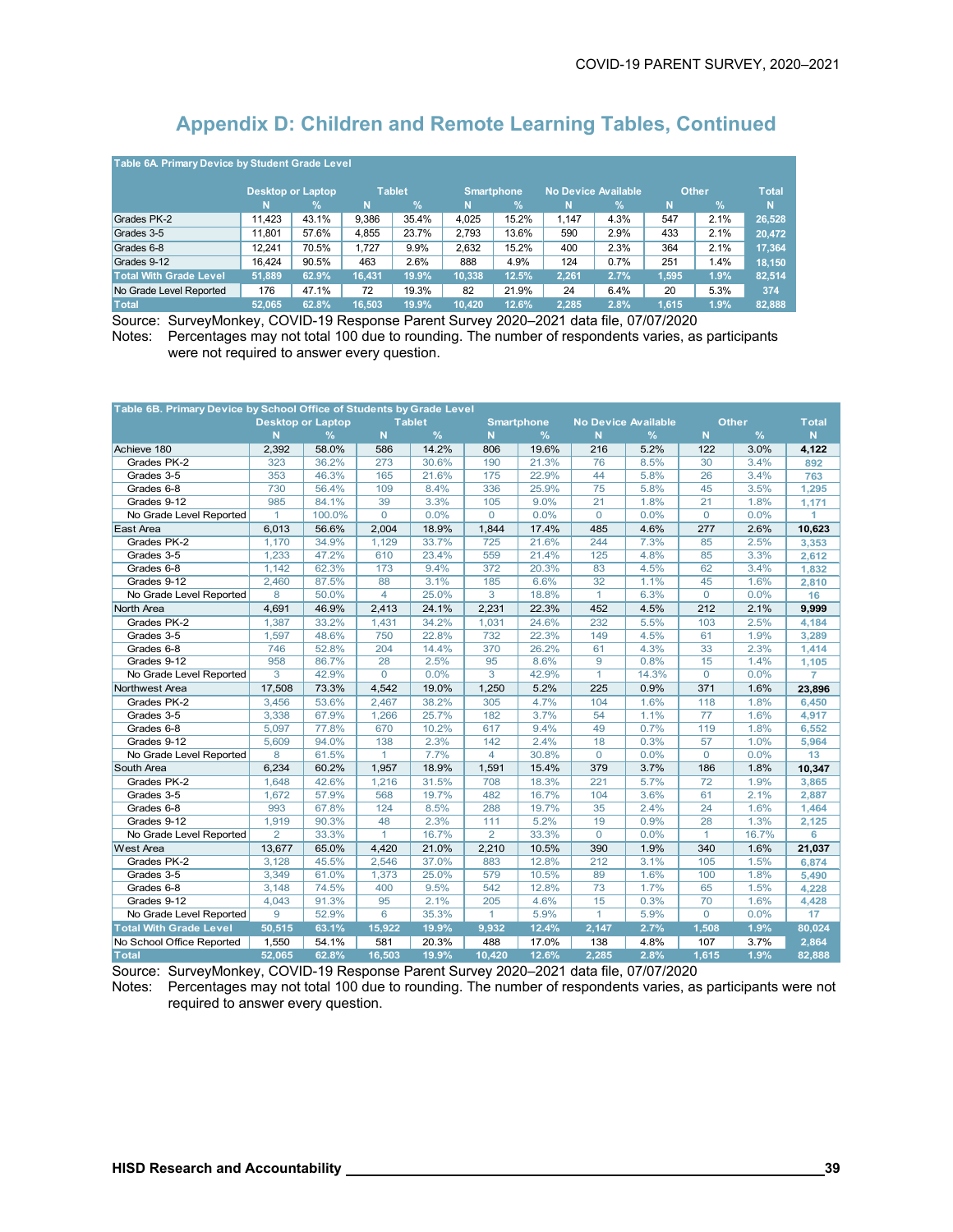# Appendix D: Children and Remote Learning Tables, Continued

| Table 6A. Primary Device by Student Grade Level | Desktop or Laptop | | Tablet | | Smartphone | | No Device Available | | Other | | Total |
|---|---|---|---|---|---|---|---|---|---|---|---|
| | N | % | N | % | N | % | N | % | N | % | N |
| Grades PK-2 | 11,423 | 43.1% | 9,386 | 35.4% | 4,025 | 15.2% | 1,147 | 4.3% | 547 | 2.1% | 26,528 |
| Grades 3-5 | 11,801 | 57.6% | 4,855 | 23.7% | 2,793 | 13.6% | 590 | 2.9% | 433 | 2.1% | 20,472 |
| Grades 6-8 | 12,241 | 70.5% | 1,727 | 9.9% | 2,632 | 15.2% | 400 | 2.3% | 364 | 2.1% | 17,364 |
| Grades 9-12 | 16,424 | 90.5% | 463 | 2.6% | 888 | 4.9% | 124 | 0.7% | 251 | 1.4% | 18,150 |
| Total With Grade Level | 51,889 | 62.9% | 16,431 | 19.9% | 10,338 | 12.5% | 2,261 | 2.7% | 1,595 | 1.9% | 82,514 |
| No Grade Level Reported | 176 | 47.1% | 72 | 19.3% | 82 | 21.9% | 24 | 6.4% | 20 | 5.3% | 374 |
| Total | 52,065 | 62.8% | 16,503 | 19.9% | 10,420 | 12.6% | 2,285 | 2.8% | 1,615 | 1.9% | 82,888 |

Source: SurveyMonkey, COVID-19 Response Parent Survey 2020–2021 data file, 07/07/2020

Notes: Percentages may not total 100 due to rounding. The number of respondents varies, as participants were not required to answer every question.

| Table 6B. Primary Device by School Office of Students by Grade Level | Desktop or Laptop | | Tablet | | Smartphone | | No Device Available | | Other | | Total |
|---|---|---|---|---|---|---|---|---|---|---|---|
| | N | % | N | % | N | % | N | % | N | % | N |
| Achieve 180 | 2,392 | 58.0% | 586 | 14.2% | 806 | 19.6% | 216 | 5.2% | 122 | 3.0% | 4,122 |
| Grades PK-2 | 323 | 36.2% | 273 | 30.6% | 190 | 21.3% | 76 | 8.5% | 30 | 3.4% | 892 |
| Grades 3-5 | 353 | 46.3% | 165 | 21.6% | 175 | 22.9% | 44 | 5.8% | 26 | 3.4% | 763 |
| Grades 6-8 | 730 | 56.4% | 109 | 8.4% | 336 | 25.9% | 75 | 5.8% | 45 | 3.5% | 1,295 |
| Grades 9-12 | 985 | 84.1% | 39 | 3.3% | 105 | 9.0% | 21 | 1.8% | 21 | 1.8% | 1,171 |
| No Grade Level Reported | 1 | 100.0% | 0 | 0.0% | 0 | 0.0% | 0 | 0.0% | 0 | 0.0% | 1 |
| East Area | 6,013 | 56.6% | 2,004 | 18.9% | 1,844 | 17.4% | 485 | 4.6% | 277 | 2.6% | 10,623 |
| Grades PK-2 | 1,170 | 34.9% | 1,129 | 33.7% | 725 | 21.6% | 244 | 7.3% | 85 | 2.5% | 3,353 |
| Grades 3-5 | 1,233 | 47.2% | 610 | 23.4% | 559 | 21.4% | 125 | 4.8% | 85 | 3.3% | 2,612 |
| Grades 6-8 | 1,142 | 62.3% | 173 | 9.4% | 372 | 20.3% | 83 | 4.5% | 62 | 3.4% | 1,832 |
| Grades 9-12 | 2,460 | 87.5% | 88 | 3.1% | 185 | 6.6% | 32 | 1.1% | 45 | 1.6% | 2,810 |
| No Grade Level Reported | 8 | 50.0% | 4 | 25.0% | 3 | 18.8% | 1 | 6.3% | 0 | 0.0% | 16 |
| North Area | 4,691 | 46.9% | 2,413 | 24.1% | 2,231 | 22.3% | 452 | 4.5% | 212 | 2.1% | 9,999 |
| Grades PK-2 | 1,387 | 33.2% | 1,431 | 34.2% | 1,031 | 24.6% | 232 | 5.5% | 103 | 2.5% | 4,184 |
| Grades 3-5 | 1,597 | 48.6% | 750 | 22.8% | 732 | 22.3% | 149 | 4.5% | 61 | 1.9% | 3,289 |
| Grades 6-8 | 746 | 52.8% | 204 | 14.4% | 370 | 26.2% | 61 | 4.3% | 33 | 2.3% | 1,414 |
| Grades 9-12 | 958 | 86.7% | 28 | 2.5% | 95 | 8.6% | 9 | 0.8% | 15 | 1.4% | 1,105 |
| No Grade Level Reported | 3 | 42.9% | 0 | 0.0% | 3 | 42.9% | 1 | 14.3% | 0 | 0.0% | 7 |
| Northwest Area | 17,508 | 73.3% | 4,542 | 19.0% | 1,250 | 5.2% | 225 | 0.9% | 371 | 1.6% | 23,896 |
| Grades PK-2 | 3,456 | 53.6% | 2,467 | 38.2% | 305 | 4.7% | 104 | 1.6% | 118 | 1.8% | 6,450 |
| Grades 3-5 | 3,338 | 67.9% | 1,266 | 25.7% | 182 | 3.7% | 54 | 1.1% | 77 | 1.6% | 4,917 |
| Grades 6-8 | 5,097 | 77.8% | 670 | 10.2% | 617 | 9.4% | 49 | 0.7% | 119 | 1.8% | 6,552 |
| Grades 9-12 | 5,609 | 94.0% | 138 | 2.3% | 142 | 2.4% | 18 | 0.3% | 57 | 1.0% | 5,964 |
| No Grade Level Reported | 8 | 61.5% | 1 | 7.7% | 4 | 30.8% | 0 | 0.0% | 0 | 0.0% | 13 |
| South Area | 6,234 | 60.2% | 1,957 | 18.9% | 1,591 | 15.4% | 379 | 3.7% | 186 | 1.8% | 10,347 |
| Grades PK-2 | 1,648 | 42.6% | 1,216 | 31.5% | 708 | 18.3% | 221 | 5.7% | 72 | 1.9% | 3,865 |
| Grades 3-5 | 1,672 | 57.9% | 568 | 19.7% | 482 | 16.7% | 104 | 3.6% | 61 | 2.1% | 2,887 |
| Grades 6-8 | 993 | 67.8% | 124 | 8.5% | 288 | 19.7% | 35 | 2.4% | 24 | 1.6% | 1,464 |
| Grades 9-12 | 1,919 | 90.3% | 48 | 2.3% | 111 | 5.2% | 19 | 0.9% | 28 | 1.3% | 2,125 |
| No Grade Level Reported | 2 | 33.3% | 1 | 16.7% | 2 | 33.3% | 0 | 0.0% | 1 | 16.7% | 6 |
| West Area | 13,677 | 65.0% | 4,420 | 21.0% | 2,210 | 10.5% | 390 | 1.9% | 340 | 1.6% | 21,037 |
| Grades PK-2 | 3,128 | 45.5% | 2,546 | 37.0% | 883 | 12.8% | 212 | 3.1% | 105 | 1.5% | 6,874 |
| Grades 3-5 | 3,349 | 61.0% | 1,373 | 25.0% | 579 | 10.5% | 89 | 1.6% | 100 | 1.8% | 5,490 |
| Grades 6-8 | 3,148 | 74.5% | 400 | 9.5% | 542 | 12.8% | 73 | 1.7% | 65 | 1.5% | 4,228 |
| Grades 9-12 | 4,043 | 91.3% | 95 | 2.1% | 205 | 4.6% | 15 | 0.3% | 70 | 1.6% | 4,428 |
| No Grade Level Reported | 9 | 52.9% | 6 | 35.3% | 1 | 5.9% | 1 | 5.9% | 0 | 0.0% | 17 |
| Total With Grade Level | 50,515 | 63.1% | 15,922 | 19.9% | 9,932 | 12.4% | 2,147 | 2.7% | 1,508 | 1.9% | 80,024 |
| No School Office Reported | 1,550 | 54.1% | 581 | 20.3% | 488 | 17.0% | 138 | 4.8% | 107 | 3.7% | 2,864 |
| Total | 52,065 | 62.8% | 16,503 | 19.9% | 10,420 | 12.6% | 2,285 | 2.8% | 1,615 | 1.9% | 82,888 |

Source: SurveyMonkey, COVID-19 Response Parent Survey 2020–2021 data file, 07/07/2020

Notes: Percentages may not total 100 due to rounding. The number of respondents varies, as participants were not required to answer every question.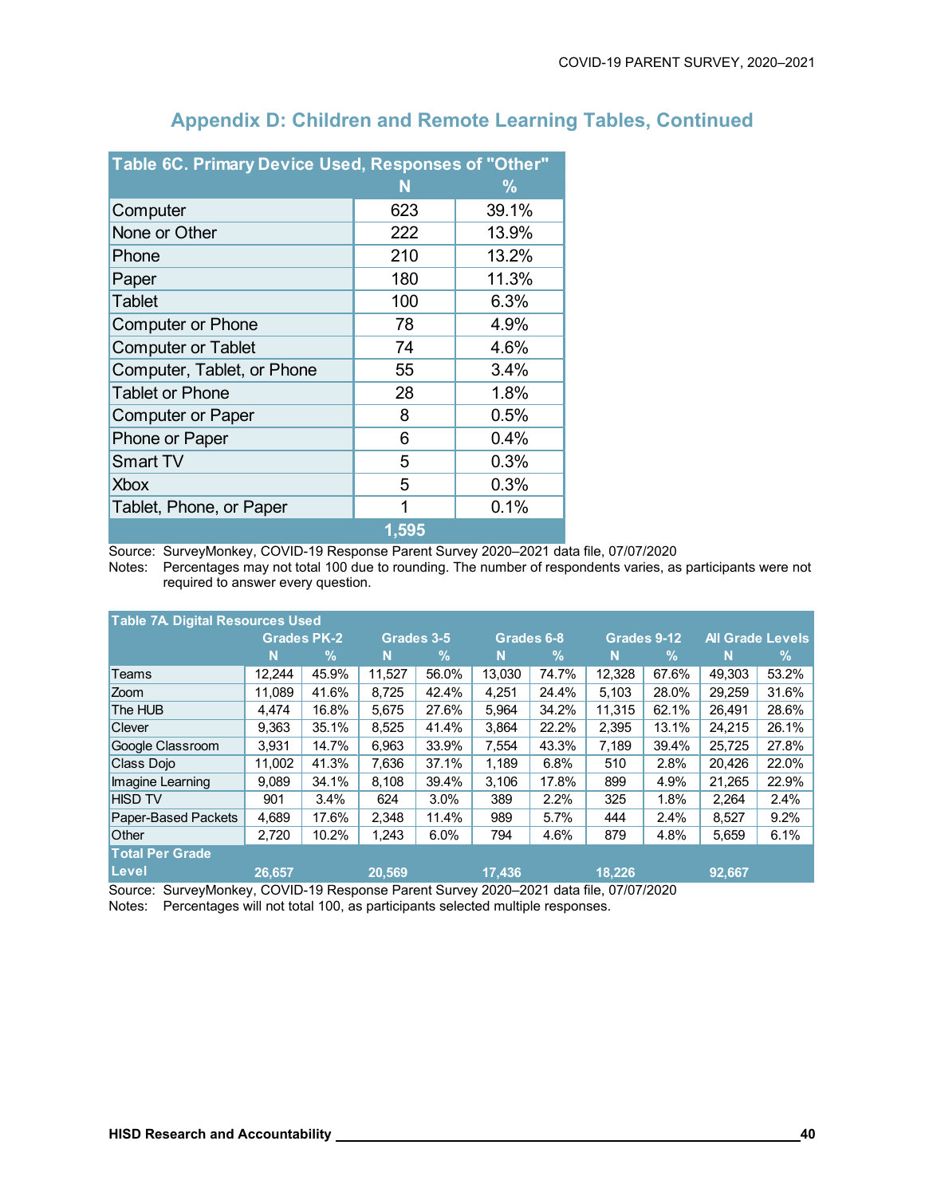## Appendix D: Children and Remote Learning Tables, Continued

| Table 6C. Primary Device Used, Responses of "Other" | N | % |
|---|---|---|
| Computer | 623 | 39.1% |
| None or Other | 222 | 13.9% |
| Phone | 210 | 13.2% |
| Paper | 180 | 11.3% |
| Tablet | 100 | 6.3% |
| Computer or Phone | 78 | 4.9% |
| Computer or Tablet | 74 | 4.6% |
| Computer, Tablet, or Phone | 55 | 3.4% |
| Tablet or Phone | 28 | 1.8% |
| Computer or Paper | 8 | 0.5% |
| Phone or Paper | 6 | 0.4% |
| Smart TV | 5 | 0.3% |
| Xbox | 5 | 0.3% |
| Tablet, Phone, or Paper | 1 | 0.1% |
| | 1,595 | |

Source: SurveyMonkey, COVID-19 Response Parent Survey 2020–2021 data file, 07/07/2020
Notes: Percentages may not total 100 due to rounding. The number of respondents varies, as participants were not required to answer every question.

| Table 7A. Digital Resources Used | Grades PK-2 | | Grades 3-5 | | Grades 6-8 | | Grades 9-12 | | All Grade Levels | |
|---|---|---|---|---|---|---|---|---|---|---|
| | N | % | N | % | N | % | N | % | N | % |
| Teams | 12,244 | 45.9% | 11,527 | 56.0% | 13,030 | 74.7% | 12,328 | 67.6% | 49,303 | 53.2% |
| Zoom | 11,089 | 41.6% | 8,725 | 42.4% | 4,251 | 24.4% | 5,103 | 28.0% | 29,259 | 31.6% |
| The HUB | 4,474 | 16.8% | 5,675 | 27.6% | 5,964 | 34.2% | 11,315 | 62.1% | 26,491 | 28.6% |
| Clever | 9,363 | 35.1% | 8,525 | 41.4% | 3,864 | 22.2% | 2,395 | 13.1% | 24,215 | 26.1% |
| Google Classroom | 3,931 | 14.7% | 6,963 | 33.9% | 7,554 | 43.3% | 7,189 | 39.4% | 25,725 | 27.8% |
| Class Dojo | 11,002 | 41.3% | 7,636 | 37.1% | 1,189 | 6.8% | 510 | 2.8% | 20,426 | 22.0% |
| Imagine Learning | 9,089 | 34.1% | 8,108 | 39.4% | 3,106 | 17.8% | 899 | 4.9% | 21,265 | 22.9% |
| HISD TV | 901 | 3.4% | 624 | 3.0% | 389 | 2.2% | 325 | 1.8% | 2,264 | 2.4% |
| Paper-Based Packets | 4,689 | 17.6% | 2,348 | 11.4% | 989 | 5.7% | 444 | 2.4% | 8,527 | 9.2% |
| Other | 2,720 | 10.2% | 1,243 | 6.0% | 794 | 4.6% | 879 | 4.8% | 5,659 | 6.1% |
| Total Per Grade Level | 26,657 | | 20,569 | | 17,436 | | 18,226 | | 92,667 | |

Source: SurveyMonkey, COVID-19 Response Parent Survey 2020–2021 data file, 07/07/2020
Notes: Percentages will not total 100, as participants selected multiple responses.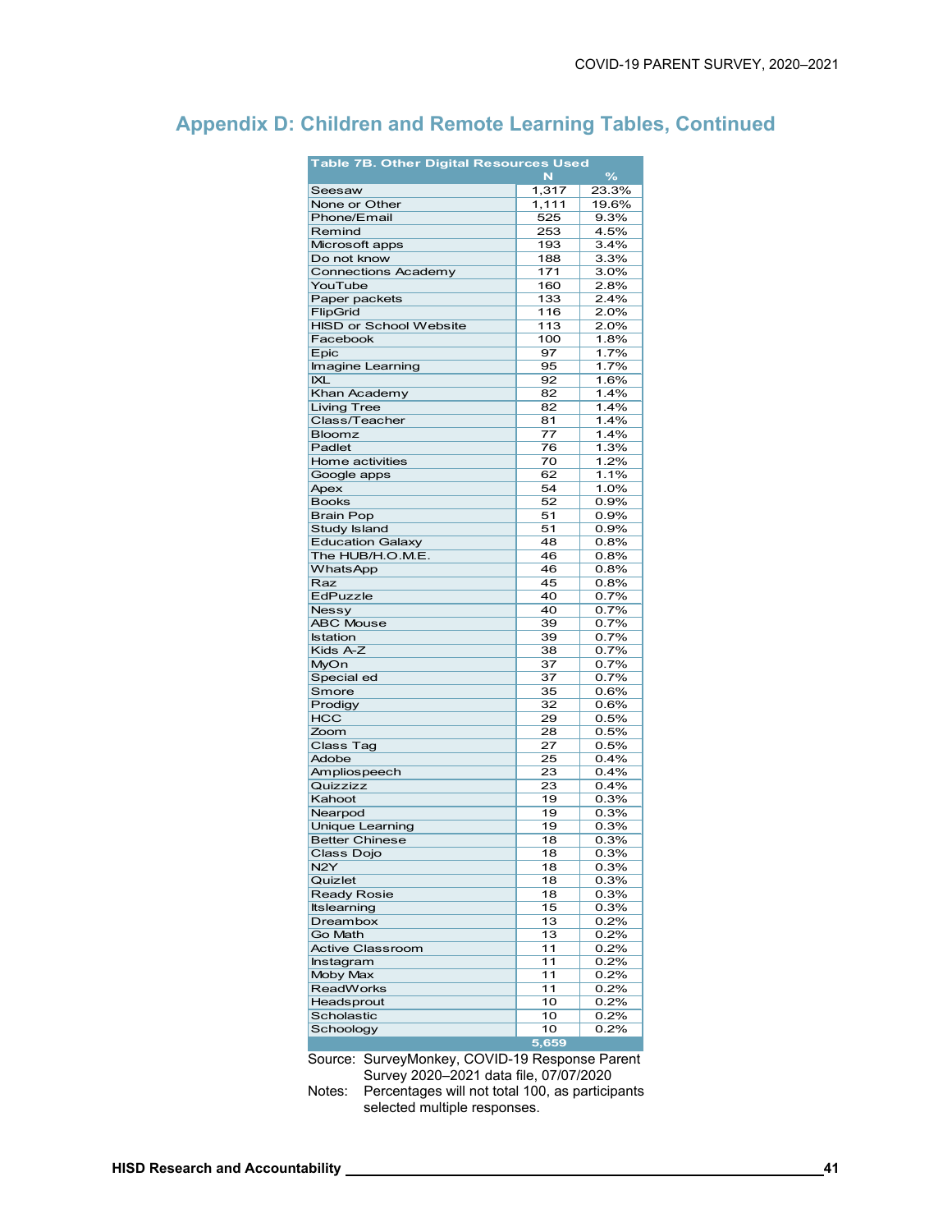## Appendix D: Children and Remote Learning Tables, Continued

| Table 7B. Other Digital Resources Used | N | % |
|---|---|---|
| Seesaw | 1,317 | 23.3% |
| None or Other | 1,111 | 19.6% |
| Phone/Email | 525 | 9.3% |
| Remind | 253 | 4.5% |
| Microsoft apps | 193 | 3.4% |
| Do not know | 188 | 3.3% |
| Connections Academy | 171 | 3.0% |
| YouTube | 160 | 2.8% |
| Paper packets | 133 | 2.4% |
| FlipGrid | 116 | 2.0% |
| HISD or School Website | 113 | 2.0% |
| Facebook | 100 | 1.8% |
| Epic | 97 | 1.7% |
| Imagine Learning | 95 | 1.7% |
| IXL | 92 | 1.6% |
| Khan Academy | 82 | 1.4% |
| Living Tree | 82 | 1.4% |
| Class/Teacher | 81 | 1.4% |
| Bloomz | 77 | 1.4% |
| Padlet | 76 | 1.3% |
| Home activities | 70 | 1.2% |
| Google apps | 62 | 1.1% |
| Apex | 54 | 1.0% |
| Books | 52 | 0.9% |
| Brain Pop | 51 | 0.9% |
| Study Island | 51 | 0.9% |
| Education Galaxy | 48 | 0.8% |
| The HUB/H.O.M.E. | 46 | 0.8% |
| WhatsApp | 46 | 0.8% |
| Raz | 45 | 0.8% |
| EdPuzzle | 40 | 0.7% |
| Nessy | 40 | 0.7% |
| ABC Mouse | 39 | 0.7% |
| Istation | 39 | 0.7% |
| Kids A-Z | 38 | 0.7% |
| MyOn | 37 | 0.7% |
| Special ed | 37 | 0.7% |
| Smore | 35 | 0.6% |
| Prodigy | 32 | 0.6% |
| HCC | 29 | 0.5% |
| Zoom | 28 | 0.5% |
| Class Tag | 27 | 0.5% |
| Adobe | 25 | 0.4% |
| Ampliospeech | 23 | 0.4% |
| Quizzizz | 23 | 0.4% |
| Kahoot | 19 | 0.3% |
| Nearpod | 19 | 0.3% |
| Unique Learning | 19 | 0.3% |
| Better Chinese | 18 | 0.3% |
| Class Dojo | 18 | 0.3% |
| N2Y | 18 | 0.3% |
| Quizlet | 18 | 0.3% |
| Ready Rosie | 18 | 0.3% |
| Itslearning | 15 | 0.3% |
| Dreambox | 13 | 0.2% |
| Go Math | 13 | 0.2% |
| Active Classroom | 11 | 0.2% |
| Instagram | 11 | 0.2% |
| Moby Max | 11 | 0.2% |
| ReadWorks | 11 | 0.2% |
| Headsprout | 10 | 0.2% |
| Scholastic | 10 | 0.2% |
| Schoology | 10 | 0.2% |
| | 5,659 | |

Source: SurveyMonkey, COVID-19 Response Parent Survey 2020–2021 data file, 07/07/2020

Notes: Percentages will not total 100, as participants selected multiple responses.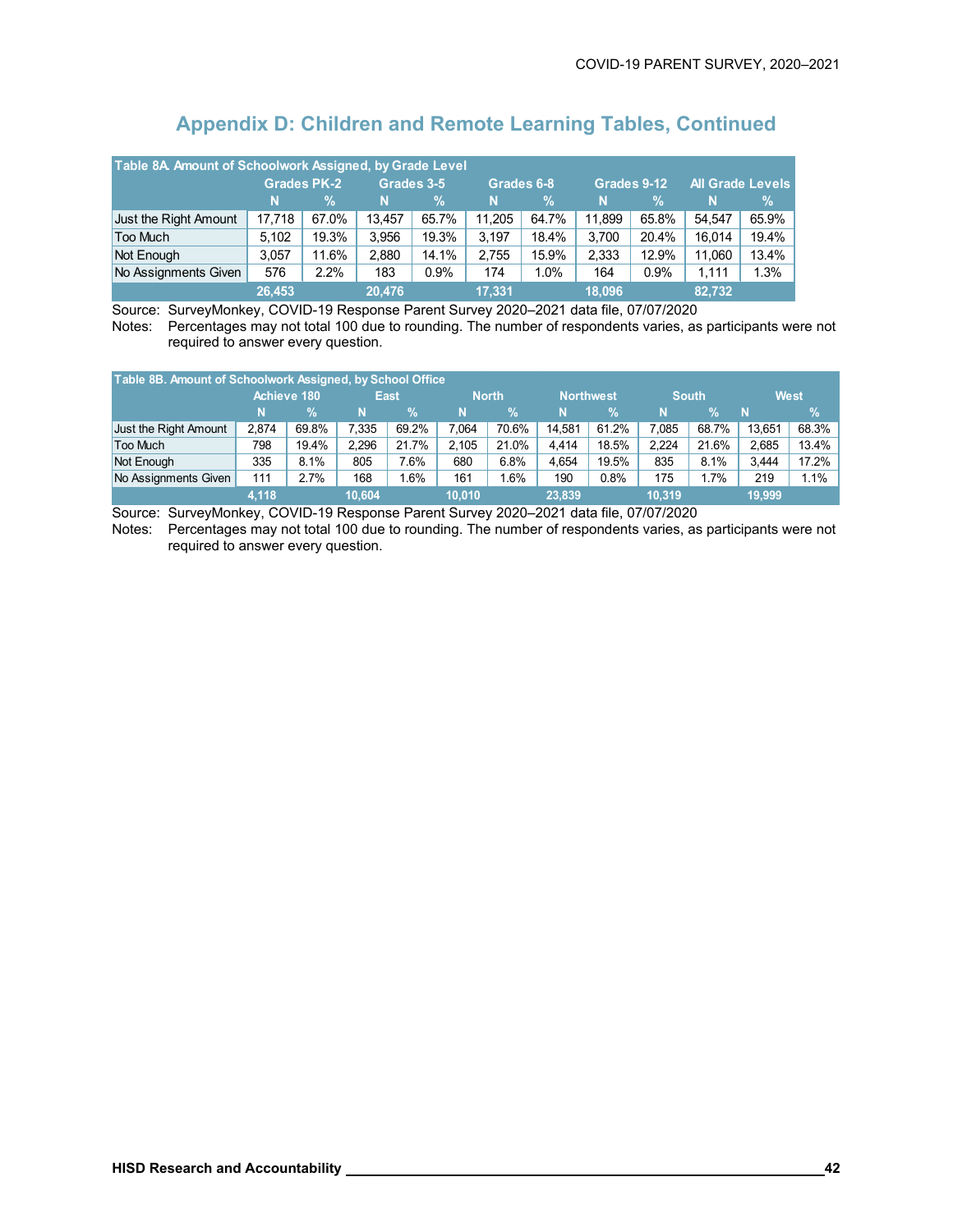## Appendix D: Children and Remote Learning Tables, Continued

| Table 8A. Amount of Schoolwork Assigned, by Grade Level | Grades PK-2 | | Grades 3-5 | | Grades 6-8 | | Grades 9-12 | | All Grade Levels | |
|---|---|---|---|---|---|---|---|---|---|---|
| | N | % | N | % | N | % | N | % | N | % |
| Just the Right Amount | 17,718 | 67.0% | 13,457 | 65.7% | 11,205 | 64.7% | 11,899 | 65.8% | 54,547 | 65.9% |
| Too Much | 5,102 | 19.3% | 3,956 | 19.3% | 3,197 | 18.4% | 3,700 | 20.4% | 16,014 | 19.4% |
| Not Enough | 3,057 | 11.6% | 2,880 | 14.1% | 2,755 | 15.9% | 2,333 | 12.9% | 11,060 | 13.4% |
| No Assignments Given | 576 | 2.2% | 183 | 0.9% | 174 | 1.0% | 164 | 0.9% | 1,111 | 1.3% |
| | 26,453 | | 20,476 | | 17,331 | | 18,096 | | 82,732 | |

Source: SurveyMonkey, COVID-19 Response Parent Survey 2020–2021 data file, 07/07/2020
Notes: Percentages may not total 100 due to rounding. The number of respondents varies, as participants were not required to answer every question.

| Table 8B. Amount of Schoolwork Assigned, by School Office | Achieve 180 | | East | | North | | Northwest | | South | | West | |
|---|---|---|---|---|---|---|---|---|---|---|---|---|
| | N | % | N | % | N | % | N | % | N | % | N | % |
| Just the Right Amount | 2,874 | 69.8% | 7,335 | 69.2% | 7,064 | 70.6% | 14,581 | 61.2% | 7,085 | 68.7% | 13,651 | 68.3% |
| Too Much | 798 | 19.4% | 2,296 | 21.7% | 2,105 | 21.0% | 4,414 | 18.5% | 2,224 | 21.6% | 2,685 | 13.4% |
| Not Enough | 335 | 8.1% | 805 | 7.6% | 680 | 6.8% | 4,654 | 19.5% | 835 | 8.1% | 3,444 | 17.2% |
| No Assignments Given | 111 | 2.7% | 168 | 1.6% | 161 | 1.6% | 190 | 0.8% | 175 | 1.7% | 219 | 1.1% |
| | 4,118 | | 10,604 | | 10,010 | | 23,839 | | 10,319 | | 19,999 | |

Source: SurveyMonkey, COVID-19 Response Parent Survey 2020–2021 data file, 07/07/2020
Notes: Percentages may not total 100 due to rounding. The number of respondents varies, as participants were not required to answer every question.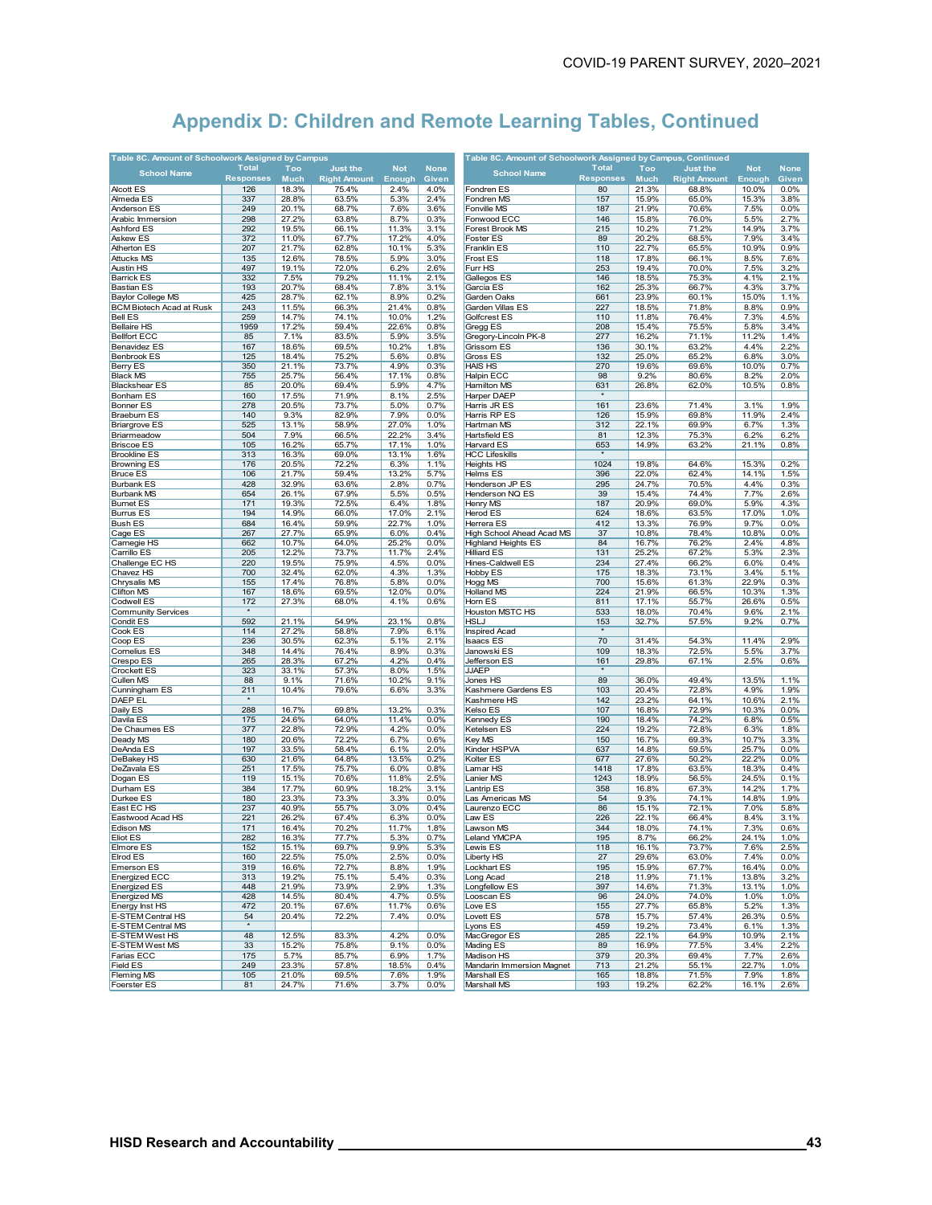# Appendix D: Children and Remote Learning Tables, Continued

**Table 8C. Amount of Schoolwork Assigned by Campus**

| School Name | Total Responses | Too Much | Just the Right Amount | Not Enough | None Given |
|---|---|---|---|---|---|
| Alcott ES | 126 | 18.3% | 75.4% | 2.4% | 4.0% |
| Almeda ES | 337 | 28.8% | 63.5% | 5.3% | 2.4% |
| Anderson ES | 249 | 20.1% | 68.7% | 7.6% | 3.6% |
| Arabic Immersion | 298 | 27.2% | 63.8% | 8.7% | 0.3% |
| Ashford ES | 292 | 19.5% | 66.1% | 11.3% | 3.1% |
| Askew ES | 372 | 11.0% | 67.7% | 17.2% | 4.0% |
| Atherton ES | 207 | 21.7% | 62.8% | 10.1% | 5.3% |
| Attucks MS | 135 | 12.6% | 78.5% | 5.9% | 3.0% |
| Austin HS | 497 | 19.1% | 72.0% | 6.2% | 2.6% |
| Barrick ES | 332 | 7.5% | 79.2% | 11.1% | 2.1% |
| Bastian ES | 193 | 20.7% | 68.4% | 7.8% | 3.1% |
| Baylor College MS | 425 | 28.7% | 62.1% | 8.9% | 0.2% |
| BCM Biotech Acad at Rusk | 243 | 11.5% | 66.3% | 21.4% | 0.8% |
| Bell ES | 259 | 14.7% | 74.1% | 10.0% | 1.2% |
| Bellaire HS | 1959 | 17.2% | 59.4% | 22.6% | 0.8% |
| Bellfort ECC | 85 | 7.1% | 83.5% | 5.9% | 3.5% |
| Benavidez ES | 167 | 18.6% | 69.5% | 10.2% | 1.8% |
| Benbrook ES | 125 | 18.4% | 75.2% | 5.6% | 0.8% |
| Berry ES | 350 | 21.1% | 73.7% | 4.9% | 0.3% |
| Black MS | 755 | 25.7% | 56.4% | 17.1% | 0.8% |
| Blackshear ES | 85 | 20.0% | 69.4% | 5.9% | 4.7% |
| Bonham ES | 160 | 17.5% | 71.9% | 8.1% | 2.5% |
| Bonner ES | 278 | 20.5% | 73.7% | 5.0% | 0.7% |
| Braeburn ES | 140 | 9.3% | 82.9% | 7.9% | 0.0% |
| Briargrove ES | 525 | 13.1% | 58.9% | 27.0% | 1.0% |
| Briarmeadow | 504 | 7.9% | 66.5% | 22.2% | 3.4% |
| Briscoe ES | 105 | 16.2% | 65.7% | 17.1% | 1.0% |
| Brookline ES | 313 | 16.3% | 69.0% | 13.1% | 1.6% |
| Browning ES | 176 | 20.5% | 72.2% | 6.3% | 1.1% |
| Bruce ES | 106 | 21.7% | 59.4% | 13.2% | 5.7% |
| Burbank ES | 428 | 32.9% | 63.6% | 2.8% | 0.7% |
| Burbank MS | 654 | 26.1% | 67.9% | 5.5% | 0.5% |
| Burnet ES | 171 | 19.3% | 72.5% | 6.4% | 1.8% |
| Burrus ES | 194 | 14.9% | 66.0% | 17.0% | 2.1% |
| Bush ES | 684 | 16.4% | 59.9% | 22.7% | 1.0% |
| Cage ES | 267 | 27.7% | 65.9% | 6.0% | 0.4% |
| Carnegie HS | 662 | 10.7% | 64.0% | 25.2% | 0.0% |
| Carrillo ES | 205 | 12.2% | 73.7% | 11.7% | 2.4% |
| Challenge EC HS | 220 | 19.5% | 75.9% | 4.5% | 0.0% |
| Chavez HS | 700 | 32.4% | 62.0% | 4.3% | 1.3% |
| Chrysalis MS | 155 | 17.4% | 76.8% | 5.8% | 0.0% |
| Clifton MS | 167 | 18.6% | 69.5% | 12.0% | 0.0% |
| Codwell ES | 172 | 27.3% | 68.0% | 4.1% | 0.6% |
| Community Services | * | | | | |
| Condit ES | 592 | 21.1% | 54.9% | 23.1% | 0.8% |
| Cook ES | 114 | 27.2% | 58.8% | 7.9% | 6.1% |
| Coop ES | 236 | 30.5% | 62.3% | 5.1% | 2.1% |
| Cornelius ES | 348 | 14.4% | 76.4% | 8.9% | 0.3% |
| Crespo ES | 265 | 28.3% | 67.2% | 4.2% | 0.4% |
| Crockett ES | 323 | 33.1% | 57.3% | 8.0% | 1.5% |
| Cullen MS | 88 | 9.1% | 71.6% | 10.2% | 9.1% |
| Cunningham ES | 211 | 10.4% | 79.6% | 6.6% | 3.3% |
| DAEP EL | * | | | | |
| Daily ES | 288 | 16.7% | 69.8% | 13.2% | 0.3% |
| Davila ES | 175 | 24.6% | 64.0% | 11.4% | 0.0% |
| De Chaumes ES | 377 | 22.8% | 72.9% | 4.2% | 0.0% |
| Deady MS | 180 | 20.6% | 72.2% | 6.7% | 0.6% |
| DeAnda ES | 197 | 33.5% | 58.4% | 6.1% | 2.0% |
| DeBakey HS | 630 | 21.6% | 64.8% | 13.5% | 0.2% |
| DeZavala ES | 251 | 17.5% | 75.7% | 6.0% | 0.8% |
| Dogan ES | 119 | 15.1% | 70.6% | 11.8% | 2.5% |
| Durham ES | 384 | 17.7% | 60.9% | 18.2% | 3.1% |
| Durkee ES | 180 | 23.3% | 73.3% | 3.3% | 0.0% |
| East EC HS | 237 | 40.9% | 55.7% | 3.0% | 0.4% |
| Eastwood Acad HS | 221 | 26.2% | 67.4% | 6.3% | 0.0% |
| Edison MS | 171 | 16.4% | 70.2% | 11.7% | 1.8% |
| Eliot ES | 282 | 16.3% | 77.7% | 5.3% | 0.7% |
| Elmore ES | 152 | 15.1% | 69.7% | 9.9% | 5.3% |
| Elrod ES | 160 | 22.5% | 75.0% | 2.5% | 0.0% |
| Emerson ES | 319 | 16.6% | 72.7% | 8.8% | 1.9% |
| Energized ECC | 313 | 19.2% | 75.1% | 5.4% | 0.3% |
| Energized ES | 448 | 21.9% | 73.9% | 2.9% | 1.3% |
| Energized MS | 428 | 14.5% | 80.4% | 4.7% | 0.5% |
| Energy Inst HS | 472 | 20.1% | 67.6% | 11.7% | 0.6% |
| E-STEM Central HS | 54 | 20.4% | 72.2% | 7.4% | 0.0% |
| E-STEM Central MS | * | | | | |
| E-STEM West HS | 48 | 12.5% | 83.3% | 4.2% | 0.0% |
| E-STEM West MS | 33 | 15.2% | 75.8% | 9.1% | 0.0% |
| Farias ECC | 175 | 5.7% | 85.7% | 6.9% | 1.7% |
| Field ES | 249 | 23.3% | 57.8% | 18.5% | 0.4% |
| Fleming MS | 105 | 21.0% | 69.5% | 7.6% | 1.9% |
| Foerster ES | 81 | 24.7% | 71.6% | 3.7% | 0.0% |
| Fondren ES | 80 | 21.3% | 68.8% | 10.0% | 0.0% |
| Fondren MS | 157 | 15.9% | 65.0% | 15.3% | 3.8% |
| Fonville MS | 187 | 21.9% | 70.6% | 7.5% | 0.0% |
| Fonwood ECC | 146 | 15.8% | 76.0% | 5.5% | 2.7% |
| Forest Brook MS | 215 | 10.2% | 71.2% | 14.9% | 3.7% |
| Foster ES | 89 | 20.2% | 68.5% | 7.9% | 3.4% |
| Franklin ES | 110 | 22.7% | 65.5% | 10.9% | 0.9% |
| Frost ES | 118 | 17.8% | 66.1% | 8.5% | 7.6% |
| Furr HS | 253 | 19.4% | 70.0% | 7.5% | 3.2% |
| Gallegos ES | 146 | 18.5% | 75.3% | 4.1% | 2.1% |
| Garcia ES | 162 | 25.3% | 66.7% | 4.3% | 3.7% |
| Garden Oaks | 661 | 23.9% | 60.1% | 15.0% | 1.1% |
| Garden Villas ES | 227 | 18.5% | 71.8% | 8.8% | 0.9% |
| Golfcrest ES | 110 | 11.8% | 76.4% | 7.3% | 4.5% |
| Gregg ES | 208 | 15.4% | 75.5% | 5.8% | 3.4% |
| Gregory-Lincoln PK-8 | 277 | 16.2% | 71.1% | 11.2% | 1.4% |
| Grissom ES | 136 | 30.1% | 63.2% | 4.4% | 2.2% |
| Gross ES | 132 | 25.0% | 65.2% | 6.8% | 3.0% |
| HAIS HS | 270 | 19.6% | 69.6% | 10.0% | 0.7% |
| Halpin ECC | 98 | 9.2% | 80.6% | 8.2% | 2.0% |
| Hamilton MS | 631 | 26.8% | 62.0% | 10.5% | 0.8% |
| Harper DAEP | * | | | | |
| Harris JR ES | 161 | 23.6% | 71.4% | 3.1% | 1.9% |
| Harris RP ES | 126 | 15.9% | 69.8% | 11.9% | 2.4% |
| Hartman MS | 312 | 22.1% | 69.9% | 6.7% | 1.3% |
| Hartsfield ES | 81 | 12.3% | 75.3% | 6.2% | 6.2% |
| Harvard ES | 653 | 14.9% | 63.2% | 21.1% | 0.8% |
| HCC Lifeskills | * | | | | |
| Heights HS | 1024 | 19.8% | 64.6% | 15.3% | 0.2% |
| Helms ES | 396 | 22.0% | 62.4% | 14.1% | 1.5% |
| Henderson JP ES | 295 | 24.7% | 70.5% | 4.4% | 0.3% |
| Henderson NQ ES | 39 | 15.4% | 74.4% | 7.7% | 2.6% |
| Henry MS | 187 | 20.9% | 69.0% | 5.9% | 4.3% |
| Herod ES | 624 | 18.6% | 63.5% | 17.0% | 1.0% |
| Herrera ES | 412 | 13.3% | 76.9% | 9.7% | 0.0% |
| High School Ahead Acad MS | 37 | 10.8% | 78.4% | 10.8% | 0.0% |
| Highland Heights ES | 84 | 16.7% | 76.2% | 2.4% | 4.8% |
| Hilliard ES | 131 | 25.2% | 67.2% | 5.3% | 2.3% |
| Hines-Caldwell ES | 234 | 27.4% | 66.2% | 6.0% | 0.4% |
| Hobby ES | 175 | 18.3% | 73.1% | 3.4% | 5.1% |
| Hogg MS | 700 | 15.6% | 61.3% | 22.9% | 0.3% |
| Holland MS | 224 | 21.9% | 66.5% | 10.3% | 1.3% |
| Horn ES | 811 | 17.1% | 55.7% | 26.6% | 0.5% |
| Houston MSTC HS | 533 | 18.0% | 70.4% | 9.6% | 2.1% |
| HSLJ | 153 | 32.7% | 57.5% | 9.2% | 0.7% |
| Inspired Acad | * | | | | |
| Isaacs ES | 70 | 31.4% | 54.3% | 11.4% | 2.9% |
| Janowski ES | 109 | 18.3% | 72.5% | 5.5% | 3.7% |
| Jefferson ES | 161 | 29.8% | 67.1% | 2.5% | 0.6% |
| JJAEP | * | | | | |
| Jones HS | 89 | 36.0% | 49.4% | 13.5% | 1.1% |
| Kashmere Gardens ES | 103 | 20.4% | 72.8% | 4.9% | 1.9% |
| Kashmere HS | 142 | 23.2% | 64.1% | 10.6% | 2.1% |
| Kelso ES | 107 | 16.8% | 72.9% | 10.3% | 0.0% |
| Kennedy ES | 190 | 18.4% | 74.2% | 6.8% | 0.5% |
| Ketelsen ES | 224 | 19.2% | 72.8% | 6.3% | 1.8% |
| Key MS | 150 | 16.7% | 69.3% | 10.7% | 3.3% |
| Kinder HSPVA | 637 | 14.8% | 59.5% | 25.7% | 0.0% |
| Kolter ES | 677 | 27.6% | 50.2% | 22.2% | 0.0% |
| Lamar HS | 1418 | 17.8% | 63.5% | 18.3% | 0.4% |
| Lanier MS | 1243 | 18.9% | 56.5% | 24.5% | 0.1% |
| Lantrip ES | 358 | 16.8% | 67.3% | 14.2% | 1.7% |
| Las Americas MS | 54 | 9.3% | 74.1% | 14.8% | 1.9% |
| Laurenzo ECC | 86 | 15.1% | 72.1% | 7.0% | 5.8% |
| Law ES | 226 | 22.1% | 66.4% | 8.4% | 3.1% |
| Lawson MS | 344 | 18.0% | 74.1% | 7.3% | 0.6% |
| Leland YMCPA | 195 | 8.7% | 66.2% | 24.1% | 1.0% |
| Lewis ES | 118 | 16.1% | 73.7% | 7.6% | 2.5% |
| Liberty HS | 27 | 29.6% | 63.0% | 7.4% | 0.0% |
| Lockhart ES | 195 | 15.9% | 67.7% | 16.4% | 0.0% |
| Long Acad | 218 | 11.9% | 71.1% | 13.8% | 3.2% |
| Longfellow ES | 397 | 14.6% | 71.3% | 13.1% | 1.0% |
| Looscan ES | 96 | 24.0% | 74.0% | 1.0% | 1.0% |
| Love ES | 155 | 27.7% | 65.8% | 5.2% | 1.3% |
| Lovett ES | 578 | 15.7% | 57.4% | 26.3% | 0.5% |
| Lyons ES | 459 | 19.2% | 73.4% | 6.1% | 1.3% |
| MacGregor ES | 285 | 22.1% | 64.9% | 10.9% | 2.1% |
| Mading ES | 89 | 16.9% | 77.5% | 3.4% | 2.2% |
| Madison HS | 379 | 20.3% | 69.4% | 7.7% | 2.6% |
| Mandarin Immersion Magnet | 713 | 21.2% | 55.1% | 22.7% | 1.0% |
| Marshall ES | 165 | 18.8% | 71.5% | 7.9% | 1.8% |
| Marshall MS | 193 | 19.2% | 62.2% | 16.1% | 2.6% |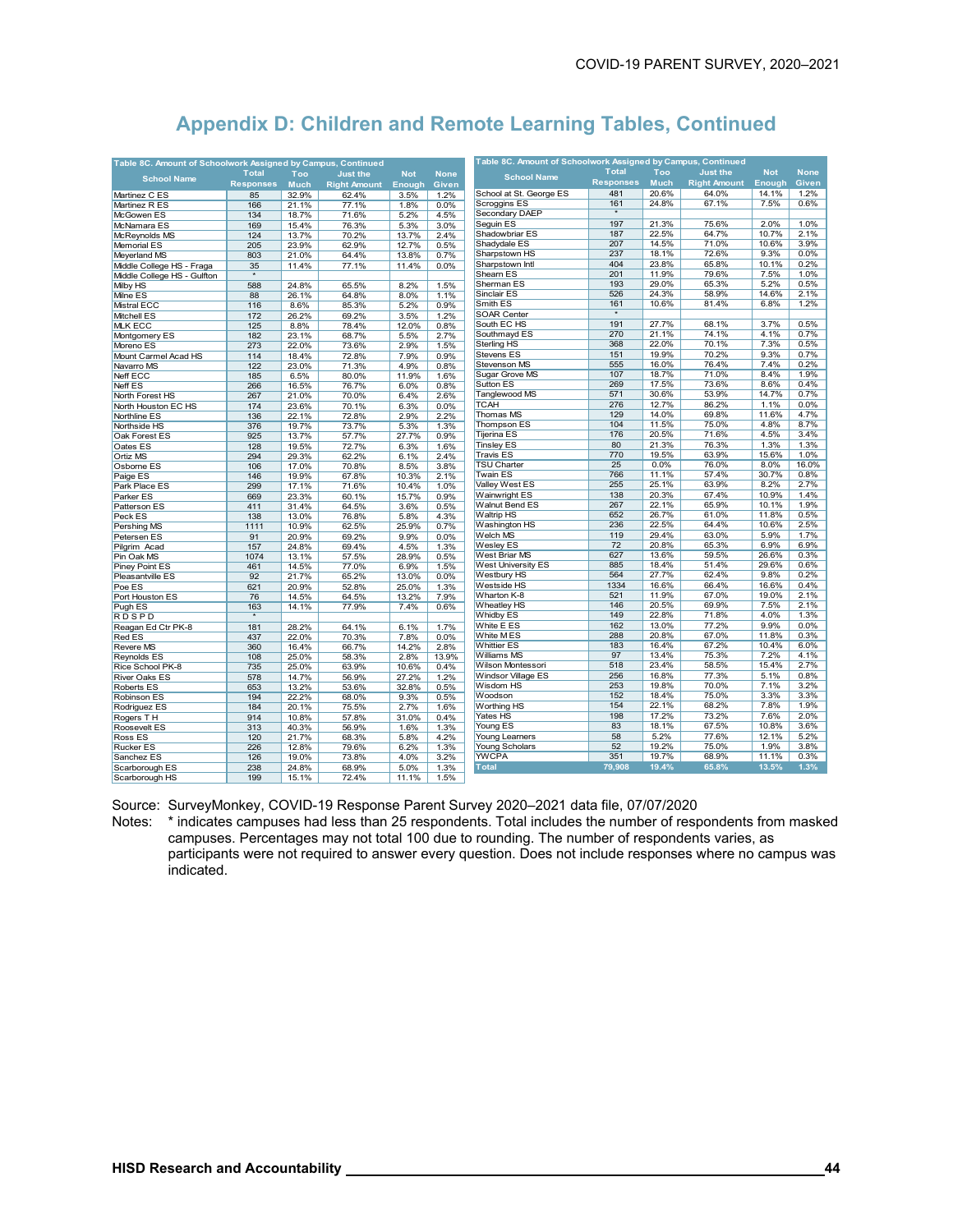## Appendix D: Children and Remote Learning Tables, Continued

| Table 8C. Amount of Schoolwork Assigned by Campus, Continued | | | | | |
|---|---|---|---|---|---|
| School Name | Total Responses | Too Much | Just the Right Amount | Not Enough | None Given |
| Martinez C ES | 85 | 32.9% | 62.4% | 3.5% | 1.2% |
| Martinez R ES | 166 | 21.1% | 77.1% | 1.8% | 0.0% |
| McGowen ES | 134 | 18.7% | 71.6% | 5.2% | 4.5% |
| McNamara ES | 169 | 15.4% | 76.3% | 5.3% | 3.0% |
| McReynolds MS | 124 | 13.7% | 70.2% | 13.7% | 2.4% |
| Memorial ES | 205 | 23.9% | 62.9% | 12.7% | 0.5% |
| Meyerland MS | 803 | 21.0% | 64.4% | 13.8% | 0.7% |
| Middle College HS - Fraga | 35 | 11.4% | 77.1% | 11.4% | 0.0% |
| Middle College HS - Gulfton | * | | | | |
| Milby HS | 588 | 24.8% | 65.5% | 8.2% | 1.5% |
| Milne ES | 88 | 26.1% | 64.8% | 8.0% | 1.1% |
| Mistral ECC | 116 | 8.6% | 85.3% | 5.2% | 0.9% |
| Mitchell ES | 172 | 26.2% | 69.2% | 3.5% | 1.2% |
| MLK ECC | 125 | 8.8% | 78.4% | 12.0% | 0.8% |
| Montgomery ES | 182 | 23.1% | 68.7% | 5.5% | 2.7% |
| Moreno ES | 273 | 22.0% | 73.6% | 2.9% | 1.5% |
| Mount Carmel Acad HS | 114 | 18.4% | 72.8% | 7.9% | 0.9% |
| Navarro MS | 122 | 23.0% | 71.3% | 4.9% | 0.8% |
| Neff ECC | 185 | 6.5% | 80.0% | 11.9% | 1.6% |
| Neff ES | 266 | 16.5% | 76.7% | 6.0% | 0.8% |
| North Forest HS | 267 | 21.0% | 70.0% | 6.4% | 2.6% |
| North Houston EC HS | 174 | 23.6% | 70.1% | 6.3% | 0.0% |
| Northline ES | 136 | 22.1% | 72.8% | 2.9% | 2.2% |
| Northside HS | 376 | 19.7% | 73.7% | 5.3% | 1.3% |
| Oak Forest ES | 925 | 13.7% | 57.7% | 27.7% | 0.9% |
| Oates ES | 128 | 19.5% | 72.7% | 6.3% | 1.6% |
| Ortiz MS | 294 | 29.3% | 62.2% | 6.1% | 2.4% |
| Osborne ES | 106 | 17.0% | 70.8% | 8.5% | 3.8% |
| Paige ES | 146 | 19.9% | 67.8% | 10.3% | 2.1% |
| Park Place ES | 299 | 17.1% | 71.6% | 10.4% | 1.0% |
| Parker ES | 669 | 23.3% | 60.1% | 15.7% | 0.9% |
| Patterson ES | 411 | 31.4% | 64.5% | 3.6% | 0.5% |
| Peck ES | 138 | 13.0% | 76.8% | 5.8% | 4.3% |
| Pershing MS | 1111 | 10.9% | 62.5% | 25.9% | 0.7% |
| Petersen ES | 91 | 20.9% | 69.2% | 9.9% | 0.0% |
| Pilgrim Acad | 157 | 24.8% | 69.4% | 4.5% | 1.3% |
| Pin Oak MS | 1074 | 13.1% | 57.5% | 28.9% | 0.5% |
| Piney Point ES | 461 | 14.5% | 77.0% | 6.9% | 1.5% |
| Pleasantville ES | 92 | 21.7% | 65.2% | 13.0% | 0.0% |
| Poe ES | 621 | 20.9% | 52.8% | 25.0% | 1.3% |
| Port Houston ES | 76 | 14.5% | 64.5% | 13.2% | 7.9% |
| Pugh ES | 163 | 14.1% | 77.9% | 7.4% | 0.6% |
| R D S P D | * | | | | |
| Reagan Ed Ctr PK-8 | 181 | 28.2% | 64.1% | 6.1% | 1.7% |
| Red ES | 437 | 22.0% | 70.3% | 7.8% | 0.0% |
| Revere MS | 360 | 16.4% | 66.7% | 14.2% | 2.8% |
| Reynolds ES | 108 | 25.0% | 58.3% | 2.8% | 13.9% |
| Rice School PK-8 | 735 | 25.0% | 63.9% | 10.6% | 0.4% |
| River Oaks ES | 578 | 14.7% | 56.9% | 27.2% | 1.2% |
| Roberts ES | 653 | 13.2% | 53.6% | 32.8% | 0.5% |
| Robinson ES | 194 | 22.2% | 68.0% | 9.3% | 0.5% |
| Rodriguez ES | 184 | 20.1% | 75.5% | 2.7% | 1.6% |
| Rogers T H | 914 | 10.8% | 57.8% | 31.0% | 0.4% |
| Roosevelt ES | 313 | 40.3% | 56.9% | 1.6% | 1.3% |
| Ross ES | 120 | 21.7% | 68.3% | 5.8% | 4.2% |
| Rucker ES | 226 | 12.8% | 79.6% | 6.2% | 1.3% |
| Sanchez ES | 126 | 19.0% | 73.8% | 4.0% | 3.2% |
| Scarborough ES | 238 | 24.8% | 68.9% | 5.0% | 1.3% |
| Scarborough HS | 199 | 15.1% | 72.4% | 11.1% | 1.5% |
| School at St. George ES | 481 | 20.6% | 64.0% | 14.1% | 1.2% |
| Scroggins ES | 161 | 24.8% | 67.1% | 7.5% | 0.6% |
| Secondary DAEP | * | | | | |
| Seguin ES | 197 | 21.3% | 75.6% | 2.0% | 1.0% |
| Shadowbriar ES | 187 | 22.5% | 64.7% | 10.7% | 2.1% |
| Shadydale ES | 207 | 14.5% | 71.0% | 10.6% | 3.9% |
| Sharpstown HS | 237 | 18.1% | 72.6% | 9.3% | 0.0% |
| Sharpstown Intl | 404 | 23.8% | 65.8% | 10.1% | 0.2% |
| Shearn ES | 201 | 11.9% | 79.6% | 7.5% | 1.0% |
| Sherman ES | 193 | 29.0% | 65.3% | 5.2% | 0.5% |
| Sinclair ES | 526 | 24.3% | 58.9% | 14.6% | 2.1% |
| Smith ES | 161 | 10.6% | 81.4% | 6.8% | 1.2% |
| SOAR Center | * | | | | |
| South EC HS | 191 | 27.7% | 68.1% | 3.7% | 0.5% |
| Southmayd ES | 270 | 21.1% | 74.1% | 4.1% | 0.7% |
| Sterling HS | 368 | 22.0% | 70.1% | 7.3% | 0.5% |
| Stevens ES | 151 | 19.9% | 70.2% | 9.3% | 0.7% |
| Stevenson MS | 555 | 16.0% | 76.4% | 7.4% | 0.2% |
| Sugar Grove MS | 107 | 18.7% | 71.0% | 8.4% | 1.9% |
| Sutton ES | 269 | 17.5% | 73.6% | 8.6% | 0.4% |
| Tanglewood MS | 571 | 30.6% | 53.9% | 14.7% | 0.7% |
| TCAH | 276 | 12.7% | 86.2% | 1.1% | 0.0% |
| Thomas MS | 129 | 14.0% | 69.8% | 11.6% | 4.7% |
| Thompson ES | 104 | 11.5% | 75.0% | 4.8% | 8.7% |
| Tijerina ES | 176 | 20.5% | 71.6% | 4.5% | 3.4% |
| Tinsley ES | 80 | 21.3% | 76.3% | 1.3% | 1.3% |
| Travis ES | 770 | 19.5% | 63.9% | 15.6% | 1.0% |
| TSU Charter | 25 | 0.0% | 76.0% | 8.0% | 16.0% |
| Twain ES | 766 | 11.1% | 57.4% | 30.7% | 0.8% |
| Valley West ES | 255 | 25.1% | 63.9% | 8.2% | 2.7% |
| Wainwright ES | 138 | 20.3% | 67.4% | 10.9% | 1.4% |
| Walnut Bend ES | 267 | 22.1% | 65.9% | 10.1% | 1.9% |
| Waltrip HS | 652 | 26.7% | 61.0% | 11.8% | 0.5% |
| Washington HS | 236 | 22.5% | 64.4% | 10.6% | 2.5% |
| Welch MS | 119 | 29.4% | 63.0% | 5.9% | 1.7% |
| Wesley ES | 72 | 20.8% | 65.3% | 6.9% | 6.9% |
| West Briar MS | 627 | 13.6% | 59.5% | 26.6% | 0.3% |
| West University ES | 885 | 18.4% | 51.4% | 29.6% | 0.6% |
| Westbury HS | 564 | 27.7% | 62.4% | 9.8% | 0.2% |
| Westside HS | 1334 | 16.6% | 66.4% | 16.6% | 0.4% |
| Wharton K-8 | 521 | 11.9% | 67.0% | 19.0% | 2.1% |
| Wheatley HS | 146 | 20.5% | 69.9% | 7.5% | 2.1% |
| Whidby ES | 149 | 22.8% | 71.8% | 4.0% | 1.3% |
| White E ES | 162 | 13.0% | 77.2% | 9.9% | 0.0% |
| White M ES | 288 | 20.8% | 67.0% | 11.8% | 0.3% |
| Whittier ES | 183 | 16.4% | 67.2% | 10.4% | 6.0% |
| Williams MS | 97 | 13.4% | 75.3% | 7.2% | 4.1% |
| Wilson Montessori | 518 | 23.4% | 58.5% | 15.4% | 2.7% |
| Windsor Village ES | 256 | 16.8% | 77.3% | 5.1% | 0.8% |
| Wisdom HS | 253 | 19.8% | 70.0% | 7.1% | 3.2% |
| Woodson | 152 | 18.4% | 75.0% | 3.3% | 3.3% |
| Worthing HS | 154 | 22.1% | 68.2% | 7.8% | 1.9% |
| Yates HS | 198 | 17.2% | 73.2% | 7.6% | 2.0% |
| Young ES | 83 | 18.1% | 67.5% | 10.8% | 3.6% |
| Young Learners | 58 | 5.2% | 77.6% | 12.1% | 5.2% |
| Young Scholars | 52 | 19.2% | 75.0% | 1.9% | 3.8% |
| YWCPA | 351 | 19.7% | 68.9% | 11.1% | 0.3% |
| **Total** | **79,908** | **19.4%** | **65.8%** | **13.5%** | **1.3%** |

Source: SurveyMonkey, COVID-19 Response Parent Survey 2020–2021 data file, 07/07/2020

Notes: * indicates campuses had less than 25 respondents. Total includes the number of respondents from masked campuses. Percentages may not total 100 due to rounding. The number of respondents varies, as participants were not required to answer every question. Does not include responses where no campus was indicated.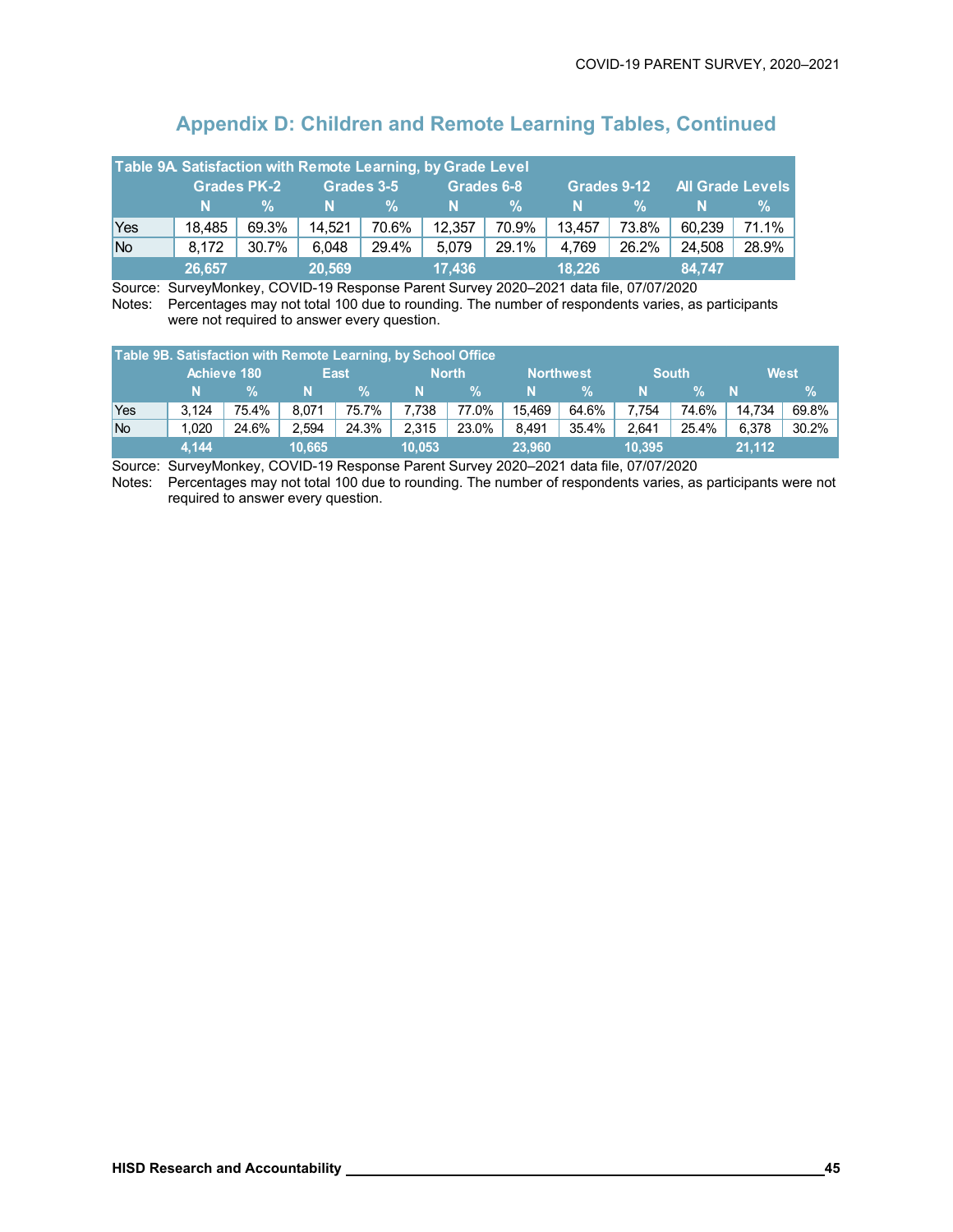## Appendix D: Children and Remote Learning Tables, Continued

| Table 9A. Satisfaction with Remote Learning, by Grade Level | | | | | | | | | | |
|---|---|---|---|---|---|---|---|---|---|---|
| | Grades PK-2 | | Grades 3-5 | | Grades 6-8 | | Grades 9-12 | | All Grade Levels | |
| | N | % | N | % | N | % | N | % | N | % |
| Yes | 18,485 | 69.3% | 14,521 | 70.6% | 12,357 | 70.9% | 13,457 | 73.8% | 60,239 | 71.1% |
| No | 8,172 | 30.7% | 6,048 | 29.4% | 5,079 | 29.1% | 4,769 | 26.2% | 24,508 | 28.9% |
| | 26,657 | | 20,569 | | 17,436 | | 18,226 | | 84,747 | |

Source: SurveyMonkey, COVID-19 Response Parent Survey 2020–2021 data file, 07/07/2020
Notes: Percentages may not total 100 due to rounding. The number of respondents varies, as participants were not required to answer every question.

| Table 9B. Satisfaction with Remote Learning, by School Office | | | | | | | | | | | | |
|---|---|---|---|---|---|---|---|---|---|---|---|---|
| | Achieve 180 | | East | | North | | Northwest | | South | | West | |
| | N | % | N | % | N | % | N | % | N | % | N | % |
| Yes | 3,124 | 75.4% | 8,071 | 75.7% | 7,738 | 77.0% | 15,469 | 64.6% | 7,754 | 74.6% | 14,734 | 69.8% |
| No | 1,020 | 24.6% | 2,594 | 24.3% | 2,315 | 23.0% | 8,491 | 35.4% | 2,641 | 25.4% | 6,378 | 30.2% |
| | 4,144 | | 10,665 | | 10,053 | | 23,960 | | 10,395 | | 21,112 | |

Source: SurveyMonkey, COVID-19 Response Parent Survey 2020–2021 data file, 07/07/2020
Notes: Percentages may not total 100 due to rounding. The number of respondents varies, as participants were not required to answer every question.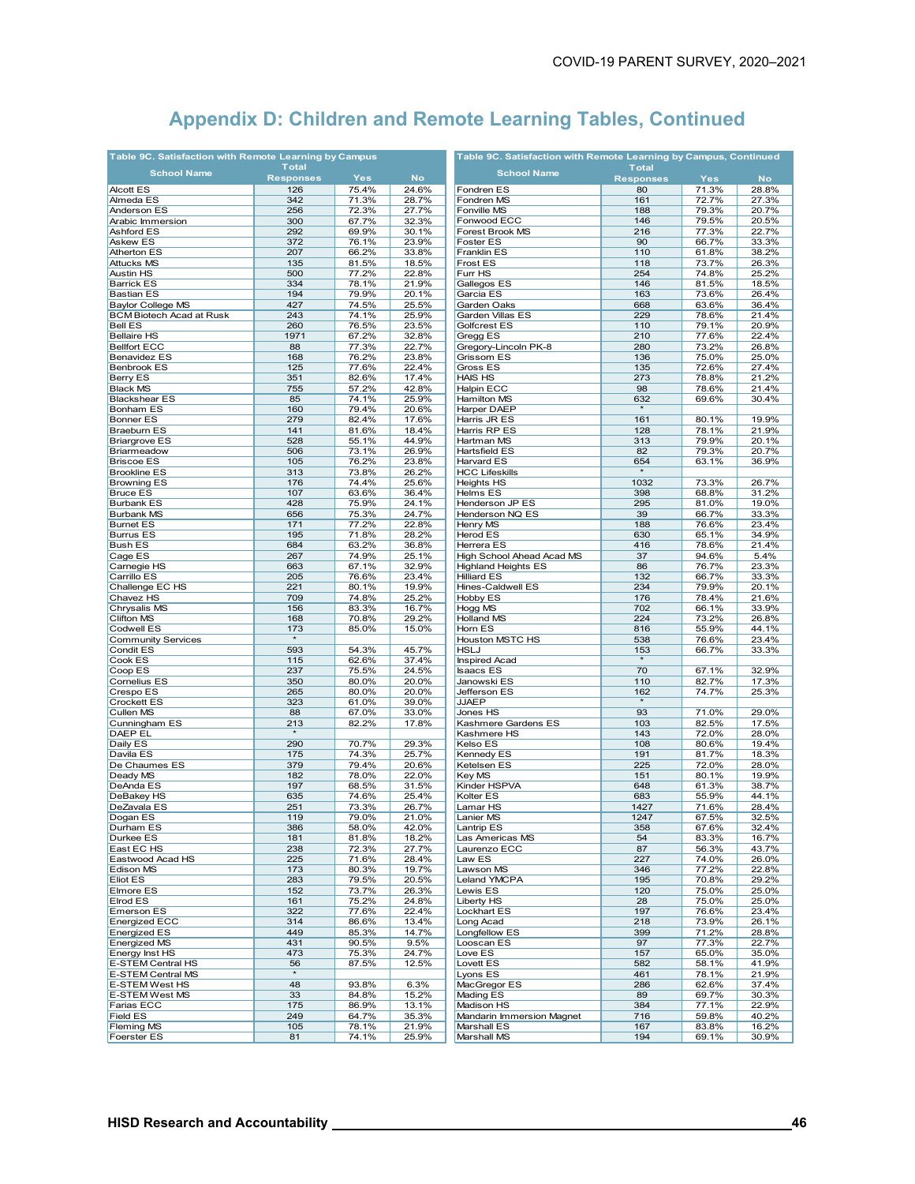# Appendix D: Children and Remote Learning Tables, Continued

**Table 9C. Satisfaction with Remote Learning by Campus**

| School Name | Total Responses | Yes | No |
|---|---|---|---|
| Alcott ES | 126 | 75.4% | 24.6% |
| Almeda ES | 342 | 71.3% | 28.7% |
| Anderson ES | 256 | 72.3% | 27.7% |
| Arabic Immersion | 300 | 67.7% | 32.3% |
| Ashford ES | 292 | 69.9% | 30.1% |
| Askew ES | 372 | 76.1% | 23.9% |
| Atherton ES | 207 | 66.2% | 33.8% |
| Attucks MS | 135 | 81.5% | 18.5% |
| Austin HS | 500 | 77.2% | 22.8% |
| Barrick ES | 334 | 78.1% | 21.9% |
| Bastian ES | 194 | 79.9% | 20.1% |
| Baylor College MS | 427 | 74.5% | 25.5% |
| BCM Biotech Acad at Rusk | 243 | 74.1% | 25.9% |
| Bell ES | 260 | 76.5% | 23.5% |
| Bellaire HS | 1971 | 67.2% | 32.8% |
| Bellfort ECC | 88 | 77.3% | 22.7% |
| Benavidez ES | 168 | 76.2% | 23.8% |
| Benbrook ES | 125 | 77.6% | 22.4% |
| Berry ES | 351 | 82.6% | 17.4% |
| Black MS | 755 | 57.2% | 42.8% |
| Blackshear ES | 85 | 74.1% | 25.9% |
| Bonham ES | 160 | 79.4% | 20.6% |
| Bonner ES | 279 | 82.4% | 17.6% |
| Braeburn ES | 141 | 81.6% | 18.4% |
| Briargrove ES | 528 | 55.1% | 44.9% |
| Briarmeadow | 506 | 73.1% | 26.9% |
| Briscoe ES | 105 | 76.2% | 23.8% |
| Brookline ES | 313 | 73.8% | 26.2% |
| Browning ES | 176 | 74.4% | 25.6% |
| Bruce ES | 107 | 63.6% | 36.4% |
| Burbank ES | 428 | 75.9% | 24.1% |
| Burbank MS | 656 | 75.3% | 24.7% |
| Burnet ES | 171 | 77.2% | 22.8% |
| Burrus ES | 195 | 71.8% | 28.2% |
| Bush ES | 684 | 63.2% | 36.8% |
| Cage ES | 267 | 74.9% | 25.1% |
| Carnegie HS | 663 | 67.1% | 32.9% |
| Carrillo ES | 205 | 76.6% | 23.4% |
| Challenge EC HS | 221 | 80.1% | 19.9% |
| Chavez HS | 709 | 74.8% | 25.2% |
| Chrysalis MS | 156 | 83.3% | 16.7% |
| Clifton MS | 168 | 70.8% | 29.2% |
| Codwell ES | 173 | 85.0% | 15.0% |
| Community Services | * | | |
| Condit ES | 593 | 54.3% | 45.7% |
| Cook ES | 115 | 62.6% | 37.4% |
| Coop ES | 237 | 75.5% | 24.5% |
| Cornelius ES | 350 | 80.0% | 20.0% |
| Crespo ES | 265 | 80.0% | 20.0% |
| Crockett ES | 323 | 61.0% | 39.0% |
| Cullen MS | 88 | 67.0% | 33.0% |
| Cunningham ES | 213 | 82.2% | 17.8% |
| DAEP EL | * | | |
| Daily ES | 290 | 70.7% | 29.3% |
| Davila ES | 175 | 74.3% | 25.7% |
| De Chaumes ES | 379 | 79.4% | 20.6% |
| Deady MS | 182 | 78.0% | 22.0% |
| DeAnda ES | 197 | 68.5% | 31.5% |
| DeBakey HS | 635 | 74.6% | 25.4% |
| DeZavala ES | 251 | 73.3% | 26.7% |
| Dogan ES | 119 | 79.0% | 21.0% |
| Durham ES | 386 | 58.0% | 42.0% |
| Durkee ES | 181 | 81.8% | 18.2% |
| East EC HS | 238 | 72.3% | 27.7% |
| Eastwood Acad HS | 225 | 71.6% | 28.4% |
| Edison MS | 173 | 80.3% | 19.7% |
| Eliot ES | 283 | 79.5% | 20.5% |
| Elmore ES | 152 | 73.7% | 26.3% |
| Elrod ES | 161 | 75.2% | 24.8% |
| Emerson ES | 322 | 77.6% | 22.4% |
| Energized ECC | 314 | 86.6% | 13.4% |
| Energized ES | 449 | 85.3% | 14.7% |
| Energized MS | 431 | 90.5% | 9.5% |
| Energy Inst HS | 473 | 75.3% | 24.7% |
| E-STEM Central HS | 56 | 87.5% | 12.5% |
| E-STEM Central MS | * | | |
| E-STEM West HS | 48 | 93.8% | 6.3% |
| E-STEM West MS | 33 | 84.8% | 15.2% |
| Farias ECC | 175 | 86.9% | 13.1% |
| Field ES | 249 | 64.7% | 35.3% |
| Fleming MS | 105 | 78.1% | 21.9% |
| Foerster ES | 81 | 74.1% | 25.9% |

**Table 9C. Satisfaction with Remote Learning by Campus, Continued**

| School Name | Total Responses | Yes | No |
|---|---|---|---|
| Fondren ES | 80 | 71.3% | 28.8% |
| Fondren MS | 161 | 72.7% | 27.3% |
| Fonville MS | 188 | 79.3% | 20.7% |
| Fonwood ECC | 146 | 79.5% | 20.5% |
| Forest Brook MS | 216 | 77.3% | 22.7% |
| Foster ES | 90 | 66.7% | 33.3% |
| Franklin ES | 110 | 61.8% | 38.2% |
| Frost ES | 118 | 73.7% | 26.3% |
| Furr HS | 254 | 74.8% | 25.2% |
| Gallegos ES | 146 | 81.5% | 18.5% |
| Garcia ES | 163 | 73.6% | 26.4% |
| Garden Oaks | 668 | 63.6% | 36.4% |
| Garden Villas ES | 229 | 78.6% | 21.4% |
| Golfcrest ES | 110 | 79.1% | 20.9% |
| Gregg ES | 210 | 77.6% | 22.4% |
| Gregory-Lincoln PK-8 | 280 | 73.2% | 26.8% |
| Grissom ES | 136 | 75.0% | 25.0% |
| Gross ES | 135 | 72.6% | 27.4% |
| HAIS HS | 273 | 78.8% | 21.2% |
| Halpin ECC | 98 | 78.6% | 21.4% |
| Hamilton MS | 632 | 69.6% | 30.4% |
| Harper DAEP | * | | |
| Harris JR ES | 161 | 80.1% | 19.9% |
| Harris RP ES | 128 | 78.1% | 21.9% |
| Hartman MS | 313 | 79.9% | 20.1% |
| Hartsfield ES | 82 | 79.3% | 20.7% |
| Harvard ES | 654 | 63.1% | 36.9% |
| HCC Lifeskills | * | | |
| Heights HS | 1032 | 73.3% | 26.7% |
| Helms ES | 398 | 68.8% | 31.2% |
| Henderson JP ES | 295 | 81.0% | 19.0% |
| Henderson NQ ES | 39 | 66.7% | 33.3% |
| Henry MS | 188 | 76.6% | 23.4% |
| Herod ES | 630 | 65.1% | 34.9% |
| Herrera ES | 416 | 78.6% | 21.4% |
| High School Ahead Acad MS | 37 | 94.6% | 5.4% |
| Highland Heights ES | 86 | 76.7% | 23.3% |
| Hilliard ES | 132 | 66.7% | 33.3% |
| Hines-Caldwell ES | 234 | 79.9% | 20.1% |
| Hobby ES | 176 | 78.4% | 21.6% |
| Hogg MS | 702 | 66.1% | 33.9% |
| Holland MS | 224 | 73.2% | 26.8% |
| Horn ES | 816 | 55.9% | 44.1% |
| Houston MSTC HS | 538 | 76.6% | 23.4% |
| HSLJ | 153 | 66.7% | 33.3% |
| Inspired Acad | * | | |
| Isaacs ES | 70 | 67.1% | 32.9% |
| Janowski ES | 110 | 82.7% | 17.3% |
| Jefferson ES | 162 | 74.7% | 25.3% |
| JJAEP | * | | |
| Jones HS | 93 | 71.0% | 29.0% |
| Kashmere Gardens ES | 103 | 82.5% | 17.5% |
| Kashmere HS | 143 | 72.0% | 28.0% |
| Kelso ES | 108 | 80.6% | 19.4% |
| Kennedy ES | 191 | 81.7% | 18.3% |
| Ketelsen ES | 225 | 72.0% | 28.0% |
| Key MS | 151 | 80.1% | 19.9% |
| Kinder HSPVA | 648 | 61.3% | 38.7% |
| Kolter ES | 683 | 55.9% | 44.1% |
| Lamar HS | 1427 | 71.6% | 28.4% |
| Lanier MS | 1247 | 67.5% | 32.5% |
| Lantrip ES | 358 | 67.6% | 32.4% |
| Las Americas MS | 54 | 83.3% | 16.7% |
| Laurenzo ECC | 87 | 56.3% | 43.7% |
| Law ES | 227 | 74.0% | 26.0% |
| Lawson MS | 346 | 77.2% | 22.8% |
| Leland YMCPA | 195 | 70.8% | 29.2% |
| Lewis ES | 120 | 75.0% | 25.0% |
| Liberty HS | 28 | 75.0% | 25.0% |
| Lockhart ES | 197 | 76.6% | 23.4% |
| Long Acad | 218 | 73.9% | 26.1% |
| Longfellow ES | 399 | 71.2% | 28.8% |
| Looscan ES | 97 | 77.3% | 22.7% |
| Love ES | 157 | 65.0% | 35.0% |
| Lovett ES | 582 | 58.1% | 41.9% |
| Lyons ES | 461 | 78.1% | 21.9% |
| MacGregor ES | 286 | 62.6% | 37.4% |
| Mading ES | 89 | 69.7% | 30.3% |
| Madison HS | 384 | 77.1% | 22.9% |
| Mandarin Immersion Magnet | 716 | 59.8% | 40.2% |
| Marshall ES | 167 | 83.8% | 16.2% |
| Marshall MS | 194 | 69.1% | 30.9% |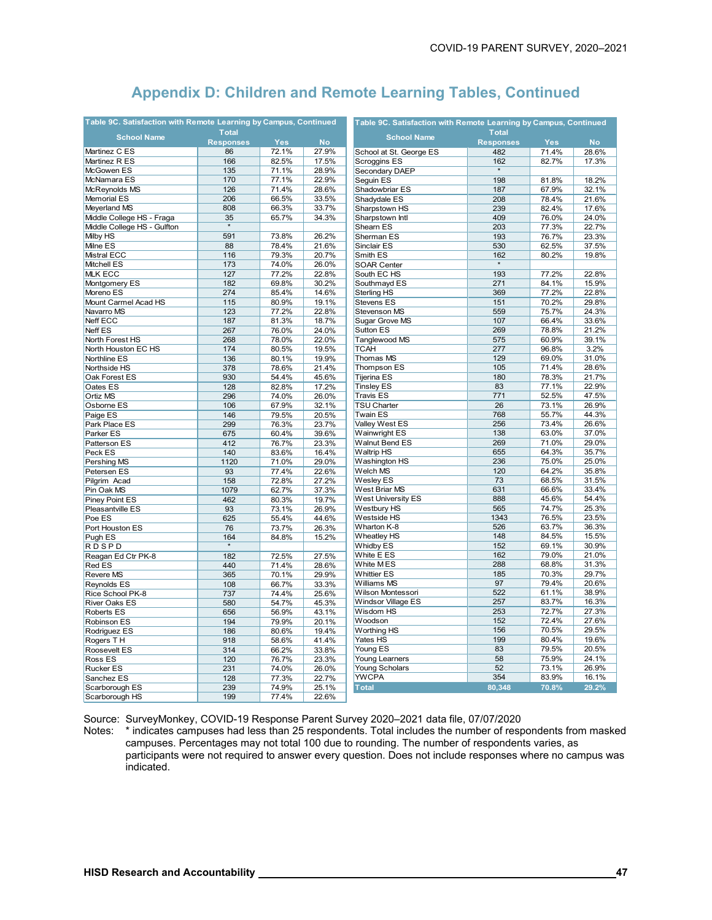# Appendix D: Children and Remote Learning Tables, Continued

**Table 9C. Satisfaction with Remote Learning by Campus, Continued**

| School Name | Total Responses | Yes | No |
|---|---|---|---|
| Martinez C ES | 86 | 72.1% | 27.9% |
| Martinez R ES | 166 | 82.5% | 17.5% |
| McGowen ES | 135 | 71.1% | 28.9% |
| McNamara ES | 170 | 77.1% | 22.9% |
| McReynolds MS | 126 | 71.4% | 28.6% |
| Memorial ES | 206 | 66.5% | 33.5% |
| Meyerland MS | 808 | 66.3% | 33.7% |
| Middle College HS - Fraga | 35 | 65.7% | 34.3% |
| Middle College HS - Gulfton | * | | |
| Milby HS | 591 | 73.8% | 26.2% |
| Milne ES | 88 | 78.4% | 21.6% |
| Mistral ECC | 116 | 79.3% | 20.7% |
| Mitchell ES | 173 | 74.0% | 26.0% |
| MLK ECC | 127 | 77.2% | 22.8% |
| Montgomery ES | 182 | 69.8% | 30.2% |
| Moreno ES | 274 | 85.4% | 14.6% |
| Mount Carmel Acad HS | 115 | 80.9% | 19.1% |
| Navarro MS | 123 | 77.2% | 22.8% |
| Neff ECC | 187 | 81.3% | 18.7% |
| Neff ES | 267 | 76.0% | 24.0% |
| North Forest HS | 268 | 78.0% | 22.0% |
| North Houston EC HS | 174 | 80.5% | 19.5% |
| Northline ES | 136 | 80.1% | 19.9% |
| Northside HS | 378 | 78.6% | 21.4% |
| Oak Forest ES | 930 | 54.4% | 45.6% |
| Oates ES | 128 | 82.8% | 17.2% |
| Ortiz MS | 296 | 74.0% | 26.0% |
| Osborne ES | 106 | 67.9% | 32.1% |
| Paige ES | 146 | 79.5% | 20.5% |
| Park Place ES | 299 | 76.3% | 23.7% |
| Parker ES | 675 | 60.4% | 39.6% |
| Patterson ES | 412 | 76.7% | 23.3% |
| Peck ES | 140 | 83.6% | 16.4% |
| Pershing MS | 1120 | 71.0% | 29.0% |
| Petersen ES | 93 | 77.4% | 22.6% |
| Pilgrim Acad | 158 | 72.8% | 27.2% |
| Pin Oak MS | 1079 | 62.7% | 37.3% |
| Piney Point ES | 462 | 80.3% | 19.7% |
| Pleasantville ES | 93 | 73.1% | 26.9% |
| Poe ES | 625 | 55.4% | 44.6% |
| Port Houston ES | 76 | 73.7% | 26.3% |
| Pugh ES | 164 | 84.8% | 15.2% |
| R D S P D | * | | |
| Reagan Ed Ctr PK-8 | 182 | 72.5% | 27.5% |
| Red ES | 440 | 71.4% | 28.6% |
| Revere MS | 365 | 70.1% | 29.9% |
| Reynolds ES | 108 | 66.7% | 33.3% |
| Rice School PK-8 | 737 | 74.4% | 25.6% |
| River Oaks ES | 580 | 54.7% | 45.3% |
| Roberts ES | 656 | 56.9% | 43.1% |
| Robinson ES | 194 | 79.9% | 20.1% |
| Rodriguez ES | 186 | 80.6% | 19.4% |
| Rogers T H | 918 | 58.6% | 41.4% |
| Roosevelt ES | 314 | 66.2% | 33.8% |
| Ross ES | 120 | 76.7% | 23.3% |
| Rucker ES | 231 | 74.0% | 26.0% |
| Sanchez ES | 128 | 77.3% | 22.7% |
| Scarborough ES | 239 | 74.9% | 25.1% |
| Scarborough HS | 199 | 77.4% | 22.6% |
| School at St. George ES | 482 | 71.4% | 28.6% |
| Scroggins ES | 162 | 82.7% | 17.3% |
| Secondary DAEP | * | | |
| Seguin ES | 198 | 81.8% | 18.2% |
| Shadowbriar ES | 187 | 67.9% | 32.1% |
| Shadydale ES | 208 | 78.4% | 21.6% |
| Sharpstown HS | 239 | 82.4% | 17.6% |
| Sharpstown Intl | 409 | 76.0% | 24.0% |
| Shearn ES | 203 | 77.3% | 22.7% |
| Sherman ES | 193 | 76.7% | 23.3% |
| Sinclair ES | 530 | 62.5% | 37.5% |
| Smith ES | 162 | 80.2% | 19.8% |
| SOAR Center | * | | |
| South EC HS | 193 | 77.2% | 22.8% |
| Southmayd ES | 271 | 84.1% | 15.9% |
| Sterling HS | 369 | 77.2% | 22.8% |
| Stevens ES | 151 | 70.2% | 29.8% |
| Stevenson MS | 559 | 75.7% | 24.3% |
| Sugar Grove MS | 107 | 66.4% | 33.6% |
| Sutton ES | 269 | 78.8% | 21.2% |
| Tanglewood MS | 575 | 60.9% | 39.1% |
| TCAH | 277 | 96.8% | 3.2% |
| Thomas MS | 129 | 69.0% | 31.0% |
| Thompson ES | 105 | 71.4% | 28.6% |
| Tijerina ES | 180 | 78.3% | 21.7% |
| Tinsley ES | 83 | 77.1% | 22.9% |
| Travis ES | 771 | 52.5% | 47.5% |
| TSU Charter | 26 | 73.1% | 26.9% |
| Twain ES | 768 | 55.7% | 44.3% |
| Valley West ES | 256 | 73.4% | 26.6% |
| Wainwright ES | 138 | 63.0% | 37.0% |
| Walnut Bend ES | 269 | 71.0% | 29.0% |
| Waltrip HS | 655 | 64.3% | 35.7% |
| Washington HS | 236 | 75.0% | 25.0% |
| Welch MS | 120 | 64.2% | 35.8% |
| Wesley ES | 73 | 68.5% | 31.5% |
| West Briar MS | 631 | 66.6% | 33.4% |
| West University ES | 888 | 45.6% | 54.4% |
| Westbury HS | 565 | 74.7% | 25.3% |
| Westside HS | 1343 | 76.5% | 23.5% |
| Wharton K-8 | 526 | 63.7% | 36.3% |
| Wheatley HS | 148 | 84.5% | 15.5% |
| Whidby ES | 152 | 69.1% | 30.9% |
| White E ES | 162 | 79.0% | 21.0% |
| White M ES | 288 | 68.8% | 31.3% |
| Whittier ES | 185 | 70.3% | 29.7% |
| Williams MS | 97 | 79.4% | 20.6% |
| Wilson Montessori | 522 | 61.1% | 38.9% |
| Windsor Village ES | 257 | 83.7% | 16.3% |
| Wisdom HS | 253 | 72.7% | 27.3% |
| Woodson | 152 | 72.4% | 27.6% |
| Worthing HS | 156 | 70.5% | 29.5% |
| Yates HS | 199 | 80.4% | 19.6% |
| Young ES | 83 | 79.5% | 20.5% |
| Young Learners | 58 | 75.9% | 24.1% |
| Young Scholars | 52 | 73.1% | 26.9% |
| YWCPA | 354 | 83.9% | 16.1% |
| **Total** | **80,348** | **70.8%** | **29.2%** |

Source: SurveyMonkey, COVID-19 Response Parent Survey 2020–2021 data file, 07/07/2020

Notes: * indicates campuses had less than 25 respondents. Total includes the number of respondents from masked campuses. Percentages may not total 100 due to rounding. The number of respondents varies, as participants were not required to answer every question. Does not include responses where no campus was indicated.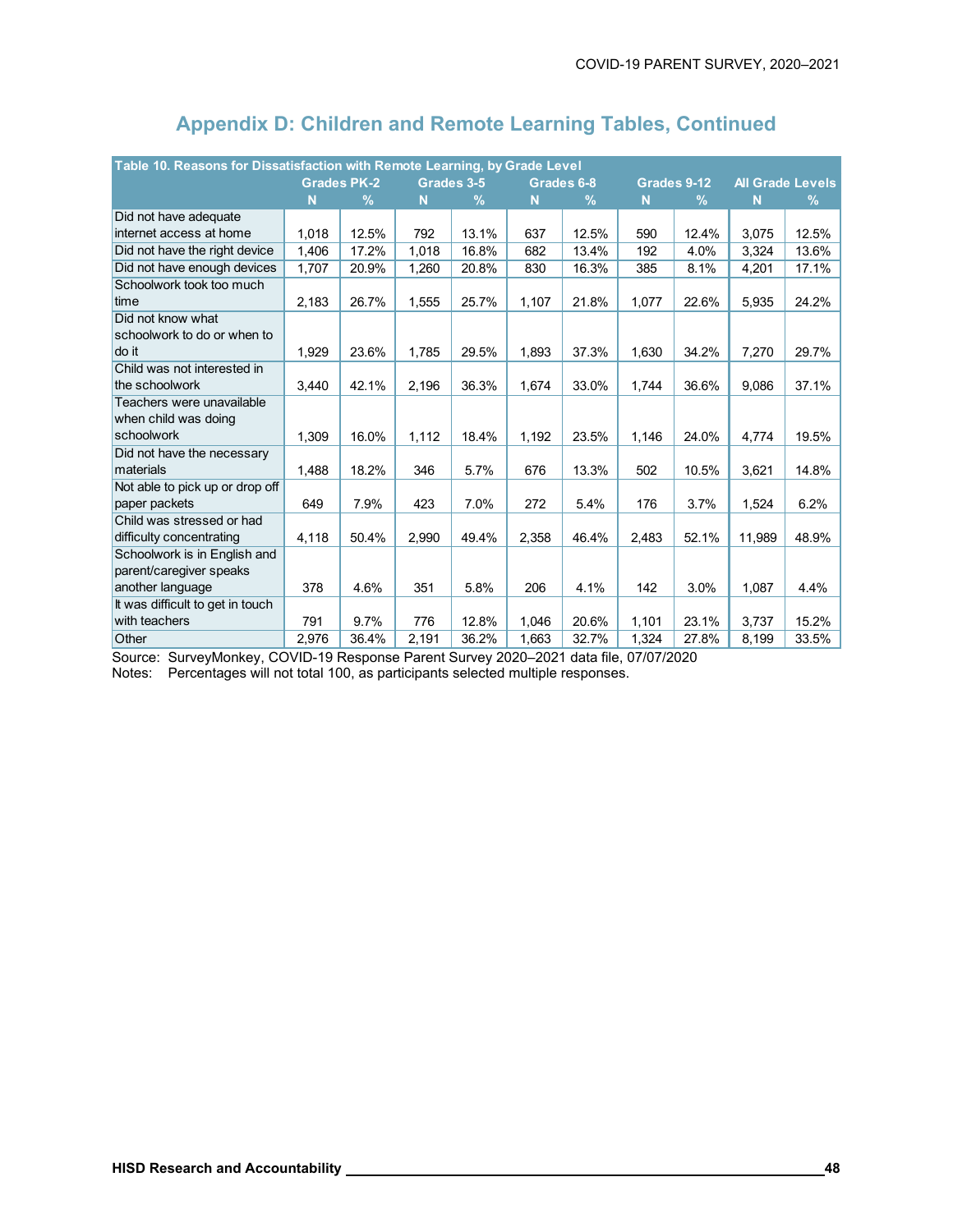## Appendix D: Children and Remote Learning Tables, Continued

| Table 10. Reasons for Dissatisfaction with Remote Learning, by Grade Level | Grades PK-2 | | Grades 3-5 | | Grades 6-8 | | Grades 9-12 | | All Grade Levels | |
|---|---|---|---|---|---|---|---|---|---|---|
| | N | % | N | % | N | % | N | % | N | % |
| Did not have adequate internet access at home | 1,018 | 12.5% | 792 | 13.1% | 637 | 12.5% | 590 | 12.4% | 3,075 | 12.5% |
| Did not have the right device | 1,406 | 17.2% | 1,018 | 16.8% | 682 | 13.4% | 192 | 4.0% | 3,324 | 13.6% |
| Did not have enough devices | 1,707 | 20.9% | 1,260 | 20.8% | 830 | 16.3% | 385 | 8.1% | 4,201 | 17.1% |
| Schoolwork took too much time | 2,183 | 26.7% | 1,555 | 25.7% | 1,107 | 21.8% | 1,077 | 22.6% | 5,935 | 24.2% |
| Did not know what schoolwork to do or when to do it | 1,929 | 23.6% | 1,785 | 29.5% | 1,893 | 37.3% | 1,630 | 34.2% | 7,270 | 29.7% |
| Child was not interested in the schoolwork | 3,440 | 42.1% | 2,196 | 36.3% | 1,674 | 33.0% | 1,744 | 36.6% | 9,086 | 37.1% |
| Teachers were unavailable when child was doing schoolwork | 1,309 | 16.0% | 1,112 | 18.4% | 1,192 | 23.5% | 1,146 | 24.0% | 4,774 | 19.5% |
| Did not have the necessary materials | 1,488 | 18.2% | 346 | 5.7% | 676 | 13.3% | 502 | 10.5% | 3,621 | 14.8% |
| Not able to pick up or drop off paper packets | 649 | 7.9% | 423 | 7.0% | 272 | 5.4% | 176 | 3.7% | 1,524 | 6.2% |
| Child was stressed or had difficulty concentrating | 4,118 | 50.4% | 2,990 | 49.4% | 2,358 | 46.4% | 2,483 | 52.1% | 11,989 | 48.9% |
| Schoolwork is in English and parent/caregiver speaks another language | 378 | 4.6% | 351 | 5.8% | 206 | 4.1% | 142 | 3.0% | 1,087 | 4.4% |
| It was difficult to get in touch with teachers | 791 | 9.7% | 776 | 12.8% | 1,046 | 20.6% | 1,101 | 23.1% | 3,737 | 15.2% |
| Other | 2,976 | 36.4% | 2,191 | 36.2% | 1,663 | 32.7% | 1,324 | 27.8% | 8,199 | 33.5% |

Source: SurveyMonkey, COVID-19 Response Parent Survey 2020–2021 data file, 07/07/2020
Notes: Percentages will not total 100, as participants selected multiple responses.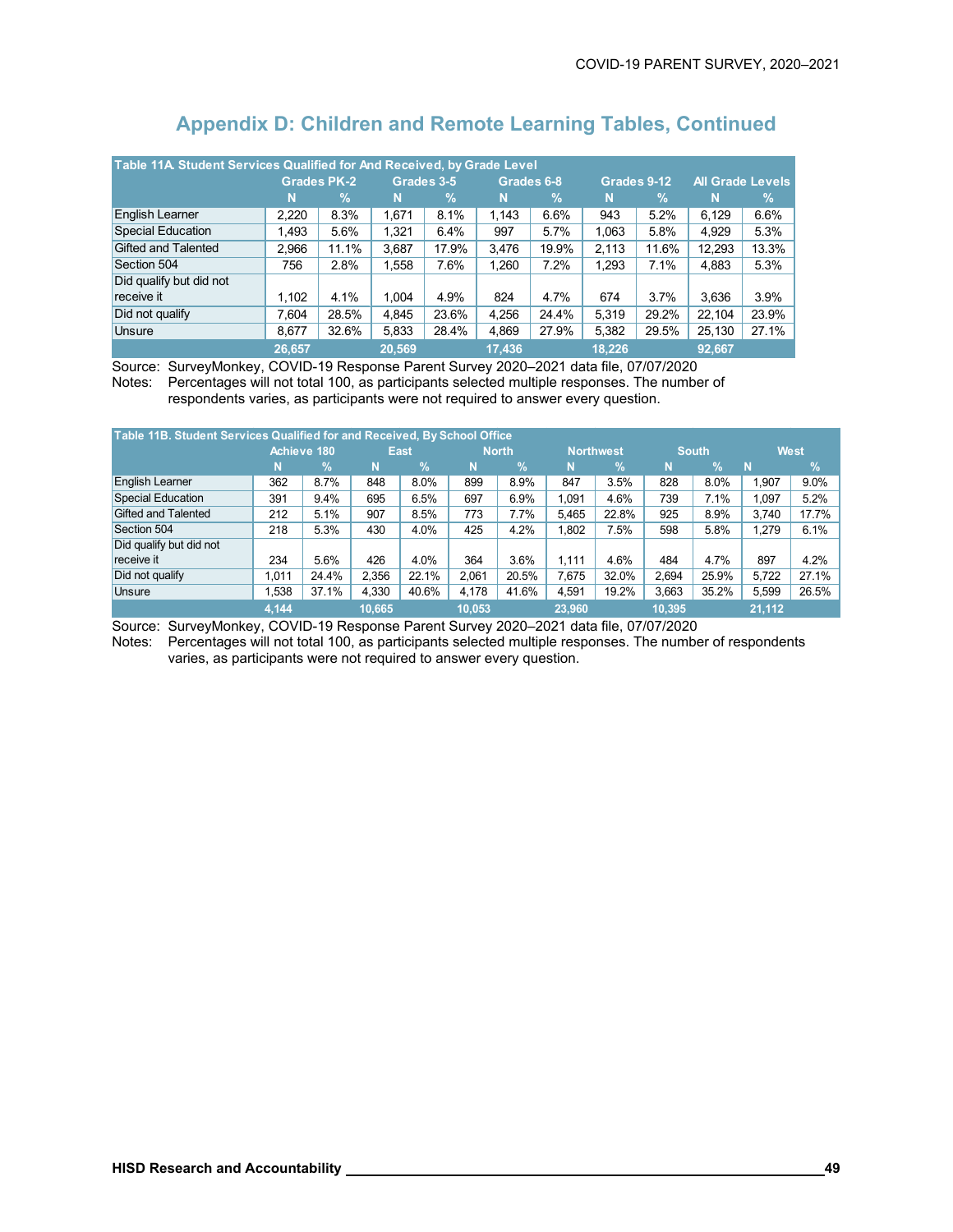## Appendix D: Children and Remote Learning Tables, Continued

| Table 11A. Student Services Qualified for And Received, by Grade Level | Grades PK-2 | | Grades 3-5 | | Grades 6-8 | | Grades 9-12 | | All Grade Levels | |
|---|---|---|---|---|---|---|---|---|---|---|
| | N | % | N | % | N | % | N | % | N | % |
| English Learner | 2,220 | 8.3% | 1,671 | 8.1% | 1,143 | 6.6% | 943 | 5.2% | 6,129 | 6.6% |
| Special Education | 1,493 | 5.6% | 1,321 | 6.4% | 997 | 5.7% | 1,063 | 5.8% | 4,929 | 5.3% |
| Gifted and Talented | 2,966 | 11.1% | 3,687 | 17.9% | 3,476 | 19.9% | 2,113 | 11.6% | 12,293 | 13.3% |
| Section 504 | 756 | 2.8% | 1,558 | 7.6% | 1,260 | 7.2% | 1,293 | 7.1% | 4,883 | 5.3% |
| Did qualify but did not receive it | 1,102 | 4.1% | 1,004 | 4.9% | 824 | 4.7% | 674 | 3.7% | 3,636 | 3.9% |
| Did not qualify | 7,604 | 28.5% | 4,845 | 23.6% | 4,256 | 24.4% | 5,319 | 29.2% | 22,104 | 23.9% |
| Unsure | 8,677 | 32.6% | 5,833 | 28.4% | 4,869 | 27.9% | 5,382 | 29.5% | 25,130 | 27.1% |
| | 26,657 | | 20,569 | | 17,436 | | 18,226 | | 92,667 | |

Source: SurveyMonkey, COVID-19 Response Parent Survey 2020–2021 data file, 07/07/2020
Notes: Percentages will not total 100, as participants selected multiple responses. The number of respondents varies, as participants were not required to answer every question.

| Table 11B. Student Services Qualified for and Received, By School Office | Achieve 180 | | East | | North | | Northwest | | South | | West | |
|---|---|---|---|---|---|---|---|---|---|---|---|---|
| | N | % | N | % | N | % | N | % | N | % | N | % |
| English Learner | 362 | 8.7% | 848 | 8.0% | 899 | 8.9% | 847 | 3.5% | 828 | 8.0% | 1,907 | 9.0% |
| Special Education | 391 | 9.4% | 695 | 6.5% | 697 | 6.9% | 1,091 | 4.6% | 739 | 7.1% | 1,097 | 5.2% |
| Gifted and Talented | 212 | 5.1% | 907 | 8.5% | 773 | 7.7% | 5,465 | 22.8% | 925 | 8.9% | 3,740 | 17.7% |
| Section 504 | 218 | 5.3% | 430 | 4.0% | 425 | 4.2% | 1,802 | 7.5% | 598 | 5.8% | 1,279 | 6.1% |
| Did qualify but did not receive it | 234 | 5.6% | 426 | 4.0% | 364 | 3.6% | 1,111 | 4.6% | 484 | 4.7% | 897 | 4.2% |
| Did not qualify | 1,011 | 24.4% | 2,356 | 22.1% | 2,061 | 20.5% | 7,675 | 32.0% | 2,694 | 25.9% | 5,722 | 27.1% |
| Unsure | 1,538 | 37.1% | 4,330 | 40.6% | 4,178 | 41.6% | 4,591 | 19.2% | 3,663 | 35.2% | 5,599 | 26.5% |
| | 4,144 | | 10,665 | | 10,053 | | 23,960 | | 10,395 | | 21,112 | |

Source: SurveyMonkey, COVID-19 Response Parent Survey 2020–2021 data file, 07/07/2020
Notes: Percentages will not total 100, as participants selected multiple responses. The number of respondents varies, as participants were not required to answer every question.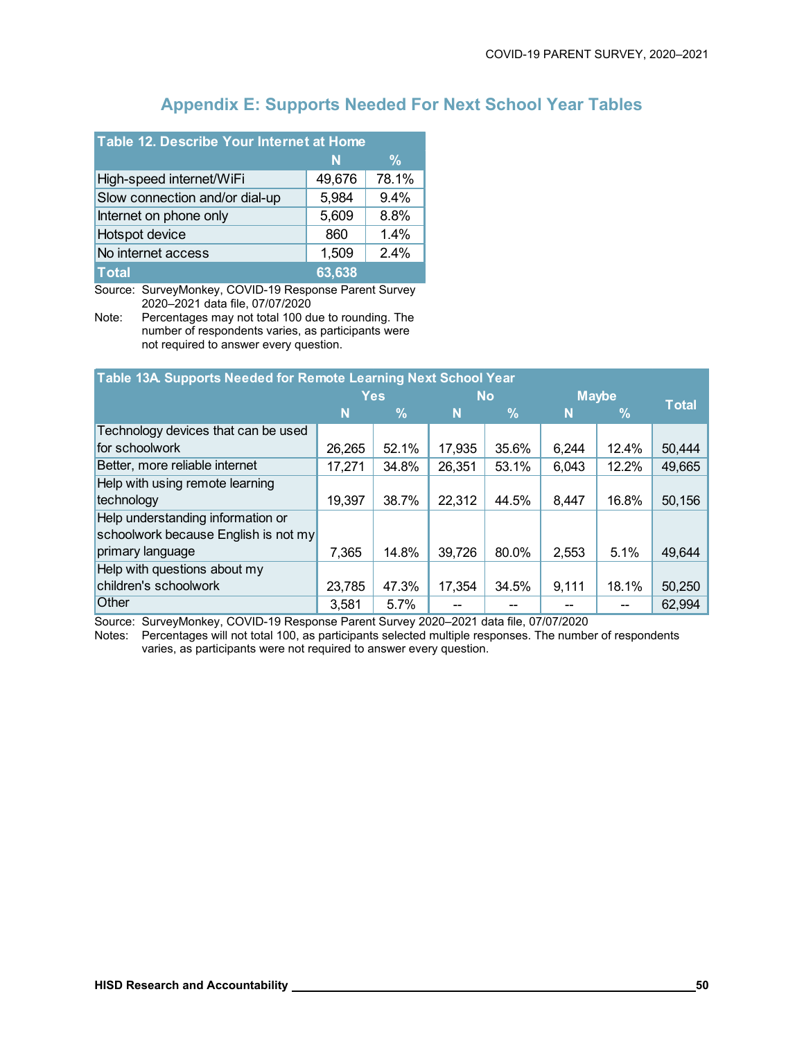## Appendix E: Supports Needed For Next School Year Tables

| Table 12. Describe Your Internet at Home | N | % |
|---|---|---|
| High-speed internet/WiFi | 49,676 | 78.1% |
| Slow connection and/or dial-up | 5,984 | 9.4% |
| Internet on phone only | 5,609 | 8.8% |
| Hotspot device | 860 | 1.4% |
| No internet access | 1,509 | 2.4% |
| **Total** | **63,638** | |

Source: SurveyMonkey, COVID-19 Response Parent Survey 2020–2021 data file, 07/07/2020

Note: Percentages may not total 100 due to rounding. The number of respondents varies, as participants were not required to answer every question.

| Table 13A. Supports Needed for Remote Learning Next School Year | Yes | | No | | Maybe | | Total |
|---|---|---|---|---|---|---|---|
| | N | % | N | % | N | % | |
| Technology devices that can be used for schoolwork | 26,265 | 52.1% | 17,935 | 35.6% | 6,244 | 12.4% | 50,444 |
| Better, more reliable internet | 17,271 | 34.8% | 26,351 | 53.1% | 6,043 | 12.2% | 49,665 |
| Help with using remote learning technology | 19,397 | 38.7% | 22,312 | 44.5% | 8,447 | 16.8% | 50,156 |
| Help understanding information or schoolwork because English is not my primary language | 7,365 | 14.8% | 39,726 | 80.0% | 2,553 | 5.1% | 49,644 |
| Help with questions about my children's schoolwork | 23,785 | 47.3% | 17,354 | 34.5% | 9,111 | 18.1% | 50,250 |
| Other | 3,581 | 5.7% | -- | -- | -- | -- | 62,994 |

Source: SurveyMonkey, COVID-19 Response Parent Survey 2020–2021 data file, 07/07/2020

Notes: Percentages will not total 100, as participants selected multiple responses. The number of respondents varies, as participants were not required to answer every question.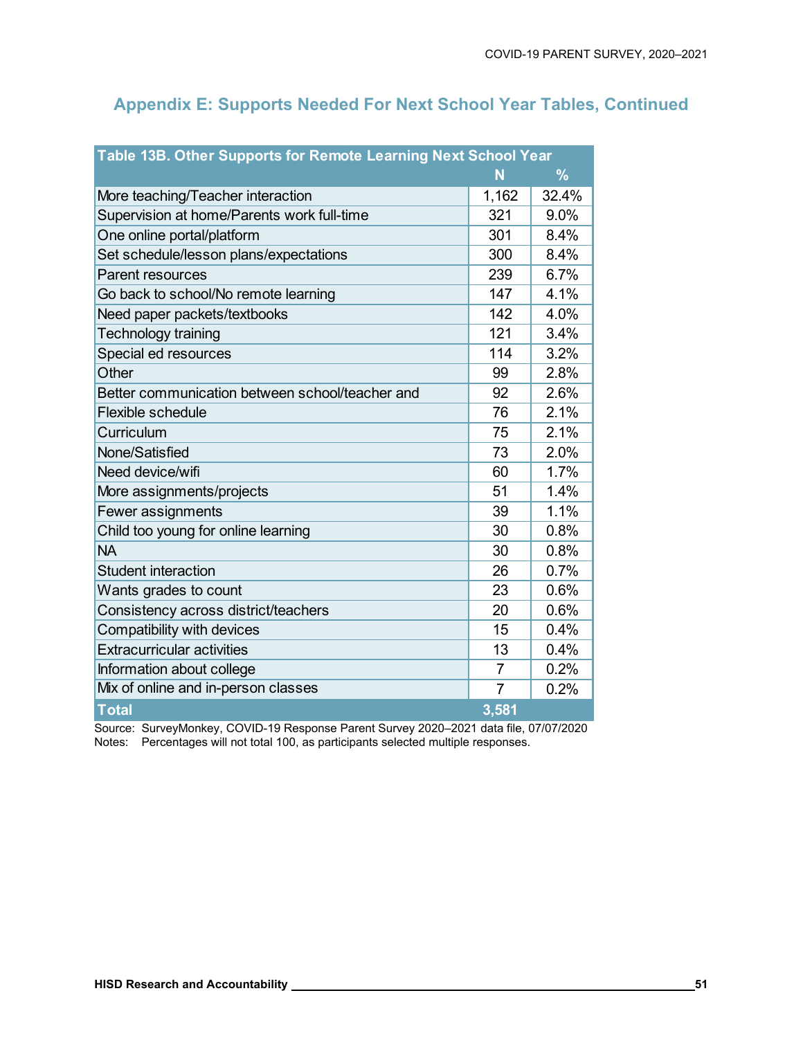## Appendix E: Supports Needed For Next School Year Tables, Continued

| Table 13B. Other Supports for Remote Learning Next School Year | N | % |
|---|---|---|
| More teaching/Teacher interaction | 1,162 | 32.4% |
| Supervision at home/Parents work full-time | 321 | 9.0% |
| One online portal/platform | 301 | 8.4% |
| Set schedule/lesson plans/expectations | 300 | 8.4% |
| Parent resources | 239 | 6.7% |
| Go back to school/No remote learning | 147 | 4.1% |
| Need paper packets/textbooks | 142 | 4.0% |
| Technology training | 121 | 3.4% |
| Special ed resources | 114 | 3.2% |
| Other | 99 | 2.8% |
| Better communication between school/teacher and | 92 | 2.6% |
| Flexible schedule | 76 | 2.1% |
| Curriculum | 75 | 2.1% |
| None/Satisfied | 73 | 2.0% |
| Need device/wifi | 60 | 1.7% |
| More assignments/projects | 51 | 1.4% |
| Fewer assignments | 39 | 1.1% |
| Child too young for online learning | 30 | 0.8% |
| NA | 30 | 0.8% |
| Student interaction | 26 | 0.7% |
| Wants grades to count | 23 | 0.6% |
| Consistency across district/teachers | 20 | 0.6% |
| Compatibility with devices | 15 | 0.4% |
| Extracurricular activities | 13 | 0.4% |
| Information about college | 7 | 0.2% |
| Mix of online and in-person classes | 7 | 0.2% |
| **Total** | **3,581** | |

Source: SurveyMonkey, COVID-19 Response Parent Survey 2020–2021 data file, 07/07/2020
Notes: Percentages will not total 100, as participants selected multiple responses.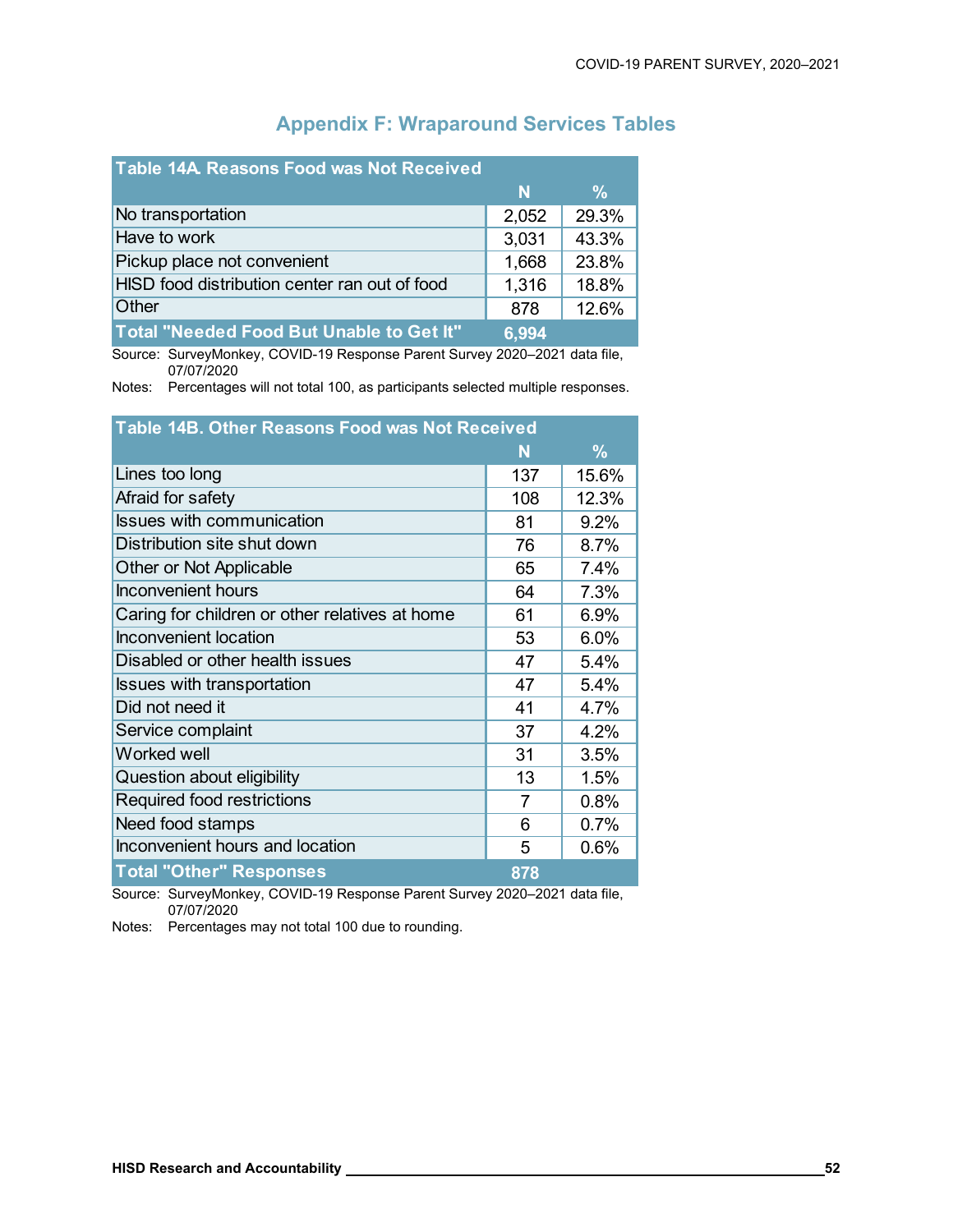## Appendix F: Wraparound Services Tables

| Table 14A. Reasons Food was Not Received | N | % |
|---|---|---|
| No transportation | 2,052 | 29.3% |
| Have to work | 3,031 | 43.3% |
| Pickup place not convenient | 1,668 | 23.8% |
| HISD food distribution center ran out of food | 1,316 | 18.8% |
| Other | 878 | 12.6% |
| **Total "Needed Food But Unable to Get It"** | **6,994** | |

Source: SurveyMonkey, COVID-19 Response Parent Survey 2020–2021 data file, 07/07/2020

Notes: Percentages will not total 100, as participants selected multiple responses.

| Table 14B. Other Reasons Food was Not Received | N | % |
|---|---|---|
| Lines too long | 137 | 15.6% |
| Afraid for safety | 108 | 12.3% |
| Issues with communication | 81 | 9.2% |
| Distribution site shut down | 76 | 8.7% |
| Other or Not Applicable | 65 | 7.4% |
| Inconvenient hours | 64 | 7.3% |
| Caring for children or other relatives at home | 61 | 6.9% |
| Inconvenient location | 53 | 6.0% |
| Disabled or other health issues | 47 | 5.4% |
| Issues with transportation | 47 | 5.4% |
| Did not need it | 41 | 4.7% |
| Service complaint | 37 | 4.2% |
| Worked well | 31 | 3.5% |
| Question about eligibility | 13 | 1.5% |
| Required food restrictions | 7 | 0.8% |
| Need food stamps | 6 | 0.7% |
| Inconvenient hours and location | 5 | 0.6% |
| **Total "Other" Responses** | **878** | |

Source: SurveyMonkey, COVID-19 Response Parent Survey 2020–2021 data file, 07/07/2020

Notes: Percentages may not total 100 due to rounding.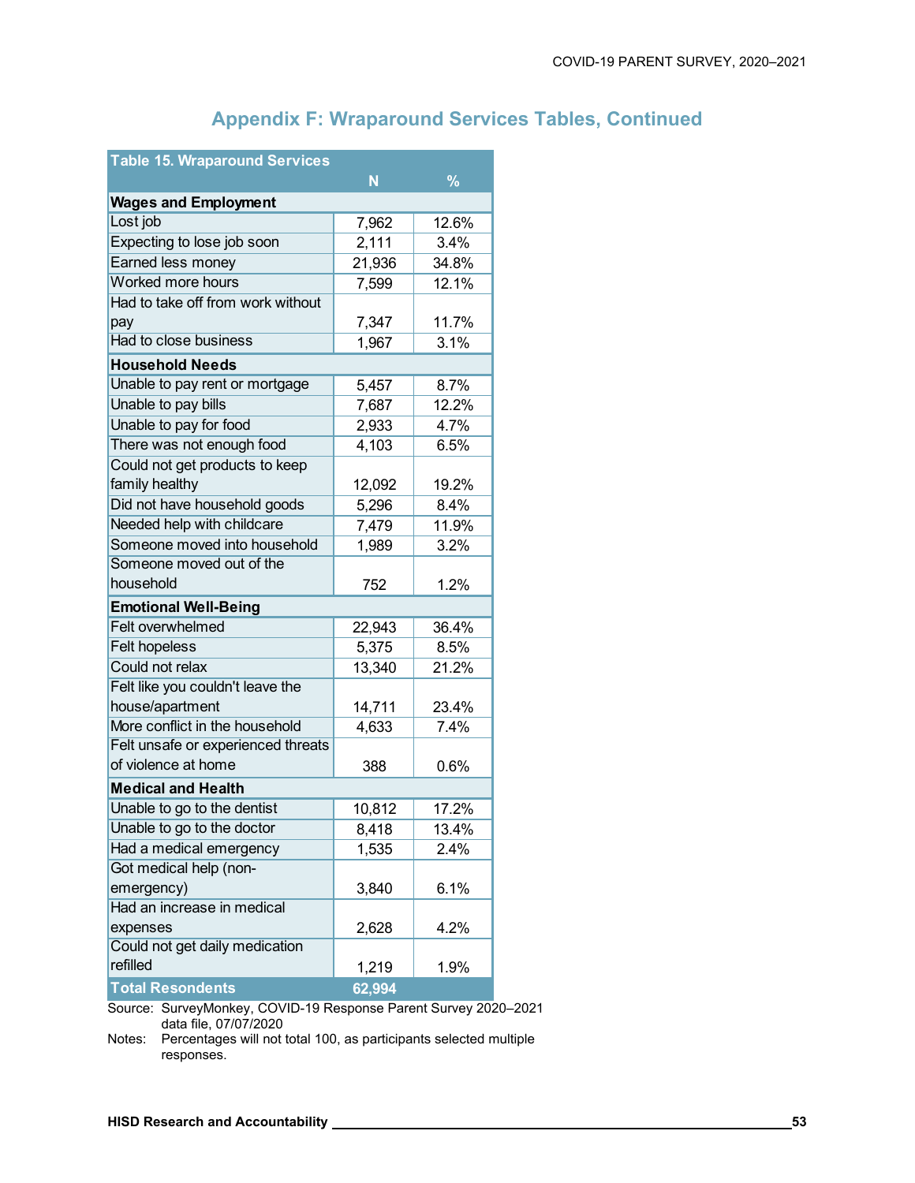## Appendix F: Wraparound Services Tables, Continued

| Table 15. Wraparound Services | N | % |
|---|---|---|
| **Wages and Employment** | | |
| Lost job | 7,962 | 12.6% |
| Expecting to lose job soon | 2,111 | 3.4% |
| Earned less money | 21,936 | 34.8% |
| Worked more hours | 7,599 | 12.1% |
| Had to take off from work without pay | 7,347 | 11.7% |
| Had to close business | 1,967 | 3.1% |
| **Household Needs** | | |
| Unable to pay rent or mortgage | 5,457 | 8.7% |
| Unable to pay bills | 7,687 | 12.2% |
| Unable to pay for food | 2,933 | 4.7% |
| There was not enough food | 4,103 | 6.5% |
| Could not get products to keep family healthy | 12,092 | 19.2% |
| Did not have household goods | 5,296 | 8.4% |
| Needed help with childcare | 7,479 | 11.9% |
| Someone moved into household | 1,989 | 3.2% |
| Someone moved out of the household | 752 | 1.2% |
| **Emotional Well-Being** | | |
| Felt overwhelmed | 22,943 | 36.4% |
| Felt hopeless | 5,375 | 8.5% |
| Could not relax | 13,340 | 21.2% |
| Felt like you couldn't leave the house/apartment | 14,711 | 23.4% |
| More conflict in the household | 4,633 | 7.4% |
| Felt unsafe or experienced threats of violence at home | 388 | 0.6% |
| **Medical and Health** | | |
| Unable to go to the dentist | 10,812 | 17.2% |
| Unable to go to the doctor | 8,418 | 13.4% |
| Had a medical emergency | 1,535 | 2.4% |
| Got medical help (non-emergency) | 3,840 | 6.1% |
| Had an increase in medical expenses | 2,628 | 4.2% |
| Could not get daily medication refilled | 1,219 | 1.9% |
| **Total Resondents** | **62,994** | |

Source: SurveyMonkey, COVID-19 Response Parent Survey 2020–2021 data file, 07/07/2020

Notes: Percentages will not total 100, as participants selected multiple responses.